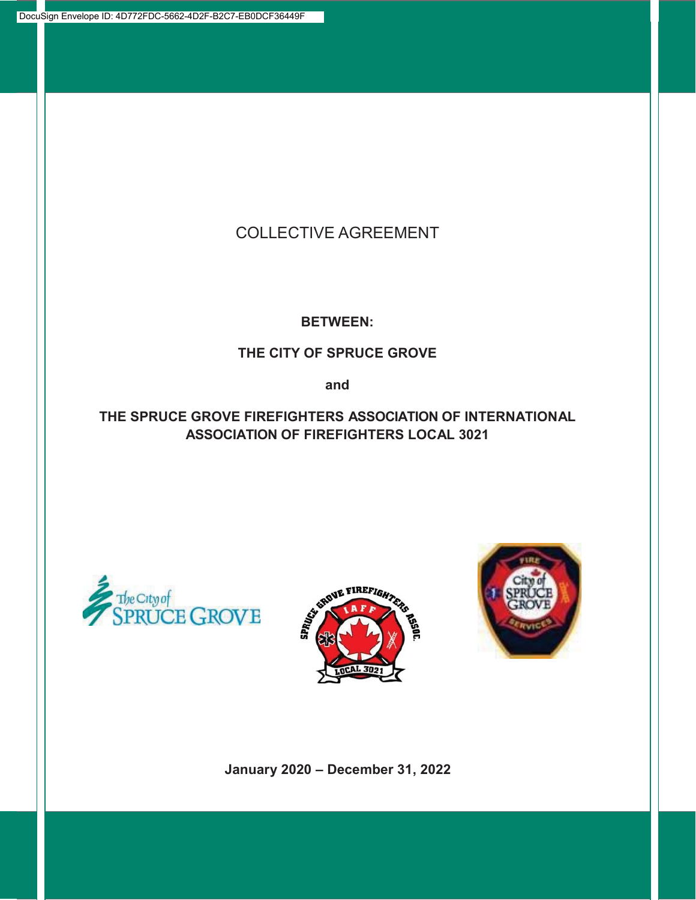DocuSign Envelope ID: 4D772FDC-5662-4D2F-B2C7-EB0DCF36449F

# COLLECTIVE AGREEMENT

**BETWEEN:**

**THE CITY OF SPRUCE GROVE**

**and**

**THE SPRUCE GROVE FIREFIGHTERS ASSOCIATION OF INTERNATIONAL ASSOCIATION OF FIREFIGHTERS LOCAL 3021**

**January 2020 – December 31, 2022**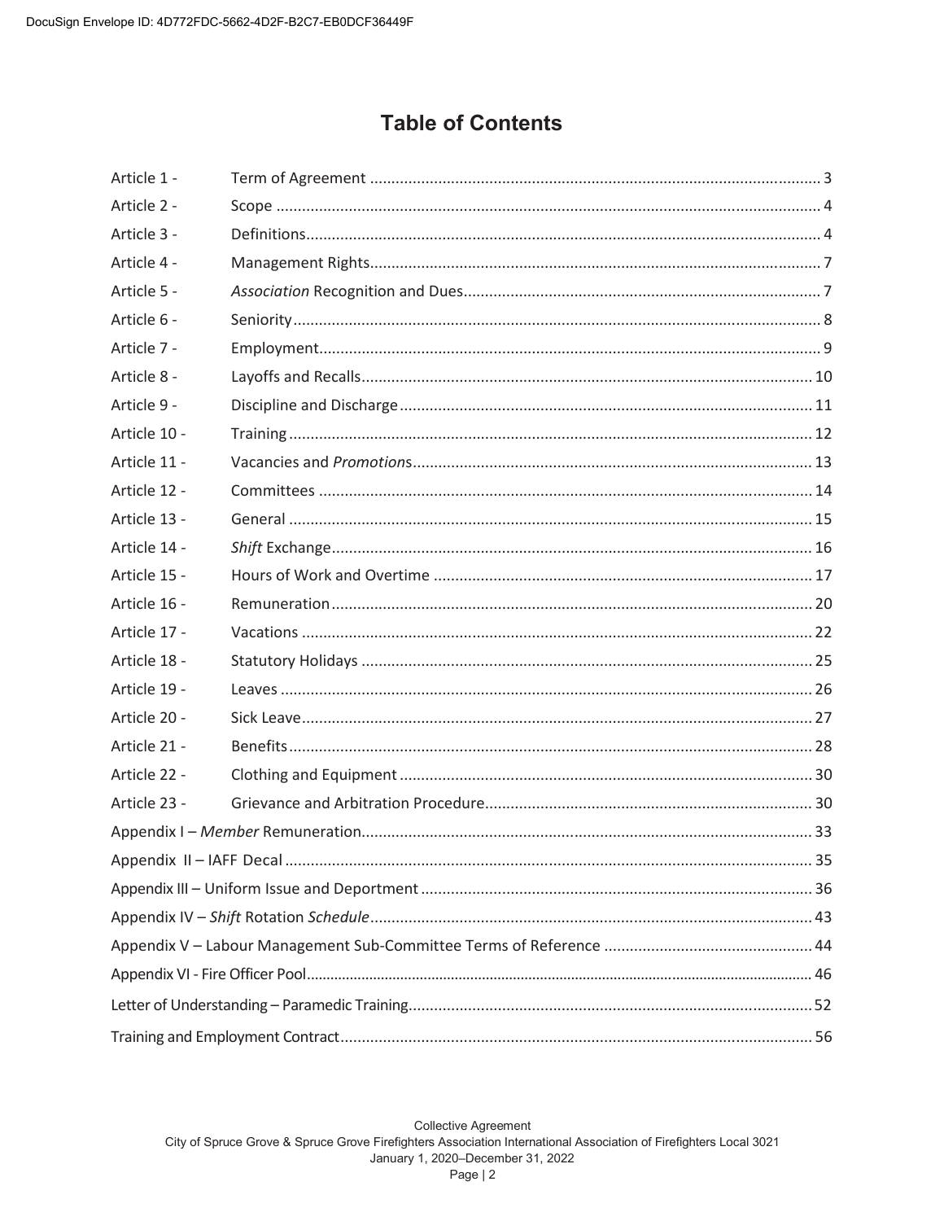# Table of Contents

| | | |
|---|---|---|
| Article 1 - | Term of Agreement | 3 |
| Article 2 - | Scope | 4 |
| Article 3 - | Definitions | 4 |
| Article 4 - | Management Rights | 7 |
| Article 5 - | *Association* Recognition and Dues | 7 |
| Article 6 - | Seniority | 8 |
| Article 7 - | Employment | 9 |
| Article 8 - | Layoffs and Recalls | 10 |
| Article 9 - | Discipline and Discharge | 11 |
| Article 10 - | Training | 12 |
| Article 11 - | Vacancies and *Promotion*s | 13 |
| Article 12 - | Committees | 14 |
| Article 13 - | General | 15 |
| Article 14 - | *Shift* Exchange | 16 |
| Article 15 - | Hours of Work and Overtime | 17 |
| Article 16 - | Remuneration | 20 |
| Article 17 - | Vacations | 22 |
| Article 18 - | Statutory Holidays | 25 |
| Article 19 - | Leaves | 26 |
| Article 20 - | Sick Leave | 27 |
| Article 21 - | Benefits | 28 |
| Article 22 - | Clothing and Equipment | 30 |
| Article 23 - | Grievance and Arbitration Procedure | 30 |
| Appendix I – *Member* Remuneration | | 33 |
| Appendix II – IAFF Decal | | 35 |
| Appendix III – Uniform Issue and Deportment | | 36 |
| Appendix IV – *Shift* Rotation *Schedule* | | 43 |
| Appendix V – Labour Management Sub-Committee Terms of Reference | | 44 |
| Appendix VI - Fire Officer Pool | | 46 |
| Letter of Understanding – Paramedic Training | | 52 |
| Training and Employment Contract | | 56 |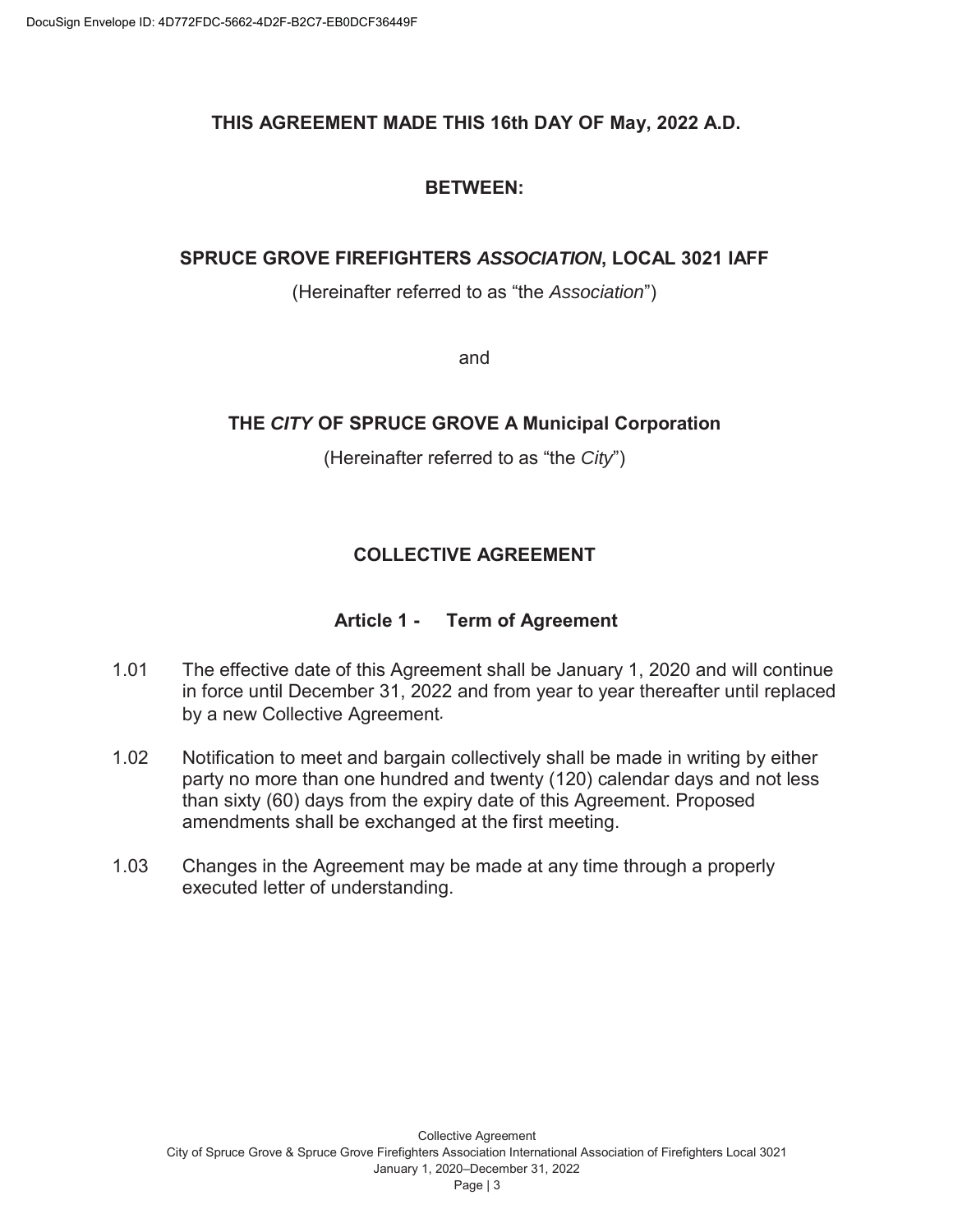**THIS AGREEMENT MADE THIS 16th DAY OF May, 2022 A.D.**

**BETWEEN:**

**SPRUCE GROVE FIREFIGHTERS *ASSOCIATION*, LOCAL 3021 IAFF**

(Hereinafter referred to as "the *Association*")

and

**THE *CITY* OF SPRUCE GROVE A Municipal Corporation**

(Hereinafter referred to as "the *City*")

## COLLECTIVE AGREEMENT

### Article 1 - Term of Agreement

1.01 The effective date of this Agreement shall be January 1, 2020 and will continue in force until December 31, 2022 and from year to year thereafter until replaced by a new Collective Agreement.

1.02 Notification to meet and bargain collectively shall be made in writing by either party no more than one hundred and twenty (120) calendar days and not less than sixty (60) days from the expiry date of this Agreement. Proposed amendments shall be exchanged at the first meeting.

1.03 Changes in the Agreement may be made at any time through a properly executed letter of understanding.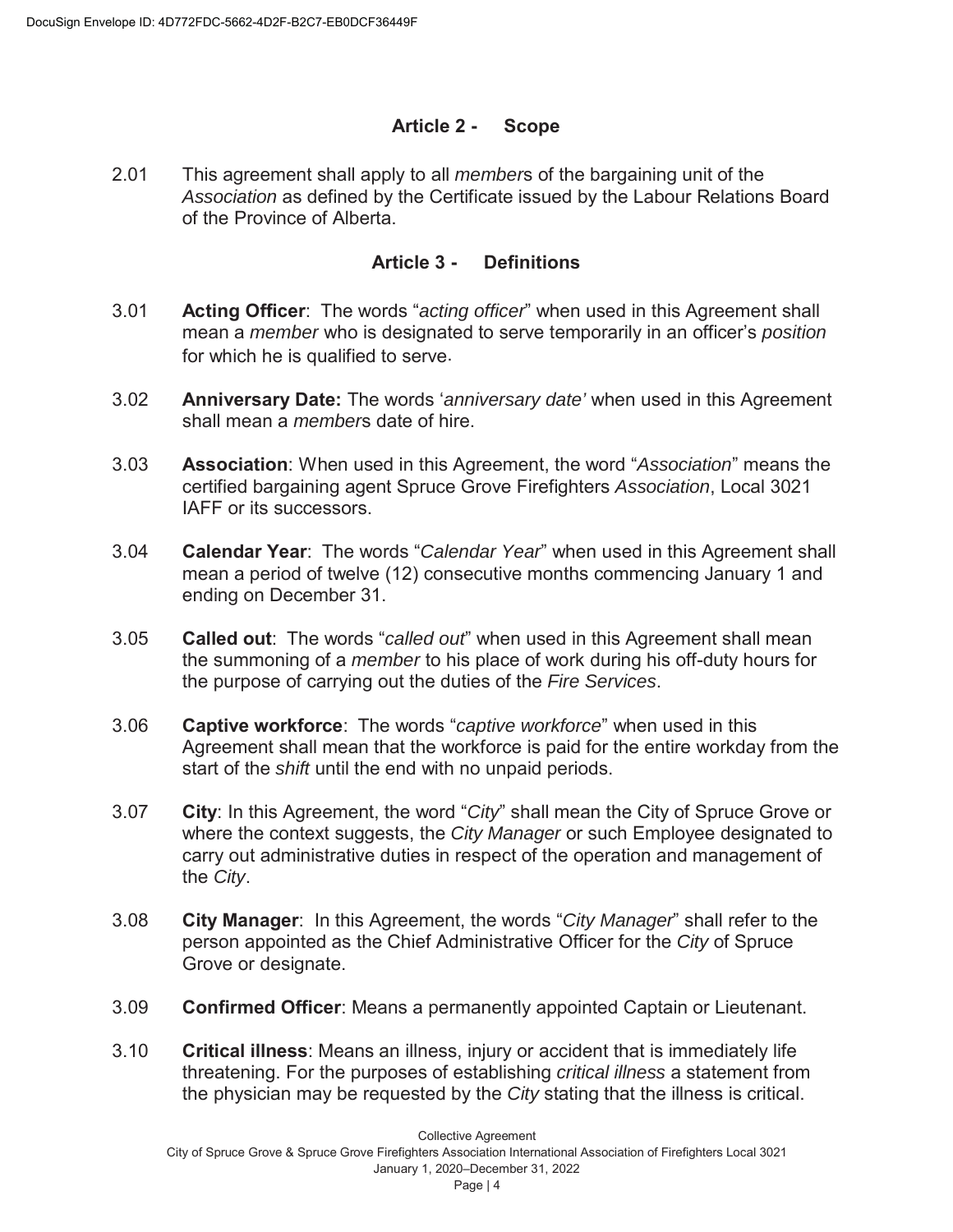## Article 2 - Scope

2.01 This agreement shall apply to all *member*s of the bargaining unit of the *Association* as defined by the Certificate issued by the Labour Relations Board of the Province of Alberta.

## Article 3 - Definitions

3.01 **Acting Officer**: The words "*acting officer*" when used in this Agreement shall mean a *member* who is designated to serve temporarily in an officer's *position* for which he is qualified to serve.

3.02 **Anniversary Date:** The words '*anniversary date'* when used in this Agreement shall mean a *member*s date of hire.

3.03 **Association**: When used in this Agreement, the word "*Association*" means the certified bargaining agent Spruce Grove Firefighters *Association*, Local 3021 IAFF or its successors.

3.04 **Calendar Year**: The words "*Calendar Year*" when used in this Agreement shall mean a period of twelve (12) consecutive months commencing January 1 and ending on December 31.

3.05 **Called out**: The words "*called out*" when used in this Agreement shall mean the summoning of a *member* to his place of work during his off-duty hours for the purpose of carrying out the duties of the *Fire Services*.

3.06 **Captive workforce**: The words "*captive workforce*" when used in this Agreement shall mean that the workforce is paid for the entire workday from the start of the *shift* until the end with no unpaid periods.

3.07 **City**: In this Agreement, the word "*City*" shall mean the City of Spruce Grove or where the context suggests, the *City Manager* or such Employee designated to carry out administrative duties in respect of the operation and management of the *City*.

3.08 **City Manager**: In this Agreement, the words "*City Manager*" shall refer to the person appointed as the Chief Administrative Officer for the *City* of Spruce Grove or designate.

3.09 **Confirmed Officer**: Means a permanently appointed Captain or Lieutenant.

3.10 **Critical illness**: Means an illness, injury or accident that is immediately life threatening. For the purposes of establishing *critical illness* a statement from the physician may be requested by the *City* stating that the illness is critical.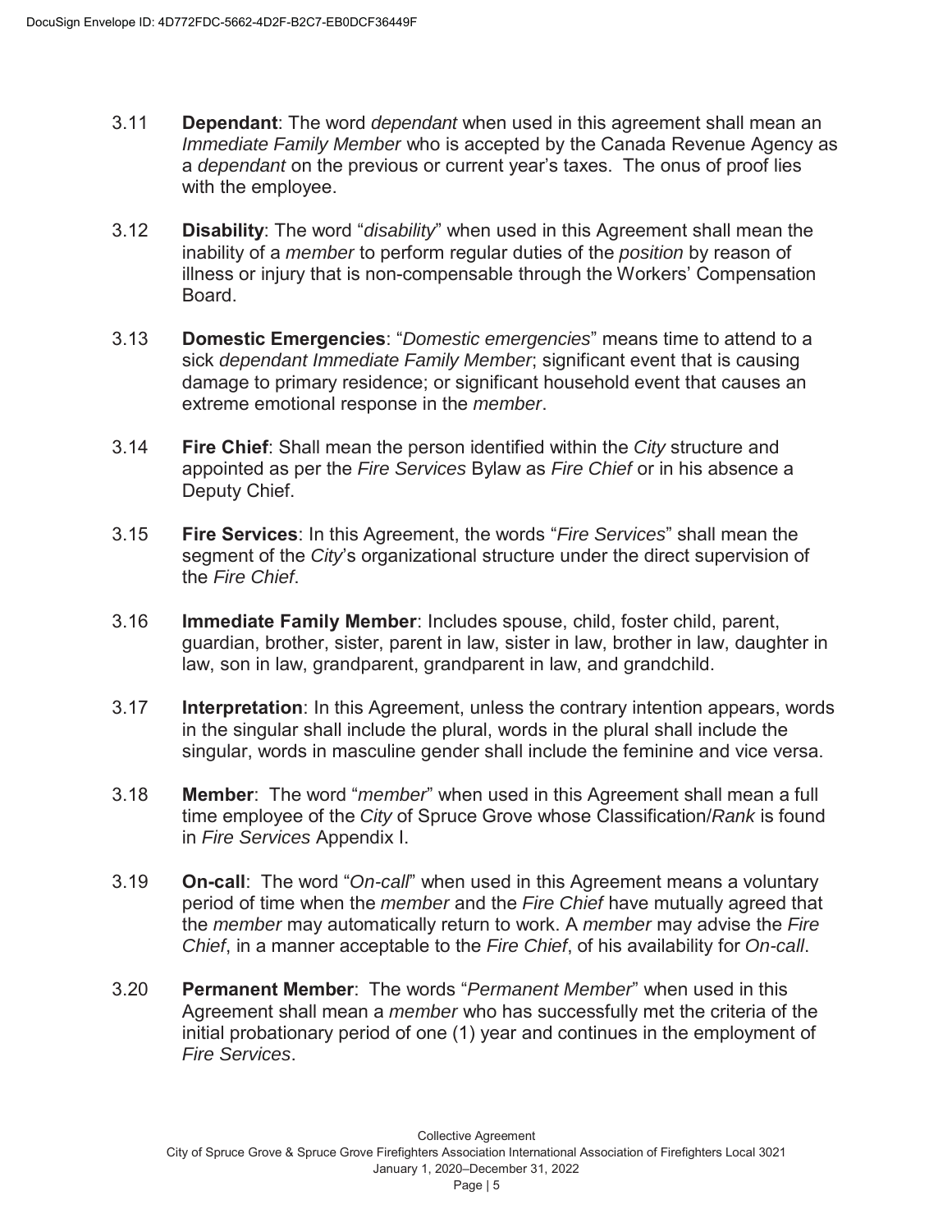3.11 **Dependant**: The word *dependant* when used in this agreement shall mean an *Immediate Family Member* who is accepted by the Canada Revenue Agency as a *dependant* on the previous or current year's taxes. The onus of proof lies with the employee.

3.12 **Disability**: The word "*disability*" when used in this Agreement shall mean the inability of a *member* to perform regular duties of the *position* by reason of illness or injury that is non-compensable through the Workers' Compensation Board.

3.13 **Domestic Emergencies**: "*Domestic emergencies*" means time to attend to a sick *dependant Immediate Family Member*; significant event that is causing damage to primary residence; or significant household event that causes an extreme emotional response in the *member*.

3.14 **Fire Chief**: Shall mean the person identified within the *City* structure and appointed as per the *Fire Services* Bylaw as *Fire Chief* or in his absence a Deputy Chief.

3.15 **Fire Services**: In this Agreement, the words "*Fire Services*" shall mean the segment of the *City*'s organizational structure under the direct supervision of the *Fire Chief*.

3.16 **Immediate Family Member**: Includes spouse, child, foster child, parent, guardian, brother, sister, parent in law, sister in law, brother in law, daughter in law, son in law, grandparent, grandparent in law, and grandchild.

3.17 **Interpretation**: In this Agreement, unless the contrary intention appears, words in the singular shall include the plural, words in the plural shall include the singular, words in masculine gender shall include the feminine and vice versa.

3.18 **Member**: The word "*member*" when used in this Agreement shall mean a full time employee of the *City* of Spruce Grove whose Classification/*Rank* is found in *Fire Services* Appendix I.

3.19 **On-call**: The word "*On-call*" when used in this Agreement means a voluntary period of time when the *member* and the *Fire Chief* have mutually agreed that the *member* may automatically return to work. A *member* may advise the *Fire Chief*, in a manner acceptable to the *Fire Chief*, of his availability for *On-call*.

3.20 **Permanent Member**: The words "*Permanent Member*" when used in this Agreement shall mean a *member* who has successfully met the criteria of the initial probationary period of one (1) year and continues in the employment of *Fire Services*.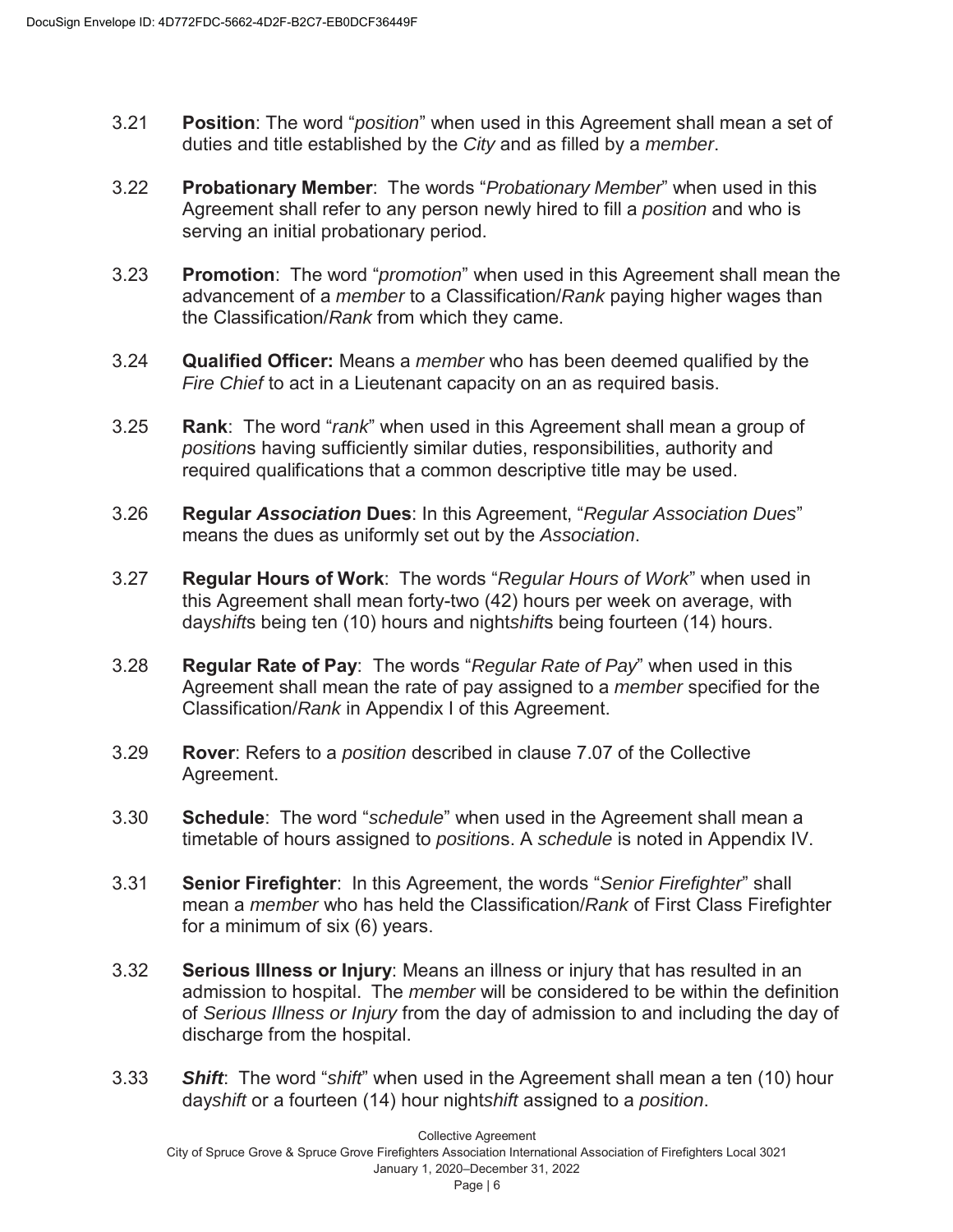3.21 **Position**: The word "*position*" when used in this Agreement shall mean a set of duties and title established by the *City* and as filled by a *member*.

3.22 **Probationary Member**: The words "*Probationary Member*" when used in this Agreement shall refer to any person newly hired to fill a *position* and who is serving an initial probationary period.

3.23 **Promotion**: The word "*promotion*" when used in this Agreement shall mean the advancement of a *member* to a Classification/*Rank* paying higher wages than the Classification/*Rank* from which they came.

3.24 **Qualified Officer:** Means a *member* who has been deemed qualified by the *Fire Chief* to act in a Lieutenant capacity on an as required basis.

3.25 **Rank**: The word "*rank*" when used in this Agreement shall mean a group of *position*s having sufficiently similar duties, responsibilities, authority and required qualifications that a common descriptive title may be used.

3.26 **Regular *Association* Dues**: In this Agreement, "*Regular Association Dues*" means the dues as uniformly set out by the *Association*.

3.27 **Regular Hours of Work**: The words "*Regular Hours of Work*" when used in this Agreement shall mean forty-two (42) hours per week on average, with day*shift*s being ten (10) hours and night*shift*s being fourteen (14) hours.

3.28 **Regular Rate of Pay**: The words "*Regular Rate of Pay*" when used in this Agreement shall mean the rate of pay assigned to a *member* specified for the Classification/*Rank* in Appendix I of this Agreement.

3.29 **Rover**: Refers to a *position* described in clause 7.07 of the Collective Agreement.

3.30 **Schedule**: The word "*schedule*" when used in the Agreement shall mean a timetable of hours assigned to *position*s. A *schedule* is noted in Appendix IV.

3.31 **Senior Firefighter**: In this Agreement, the words "*Senior Firefighter*" shall mean a *member* who has held the Classification/*Rank* of First Class Firefighter for a minimum of six (6) years.

3.32 **Serious Illness or Injury**: Means an illness or injury that has resulted in an admission to hospital. The *member* will be considered to be within the definition of *Serious Illness or Injury* from the day of admission to and including the day of discharge from the hospital.

3.33 ***Shift***: The word "*shift*" when used in the Agreement shall mean a ten (10) hour day*shift* or a fourteen (14) hour night*shift* assigned to a *position*.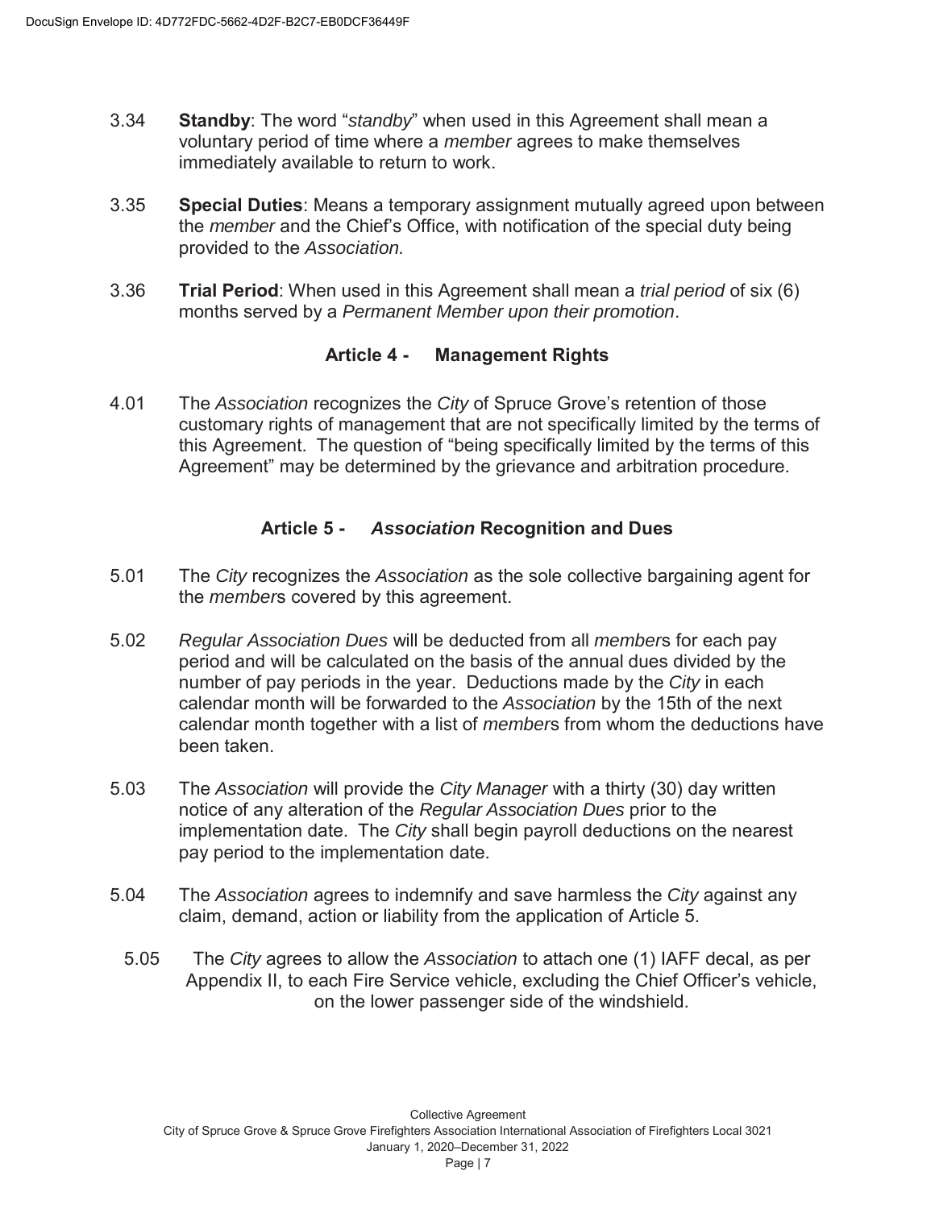3.34 **Standby**: The word "*standby*" when used in this Agreement shall mean a voluntary period of time where a *member* agrees to make themselves immediately available to return to work.

3.35 **Special Duties**: Means a temporary assignment mutually agreed upon between the *member* and the Chief's Office, with notification of the special duty being provided to the *Association.*

3.36 **Trial Period**: When used in this Agreement shall mean a *trial period* of six (6) months served by a *Permanent Member upon their promotion*.

## Article 4 - Management Rights

4.01 The *Association* recognizes the *City* of Spruce Grove's retention of those customary rights of management that are not specifically limited by the terms of this Agreement. The question of "being specifically limited by the terms of this Agreement" may be determined by the grievance and arbitration procedure.

## Article 5 - *Association* Recognition and Dues

5.01 The *City* recognizes the *Association* as the sole collective bargaining agent for the *member*s covered by this agreement.

5.02 *Regular Association Dues* will be deducted from all *member*s for each pay period and will be calculated on the basis of the annual dues divided by the number of pay periods in the year. Deductions made by the *City* in each calendar month will be forwarded to the *Association* by the 15th of the next calendar month together with a list of *member*s from whom the deductions have been taken.

5.03 The *Association* will provide the *City Manager* with a thirty (30) day written notice of any alteration of the *Regular Association Dues* prior to the implementation date. The *City* shall begin payroll deductions on the nearest pay period to the implementation date.

5.04 The *Association* agrees to indemnify and save harmless the *City* against any claim, demand, action or liability from the application of Article 5.

5.05 The *City* agrees to allow the *Association* to attach one (1) IAFF decal, as per Appendix II, to each Fire Service vehicle, excluding the Chief Officer's vehicle, on the lower passenger side of the windshield.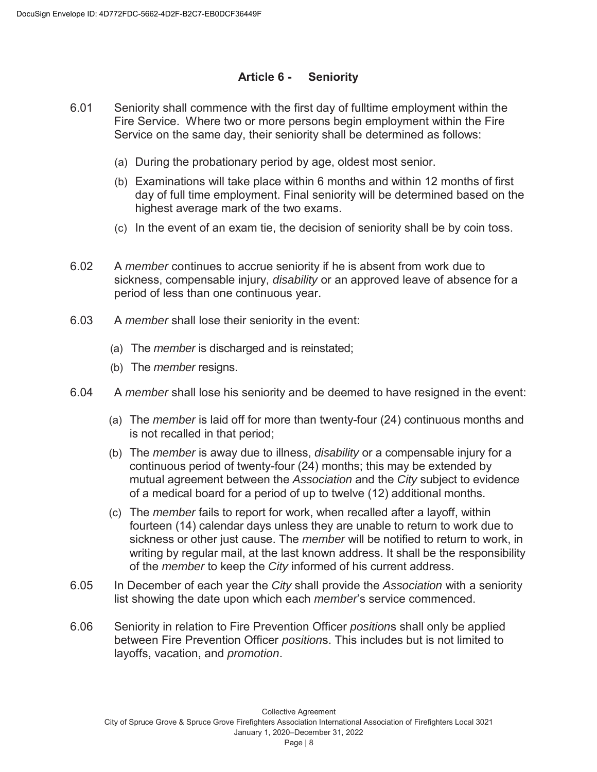## Article 6 - Seniority

6.01 Seniority shall commence with the first day of fulltime employment within the Fire Service. Where two or more persons begin employment within the Fire Service on the same day, their seniority shall be determined as follows:

(a) During the probationary period by age, oldest most senior.

(b) Examinations will take place within 6 months and within 12 months of first day of full time employment. Final seniority will be determined based on the highest average mark of the two exams.

(c) In the event of an exam tie, the decision of seniority shall be by coin toss.

6.02 A *member* continues to accrue seniority if he is absent from work due to sickness, compensable injury, *disability* or an approved leave of absence for a period of less than one continuous year.

6.03 A *member* shall lose their seniority in the event:

(a) The *member* is discharged and is reinstated;

(b) The *member* resigns.

6.04 A *member* shall lose his seniority and be deemed to have resigned in the event:

(a) The *member* is laid off for more than twenty-four (24) continuous months and is not recalled in that period;

(b) The *member* is away due to illness, *disability* or a compensable injury for a continuous period of twenty-four (24) months; this may be extended by mutual agreement between the *Association* and the *City* subject to evidence of a medical board for a period of up to twelve (12) additional months.

(c) The *member* fails to report for work, when recalled after a layoff, within fourteen (14) calendar days unless they are unable to return to work due to sickness or other just cause. The *member* will be notified to return to work, in writing by regular mail, at the last known address. It shall be the responsibility of the *member* to keep the *City* informed of his current address.

6.05 In December of each year the *City* shall provide the *Association* with a seniority list showing the date upon which each *member*'s service commenced.

6.06 Seniority in relation to Fire Prevention Officer *position*s shall only be applied between Fire Prevention Officer *position*s. This includes but is not limited to layoffs, vacation, and *promotion*.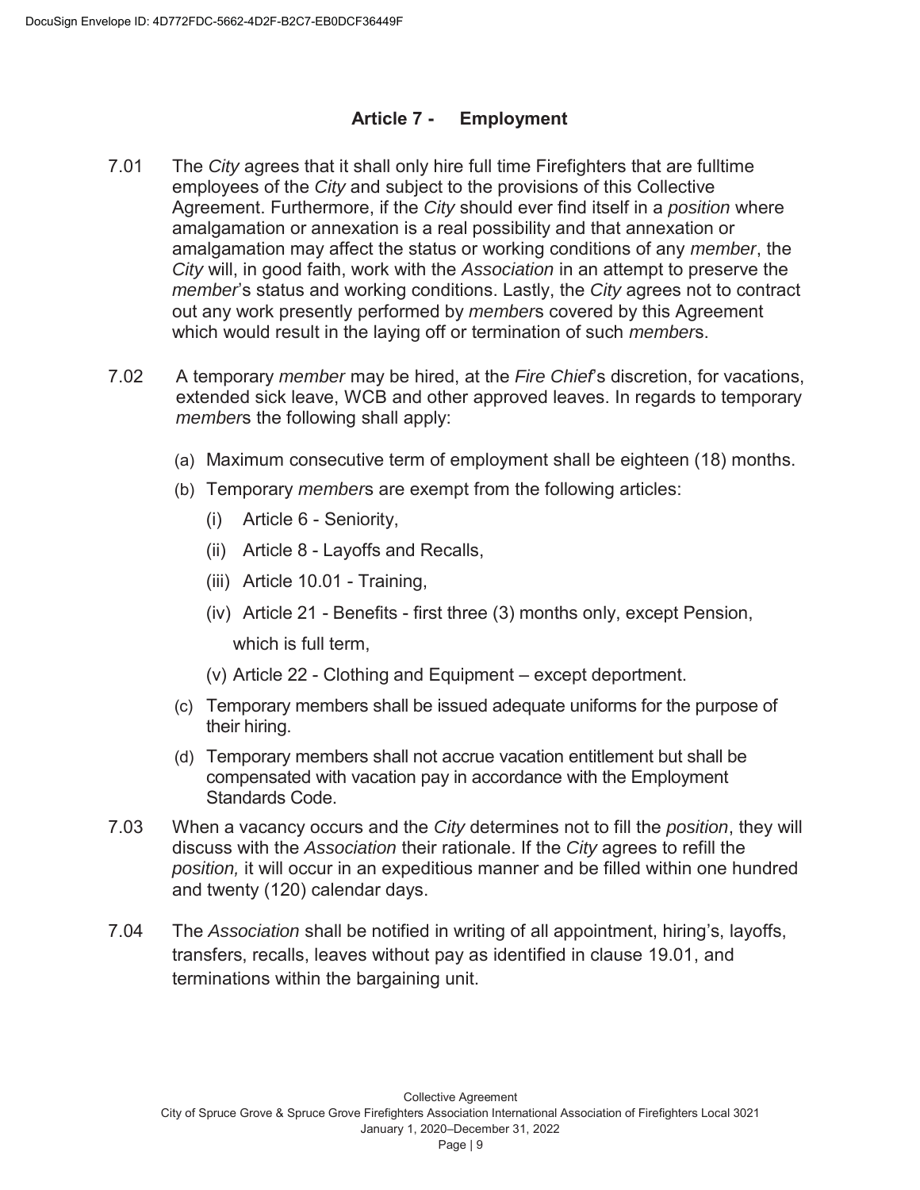## Article 7 - Employment

7.01 The *City* agrees that it shall only hire full time Firefighters that are fulltime employees of the *City* and subject to the provisions of this Collective Agreement. Furthermore, if the *City* should ever find itself in a *position* where amalgamation or annexation is a real possibility and that annexation or amalgamation may affect the status or working conditions of any *member*, the *City* will, in good faith, work with the *Association* in an attempt to preserve the *member*'s status and working conditions. Lastly, the *City* agrees not to contract out any work presently performed by *member*s covered by this Agreement which would result in the laying off or termination of such *member*s.

7.02 A temporary *member* may be hired, at the *Fire Chief*'s discretion, for vacations, extended sick leave, WCB and other approved leaves. In regards to temporary *member*s the following shall apply:

(a) Maximum consecutive term of employment shall be eighteen (18) months.

(b) Temporary *member*s are exempt from the following articles:

(i) Article 6 - Seniority,

(ii) Article 8 - Layoffs and Recalls,

(iii) Article 10.01 - Training,

(iv) Article 21 - Benefits - first three (3) months only, except Pension, which is full term,

(v) Article 22 - Clothing and Equipment – except deportment.

(c) Temporary members shall be issued adequate uniforms for the purpose of their hiring.

(d) Temporary members shall not accrue vacation entitlement but shall be compensated with vacation pay in accordance with the Employment Standards Code.

7.03 When a vacancy occurs and the *City* determines not to fill the *position*, they will discuss with the *Association* their rationale. If the *City* agrees to refill the *position,* it will occur in an expeditious manner and be filled within one hundred and twenty (120) calendar days.

7.04 The *Association* shall be notified in writing of all appointment, hiring's, layoffs, transfers, recalls, leaves without pay as identified in clause 19.01, and terminations within the bargaining unit.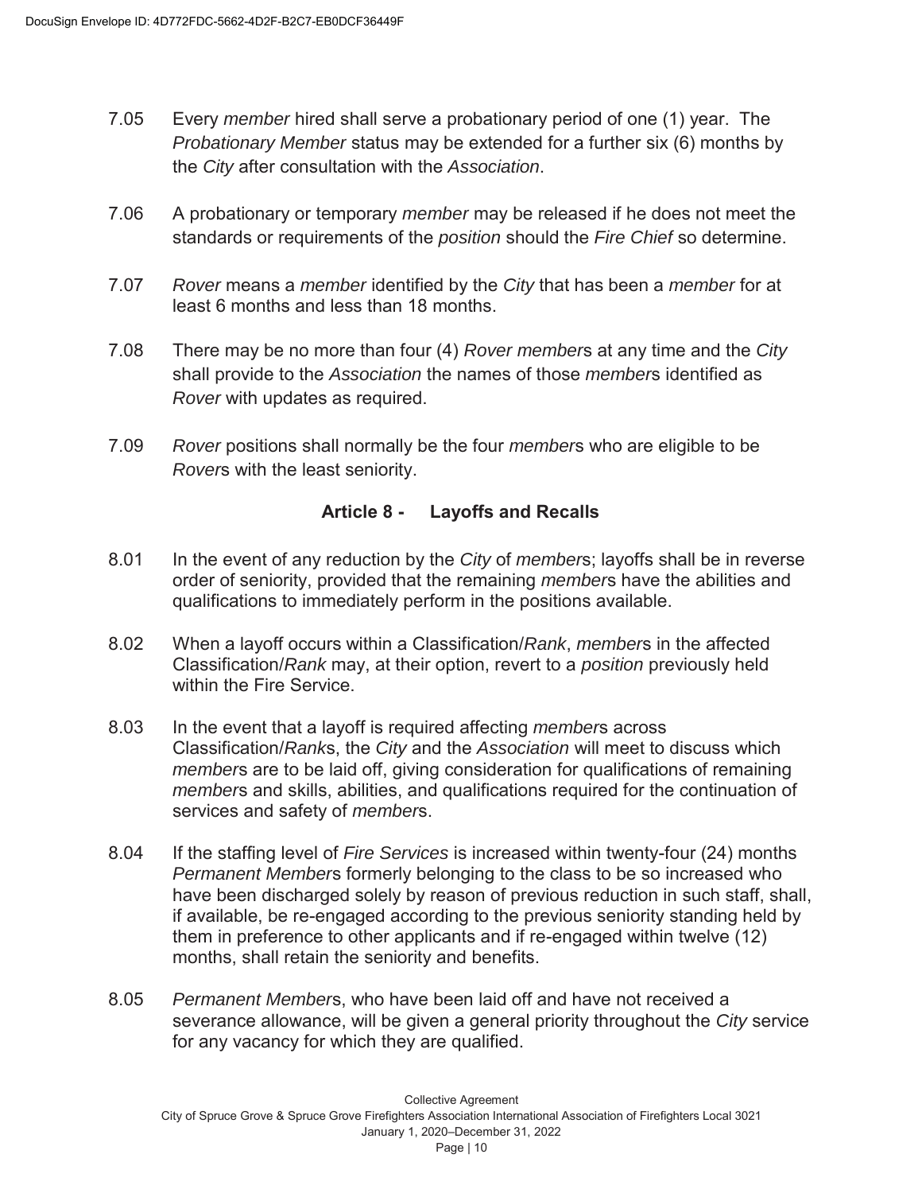7.05 Every *member* hired shall serve a probationary period of one (1) year. The *Probationary Member* status may be extended for a further six (6) months by the *City* after consultation with the *Association*.

7.06 A probationary or temporary *member* may be released if he does not meet the standards or requirements of the *position* should the *Fire Chief* so determine.

7.07 *Rover* means a *member* identified by the *City* that has been a *member* for at least 6 months and less than 18 months.

7.08 There may be no more than four (4) *Rover member*s at any time and the *City* shall provide to the *Association* the names of those *member*s identified as *Rover* with updates as required.

7.09 *Rover* positions shall normally be the four *member*s who are eligible to be *Rover*s with the least seniority.

## Article 8 - Layoffs and Recalls

8.01 In the event of any reduction by the *City* of *member*s; layoffs shall be in reverse order of seniority, provided that the remaining *member*s have the abilities and qualifications to immediately perform in the positions available.

8.02 When a layoff occurs within a Classification/*Rank*, *member*s in the affected Classification/*Rank* may, at their option, revert to a *position* previously held within the Fire Service.

8.03 In the event that a layoff is required affecting *member*s across Classification/*Rank*s, the *City* and the *Association* will meet to discuss which *member*s are to be laid off, giving consideration for qualifications of remaining *member*s and skills, abilities, and qualifications required for the continuation of services and safety of *member*s.

8.04 If the staffing level of *Fire Services* is increased within twenty-four (24) months *Permanent Member*s formerly belonging to the class to be so increased who have been discharged solely by reason of previous reduction in such staff, shall, if available, be re-engaged according to the previous seniority standing held by them in preference to other applicants and if re-engaged within twelve (12) months, shall retain the seniority and benefits.

8.05 *Permanent Member*s, who have been laid off and have not received a severance allowance, will be given a general priority throughout the *City* service for any vacancy for which they are qualified.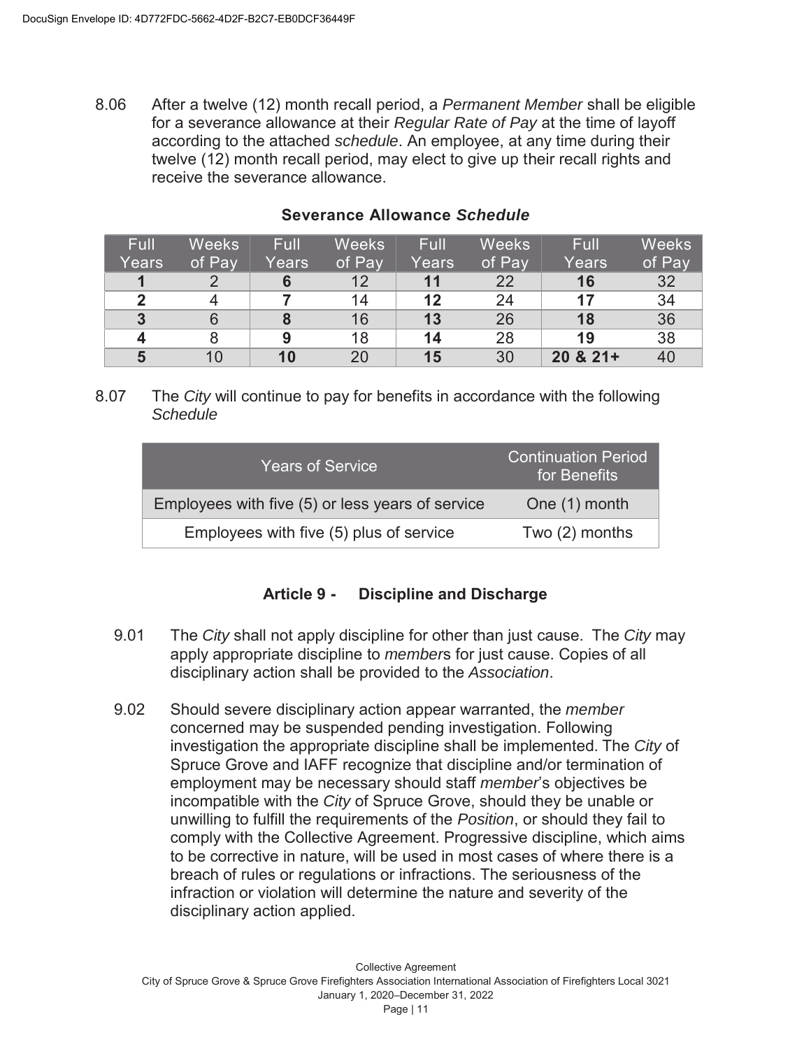8.06 After a twelve (12) month recall period, a *Permanent Member* shall be eligible for a severance allowance at their *Regular Rate of Pay* at the time of layoff according to the attached *schedule*. An employee, at any time during their twelve (12) month recall period, may elect to give up their recall rights and receive the severance allowance.

**Severance Allowance *Schedule***

| Full Years | Weeks of Pay | Full Years | Weeks of Pay | Full Years | Weeks of Pay | Full Years | Weeks of Pay |
|---|---|---|---|---|---|---|---|
| **1** | 2 | **6** | 12 | **11** | 22 | **16** | 32 |
| **2** | 4 | **7** | 14 | **12** | 24 | **17** | 34 |
| **3** | 6 | **8** | 16 | **13** | 26 | **18** | 36 |
| **4** | 8 | **9** | 18 | **14** | 28 | **19** | 38 |
| **5** | 10 | **10** | 20 | **15** | 30 | **20 & 21+** | 40 |

8.07 The *City* will continue to pay for benefits in accordance with the following *Schedule*

| Years of Service | Continuation Period for Benefits |
|---|---|
| Employees with five (5) or less years of service | One (1) month |
| Employees with five (5) plus of service | Two (2) months |

## Article 9 - Discipline and Discharge

9.01 The *City* shall not apply discipline for other than just cause. The *City* may apply appropriate discipline to *member*s for just cause. Copies of all disciplinary action shall be provided to the *Association*.

9.02 Should severe disciplinary action appear warranted, the *member* concerned may be suspended pending investigation. Following investigation the appropriate discipline shall be implemented. The *City* of Spruce Grove and IAFF recognize that discipline and/or termination of employment may be necessary should staff *member*'s objectives be incompatible with the *City* of Spruce Grove, should they be unable or unwilling to fulfill the requirements of the *Position*, or should they fail to comply with the Collective Agreement. Progressive discipline, which aims to be corrective in nature, will be used in most cases of where there is a breach of rules or regulations or infractions. The seriousness of the infraction or violation will determine the nature and severity of the disciplinary action applied.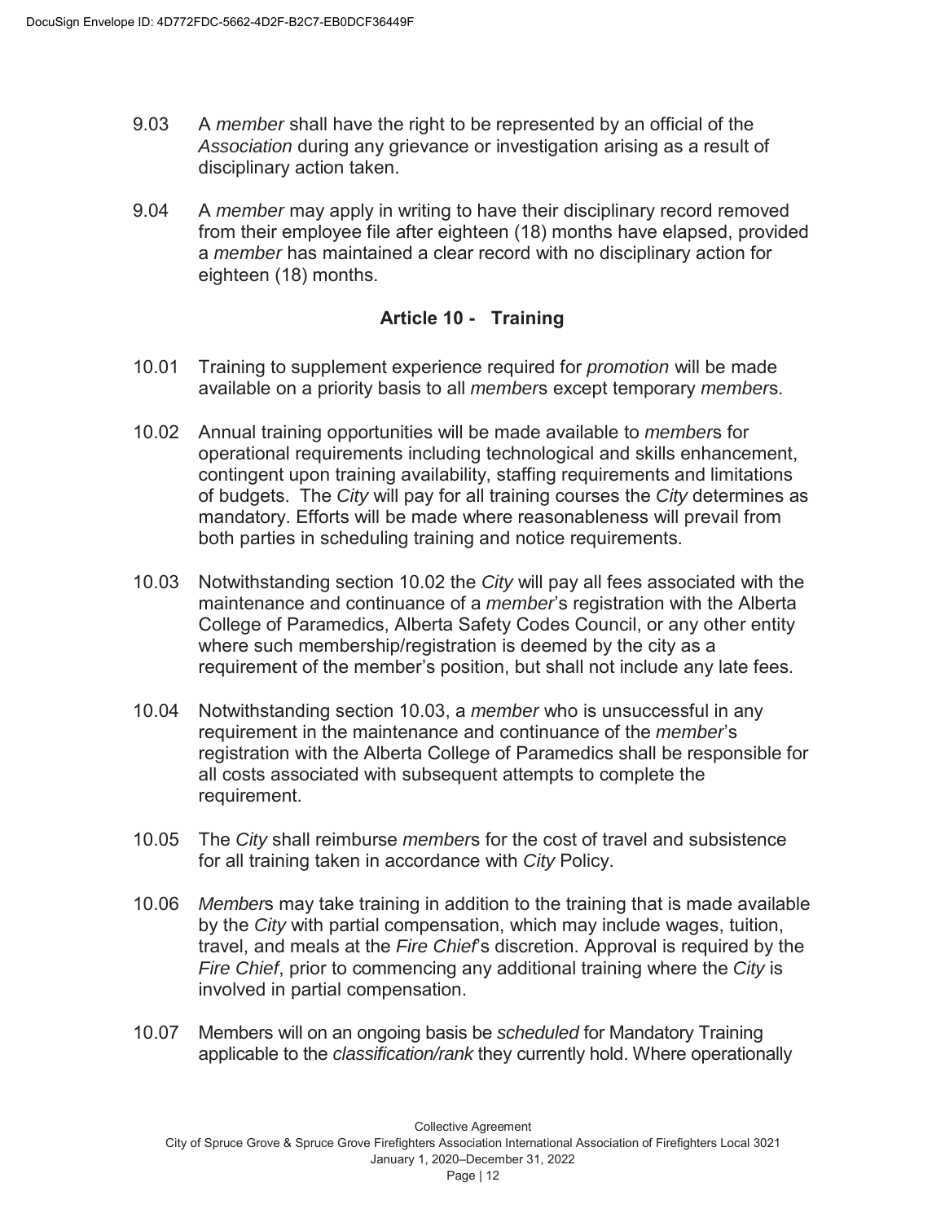9.03 A *member* shall have the right to be represented by an official of the *Association* during any grievance or investigation arising as a result of disciplinary action taken.

9.04 A *member* may apply in writing to have their disciplinary record removed from their employee file after eighteen (18) months have elapsed, provided a *member* has maintained a clear record with no disciplinary action for eighteen (18) months.

## Article 10 - Training

10.01 Training to supplement experience required for *promotion* will be made available on a priority basis to all *member*s except temporary *member*s.

10.02 Annual training opportunities will be made available to *member*s for operational requirements including technological and skills enhancement, contingent upon training availability, staffing requirements and limitations of budgets. The *City* will pay for all training courses the *City* determines as mandatory. Efforts will be made where reasonableness will prevail from both parties in scheduling training and notice requirements.

10.03 Notwithstanding section 10.02 the *City* will pay all fees associated with the maintenance and continuance of a *member*'s registration with the Alberta College of Paramedics, Alberta Safety Codes Council, or any other entity where such membership/registration is deemed by the city as a requirement of the member's position, but shall not include any late fees.

10.04 Notwithstanding section 10.03, a *member* who is unsuccessful in any requirement in the maintenance and continuance of the *member*'s registration with the Alberta College of Paramedics shall be responsible for all costs associated with subsequent attempts to complete the requirement.

10.05 The *City* shall reimburse *member*s for the cost of travel and subsistence for all training taken in accordance with *City* Policy.

10.06 *Member*s may take training in addition to the training that is made available by the *City* with partial compensation, which may include wages, tuition, travel, and meals at the *Fire Chief*'s discretion. Approval is required by the *Fire Chief*, prior to commencing any additional training where the *City* is involved in partial compensation.

10.07 Members will on an ongoing basis be *scheduled* for Mandatory Training applicable to the *classification/rank* they currently hold. Where operationally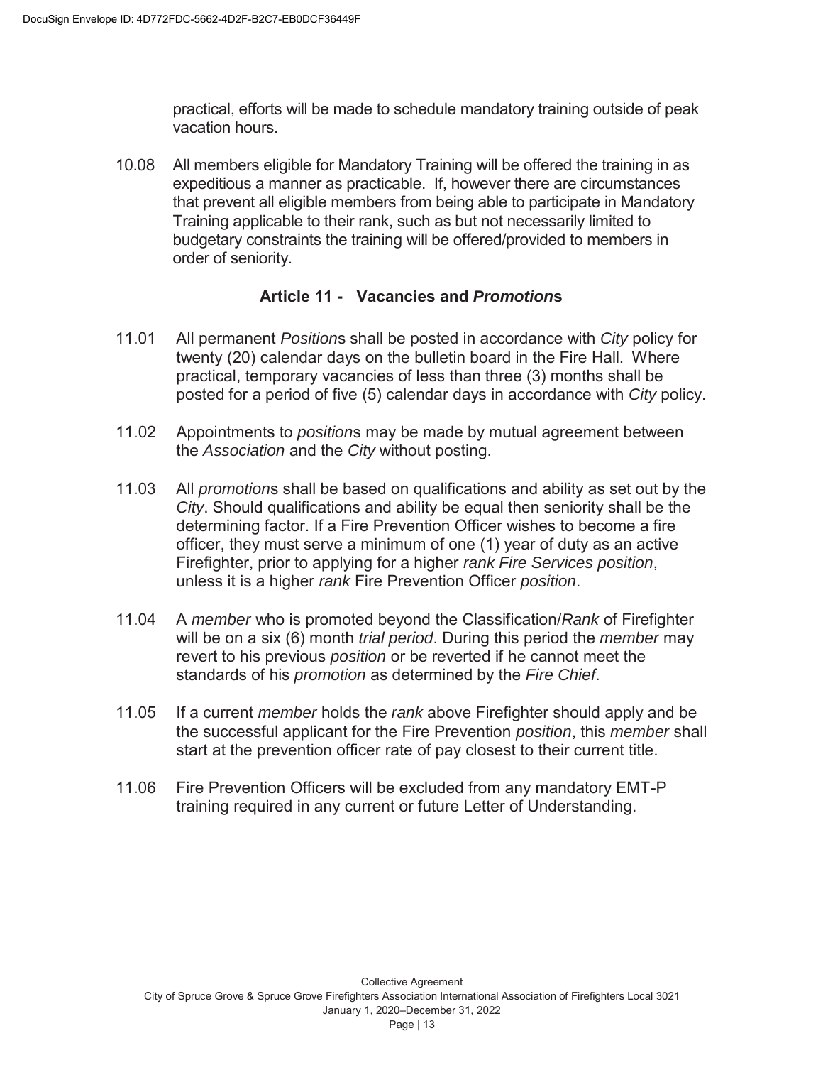practical, efforts will be made to schedule mandatory training outside of peak vacation hours.

10.08 All members eligible for Mandatory Training will be offered the training in as expeditious a manner as practicable. If, however there are circumstances that prevent all eligible members from being able to participate in Mandatory Training applicable to their rank, such as but not necessarily limited to budgetary constraints the training will be offered/provided to members in order of seniority.

## Article 11 - Vacancies and *Promotion*s

11.01 All permanent *Position*s shall be posted in accordance with *City* policy for twenty (20) calendar days on the bulletin board in the Fire Hall. Where practical, temporary vacancies of less than three (3) months shall be posted for a period of five (5) calendar days in accordance with *City* policy.

11.02 Appointments to *position*s may be made by mutual agreement between the *Association* and the *City* without posting.

11.03 All *promotion*s shall be based on qualifications and ability as set out by the *City*. Should qualifications and ability be equal then seniority shall be the determining factor. If a Fire Prevention Officer wishes to become a fire officer, they must serve a minimum of one (1) year of duty as an active Firefighter, prior to applying for a higher *rank Fire Services position*, unless it is a higher *rank* Fire Prevention Officer *position*.

11.04 A *member* who is promoted beyond the Classification/*Rank* of Firefighter will be on a six (6) month *trial period*. During this period the *member* may revert to his previous *position* or be reverted if he cannot meet the standards of his *promotion* as determined by the *Fire Chief*.

11.05 If a current *member* holds the *rank* above Firefighter should apply and be the successful applicant for the Fire Prevention *position*, this *member* shall start at the prevention officer rate of pay closest to their current title.

11.06 Fire Prevention Officers will be excluded from any mandatory EMT-P training required in any current or future Letter of Understanding.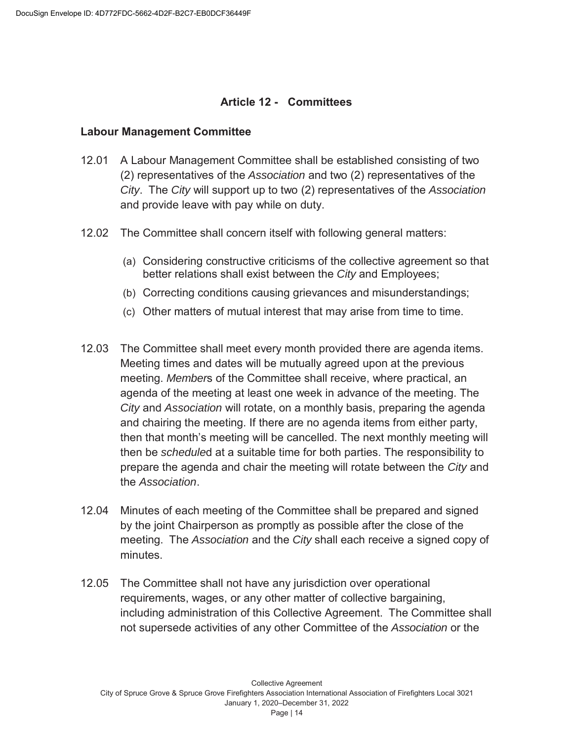## Article 12 - Committees

### Labour Management Committee

12.01 A Labour Management Committee shall be established consisting of two (2) representatives of the *Association* and two (2) representatives of the *City*. The *City* will support up to two (2) representatives of the *Association* and provide leave with pay while on duty.

12.02 The Committee shall concern itself with following general matters:

(a) Considering constructive criticisms of the collective agreement so that better relations shall exist between the *City* and Employees;

(b) Correcting conditions causing grievances and misunderstandings;

(c) Other matters of mutual interest that may arise from time to time.

12.03 The Committee shall meet every month provided there are agenda items. Meeting times and dates will be mutually agreed upon at the previous meeting. *Member*s of the Committee shall receive, where practical, an agenda of the meeting at least one week in advance of the meeting. The *City* and *Association* will rotate, on a monthly basis, preparing the agenda and chairing the meeting. If there are no agenda items from either party, then that month's meeting will be cancelled. The next monthly meeting will then be *schedule*d at a suitable time for both parties. The responsibility to prepare the agenda and chair the meeting will rotate between the *City* and the *Association*.

12.04 Minutes of each meeting of the Committee shall be prepared and signed by the joint Chairperson as promptly as possible after the close of the meeting. The *Association* and the *City* shall each receive a signed copy of minutes.

12.05 The Committee shall not have any jurisdiction over operational requirements, wages, or any other matter of collective bargaining, including administration of this Collective Agreement. The Committee shall not supersede activities of any other Committee of the *Association* or the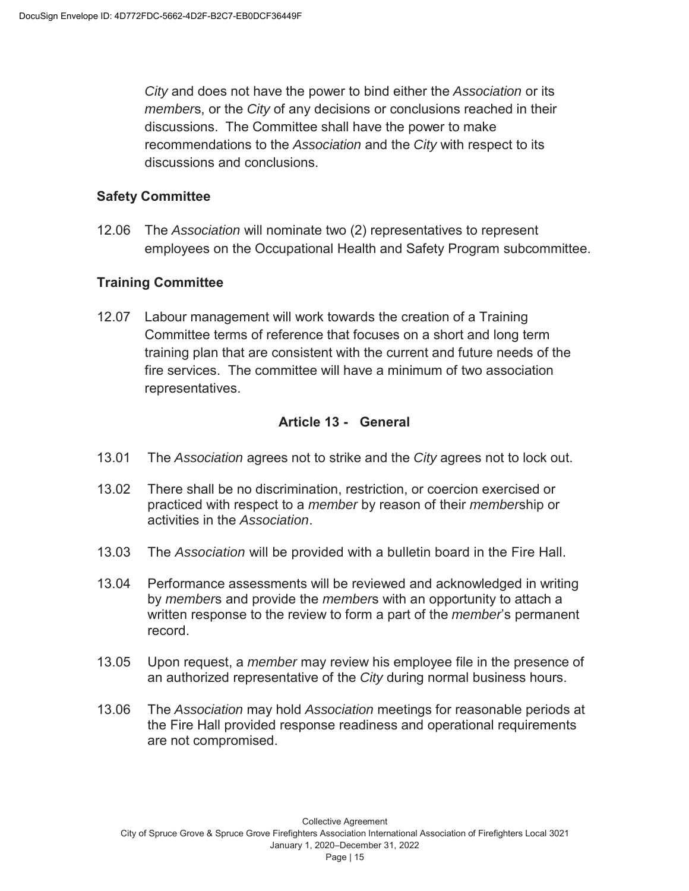*City* and does not have the power to bind either the *Association* or its *member*s, or the *City* of any decisions or conclusions reached in their discussions. The Committee shall have the power to make recommendations to the *Association* and the *City* with respect to its discussions and conclusions.

### Safety Committee

12.06 The *Association* will nominate two (2) representatives to represent employees on the Occupational Health and Safety Program subcommittee.

### Training Committee

12.07 Labour management will work towards the creation of a Training Committee terms of reference that focuses on a short and long term training plan that are consistent with the current and future needs of the fire services. The committee will have a minimum of two association representatives.

## Article 13 - General

13.01 The *Association* agrees not to strike and the *City* agrees not to lock out.

13.02 There shall be no discrimination, restriction, or coercion exercised or practiced with respect to a *member* by reason of their *member*ship or activities in the *Association*.

13.03 The *Association* will be provided with a bulletin board in the Fire Hall.

13.04 Performance assessments will be reviewed and acknowledged in writing by *member*s and provide the *member*s with an opportunity to attach a written response to the review to form a part of the *member*'s permanent record.

13.05 Upon request, a *member* may review his employee file in the presence of an authorized representative of the *City* during normal business hours.

13.06 The *Association* may hold *Association* meetings for reasonable periods at the Fire Hall provided response readiness and operational requirements are not compromised.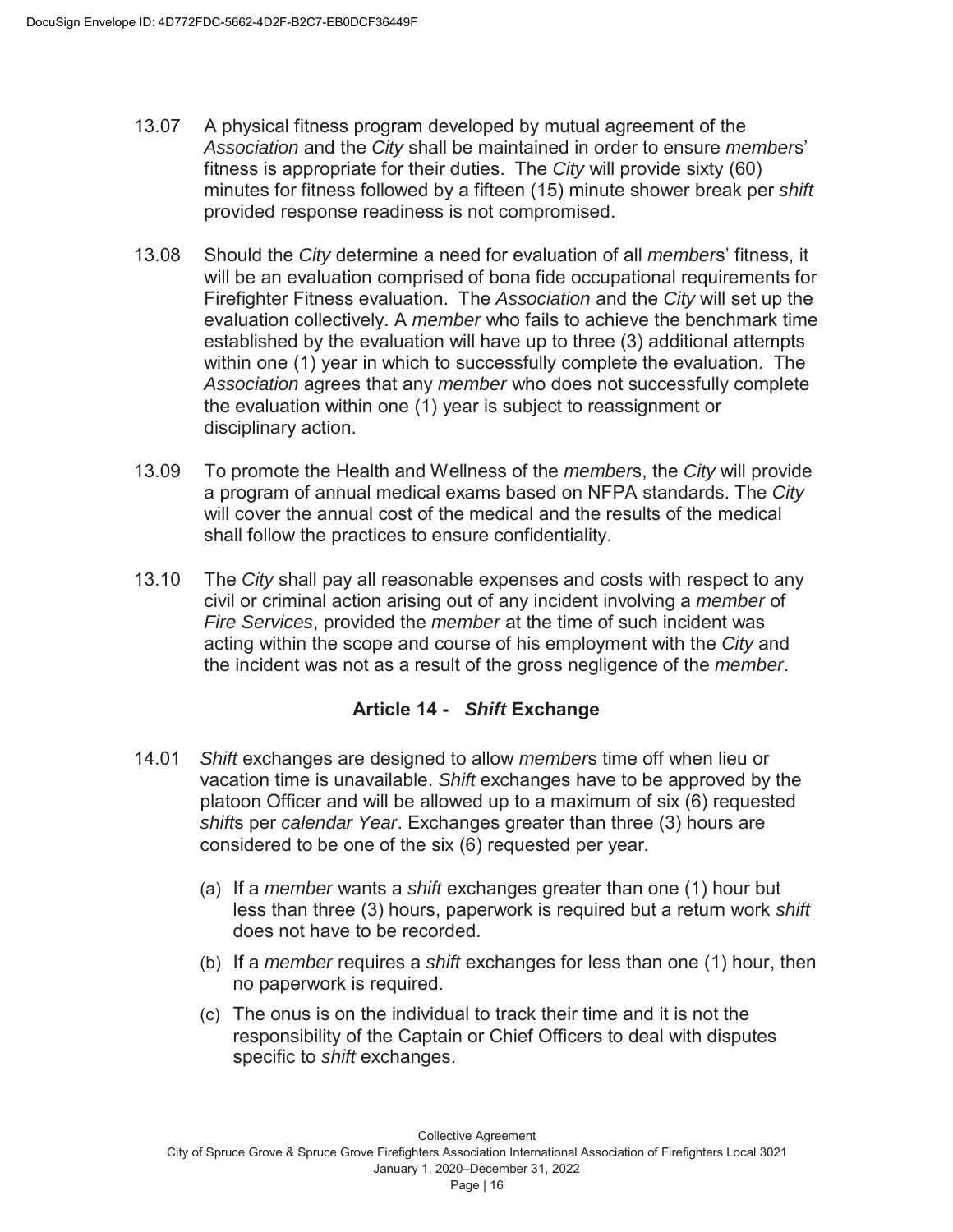13.07 A physical fitness program developed by mutual agreement of the *Association* and the *City* shall be maintained in order to ensure *member*s' fitness is appropriate for their duties. The *City* will provide sixty (60) minutes for fitness followed by a fifteen (15) minute shower break per *shift* provided response readiness is not compromised.

13.08 Should the *City* determine a need for evaluation of all *member*s' fitness, it will be an evaluation comprised of bona fide occupational requirements for Firefighter Fitness evaluation. The *Association* and the *City* will set up the evaluation collectively. A *member* who fails to achieve the benchmark time established by the evaluation will have up to three (3) additional attempts within one (1) year in which to successfully complete the evaluation. The *Association* agrees that any *member* who does not successfully complete the evaluation within one (1) year is subject to reassignment or disciplinary action.

13.09 To promote the Health and Wellness of the *member*s, the *City* will provide a program of annual medical exams based on NFPA standards. The *City* will cover the annual cost of the medical and the results of the medical shall follow the practices to ensure confidentiality.

13.10 The *City* shall pay all reasonable expenses and costs with respect to any civil or criminal action arising out of any incident involving a *member* of *Fire Services*, provided the *member* at the time of such incident was acting within the scope and course of his employment with the *City* and the incident was not as a result of the gross negligence of the *member*.

## Article 14 - *Shift* Exchange

14.01 *Shift* exchanges are designed to allow *member*s time off when lieu or vacation time is unavailable. *Shift* exchanges have to be approved by the platoon Officer and will be allowed up to a maximum of six (6) requested *shift*s per *calendar Year*. Exchanges greater than three (3) hours are considered to be one of the six (6) requested per year.

(a) If a *member* wants a *shift* exchanges greater than one (1) hour but less than three (3) hours, paperwork is required but a return work *shift* does not have to be recorded.

(b) If a *member* requires a *shift* exchanges for less than one (1) hour, then no paperwork is required.

(c) The onus is on the individual to track their time and it is not the responsibility of the Captain or Chief Officers to deal with disputes specific to *shift* exchanges.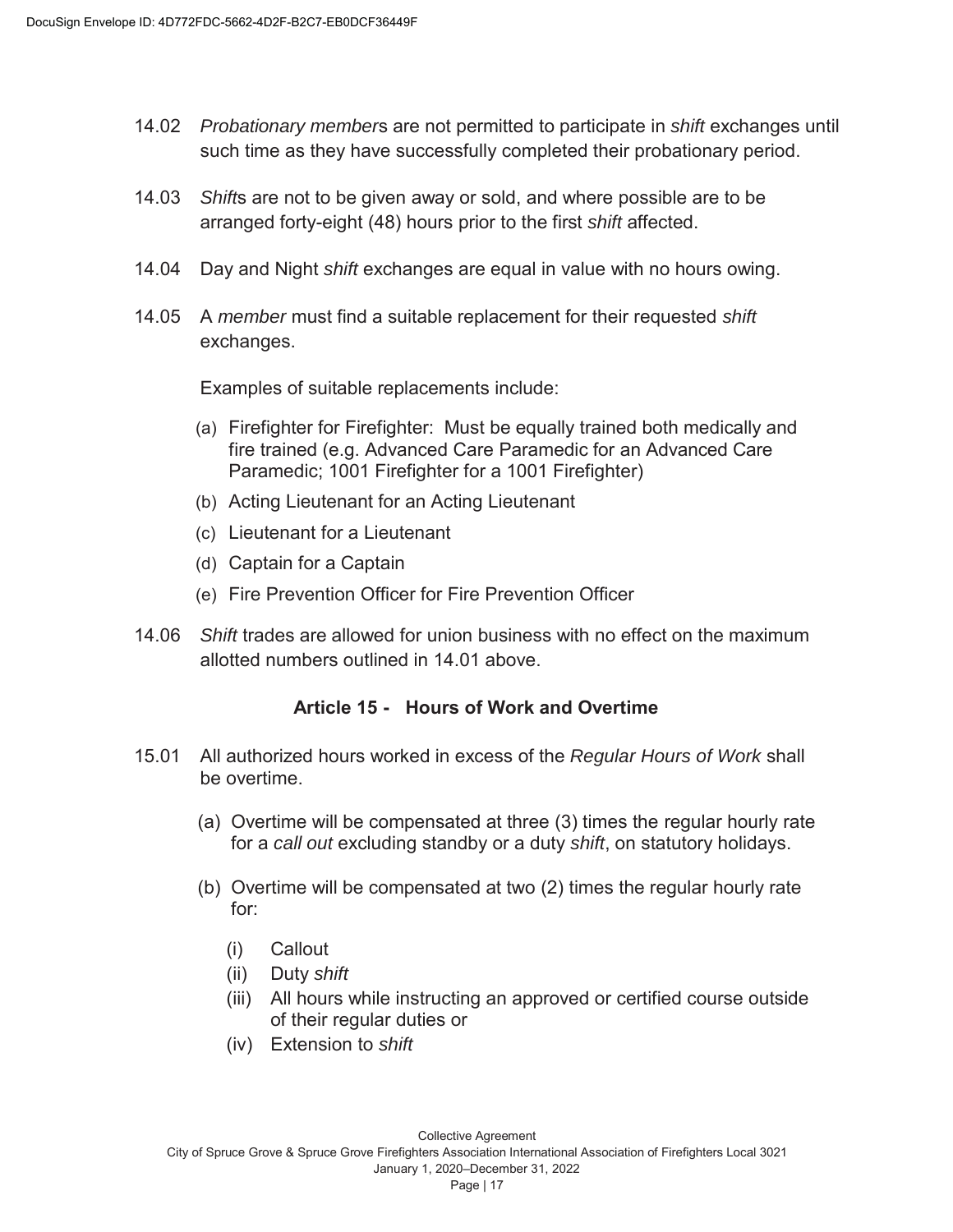14.02 *Probationary member*s are not permitted to participate in *shift* exchanges until such time as they have successfully completed their probationary period.

14.03 *Shift*s are not to be given away or sold, and where possible are to be arranged forty-eight (48) hours prior to the first *shift* affected.

14.04 Day and Night *shift* exchanges are equal in value with no hours owing.

14.05 A *member* must find a suitable replacement for their requested *shift* exchanges.

Examples of suitable replacements include:

(a) Firefighter for Firefighter: Must be equally trained both medically and fire trained (e.g. Advanced Care Paramedic for an Advanced Care Paramedic; 1001 Firefighter for a 1001 Firefighter)

(b) Acting Lieutenant for an Acting Lieutenant

(c) Lieutenant for a Lieutenant

(d) Captain for a Captain

(e) Fire Prevention Officer for Fire Prevention Officer

14.06 *Shift* trades are allowed for union business with no effect on the maximum allotted numbers outlined in 14.01 above.

## Article 15 - Hours of Work and Overtime

15.01 All authorized hours worked in excess of the *Regular Hours of Work* shall be overtime.

(a) Overtime will be compensated at three (3) times the regular hourly rate for a *call out* excluding standby or a duty *shift*, on statutory holidays.

(b) Overtime will be compensated at two (2) times the regular hourly rate for:

(i) Callout

(ii) Duty *shift*

(iii) All hours while instructing an approved or certified course outside of their regular duties or

(iv) Extension to *shift*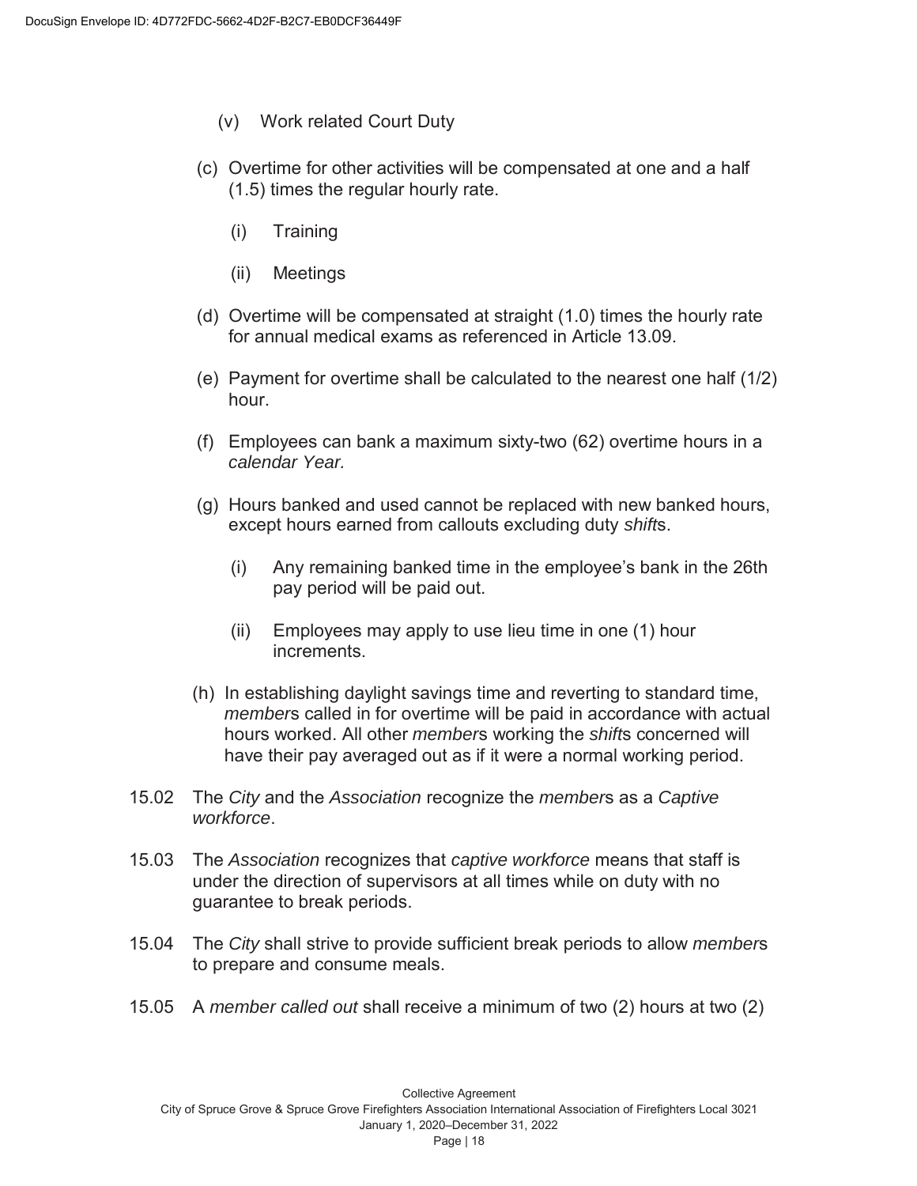(v) Work related Court Duty

(c) Overtime for other activities will be compensated at one and a half (1.5) times the regular hourly rate.

(i) Training

(ii) Meetings

(d) Overtime will be compensated at straight (1.0) times the hourly rate for annual medical exams as referenced in Article 13.09.

(e) Payment for overtime shall be calculated to the nearest one half (1/2) hour.

(f) Employees can bank a maximum sixty-two (62) overtime hours in a *calendar Year.*

(g) Hours banked and used cannot be replaced with new banked hours, except hours earned from callouts excluding duty *shift*s.

(i) Any remaining banked time in the employee's bank in the 26th pay period will be paid out.

(ii) Employees may apply to use lieu time in one (1) hour increments.

(h) In establishing daylight savings time and reverting to standard time, *member*s called in for overtime will be paid in accordance with actual hours worked. All other *member*s working the *shift*s concerned will have their pay averaged out as if it were a normal working period.

15.02 The *City* and the *Association* recognize the *member*s as a *Captive workforce*.

15.03 The *Association* recognizes that *captive workforce* means that staff is under the direction of supervisors at all times while on duty with no guarantee to break periods.

15.04 The *City* shall strive to provide sufficient break periods to allow *member*s to prepare and consume meals.

15.05 A *member called out* shall receive a minimum of two (2) hours at two (2)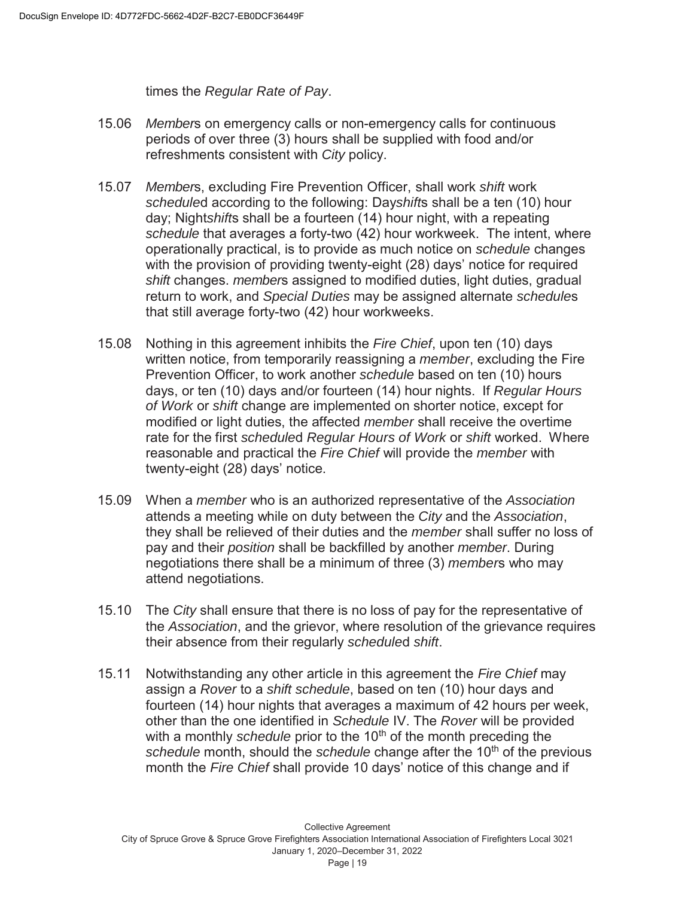times the *Regular Rate of Pay*.

15.06 *Member*s on emergency calls or non-emergency calls for continuous periods of over three (3) hours shall be supplied with food and/or refreshments consistent with *City* policy.

15.07 *Member*s, excluding Fire Prevention Officer, shall work *shift* work *schedule*d according to the following: Day*shift*s shall be a ten (10) hour day; Night*shift*s shall be a fourteen (14) hour night, with a repeating *schedule* that averages a forty-two (42) hour workweek. The intent, where operationally practical, is to provide as much notice on *schedule* changes with the provision of providing twenty-eight (28) days' notice for required *shift* changes. *member*s assigned to modified duties, light duties, gradual return to work, and *Special Duties* may be assigned alternate *schedule*s that still average forty-two (42) hour workweeks.

15.08 Nothing in this agreement inhibits the *Fire Chief*, upon ten (10) days written notice, from temporarily reassigning a *member*, excluding the Fire Prevention Officer, to work another *schedule* based on ten (10) hours days, or ten (10) days and/or fourteen (14) hour nights. If *Regular Hours of Work* or *shift* change are implemented on shorter notice, except for modified or light duties, the affected *member* shall receive the overtime rate for the first *schedule*d *Regular Hours of Work* or *shift* worked. Where reasonable and practical the *Fire Chief* will provide the *member* with twenty-eight (28) days' notice.

15.09 When a *member* who is an authorized representative of the *Association* attends a meeting while on duty between the *City* and the *Association*, they shall be relieved of their duties and the *member* shall suffer no loss of pay and their *position* shall be backfilled by another *member*. During negotiations there shall be a minimum of three (3) *member*s who may attend negotiations.

15.10 The *City* shall ensure that there is no loss of pay for the representative of the *Association*, and the grievor, where resolution of the grievance requires their absence from their regularly *schedule*d *shift*.

15.11 Notwithstanding any other article in this agreement the *Fire Chief* may assign a *Rover* to a *shift schedule*, based on ten (10) hour days and fourteen (14) hour nights that averages a maximum of 42 hours per week, other than the one identified in *Schedule* IV. The *Rover* will be provided with a monthly *schedule* prior to the 10th of the month preceding the *schedule* month, should the *schedule* change after the 10th of the previous month the *Fire Chief* shall provide 10 days' notice of this change and if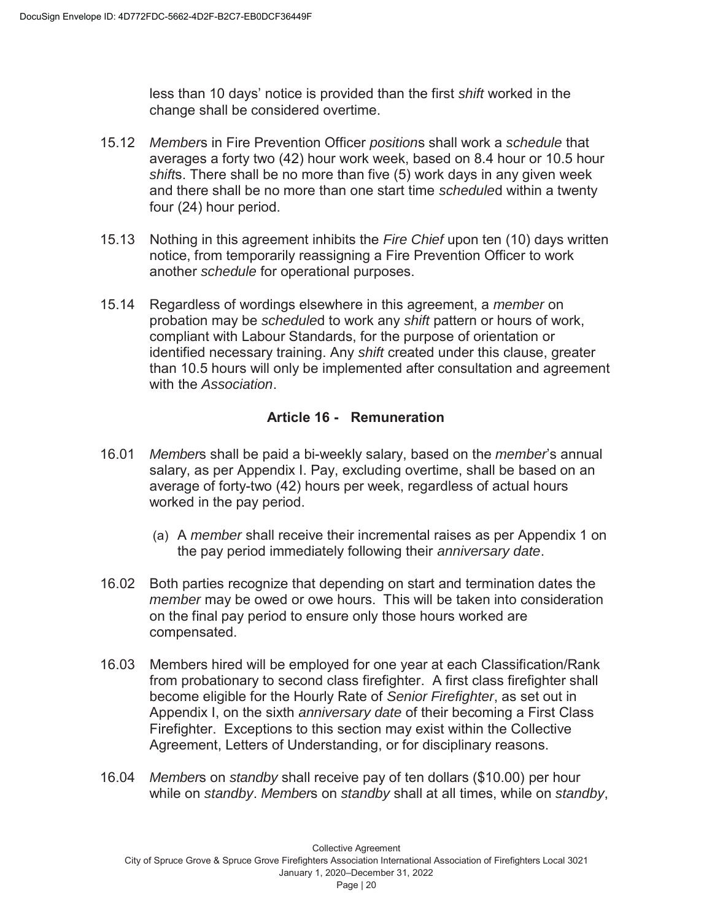less than 10 days' notice is provided than the first *shift* worked in the change shall be considered overtime.

15.12 *Member*s in Fire Prevention Officer *position*s shall work a *schedule* that averages a forty two (42) hour work week, based on 8.4 hour or 10.5 hour *shift*s. There shall be no more than five (5) work days in any given week and there shall be no more than one start time *schedule*d within a twenty four (24) hour period.

15.13 Nothing in this agreement inhibits the *Fire Chief* upon ten (10) days written notice, from temporarily reassigning a Fire Prevention Officer to work another *schedule* for operational purposes.

15.14 Regardless of wordings elsewhere in this agreement, a *member* on probation may be *schedule*d to work any *shift* pattern or hours of work, compliant with Labour Standards, for the purpose of orientation or identified necessary training. Any *shift* created under this clause, greater than 10.5 hours will only be implemented after consultation and agreement with the *Association*.

## Article 16 - Remuneration

16.01 *Member*s shall be paid a bi-weekly salary, based on the *member*'s annual salary, as per Appendix I. Pay, excluding overtime, shall be based on an average of forty-two (42) hours per week, regardless of actual hours worked in the pay period.

(a) A *member* shall receive their incremental raises as per Appendix 1 on the pay period immediately following their *anniversary date*.

16.02 Both parties recognize that depending on start and termination dates the *member* may be owed or owe hours. This will be taken into consideration on the final pay period to ensure only those hours worked are compensated.

16.03 Members hired will be employed for one year at each Classification/Rank from probationary to second class firefighter. A first class firefighter shall become eligible for the Hourly Rate of *Senior Firefighter*, as set out in Appendix I, on the sixth *anniversary date* of their becoming a First Class Firefighter. Exceptions to this section may exist within the Collective Agreement, Letters of Understanding, or for disciplinary reasons.

16.04 *Member*s on *standby* shall receive pay of ten dollars ($10.00) per hour while on *standby*. *Member*s on *standby* shall at all times, while on *standby*,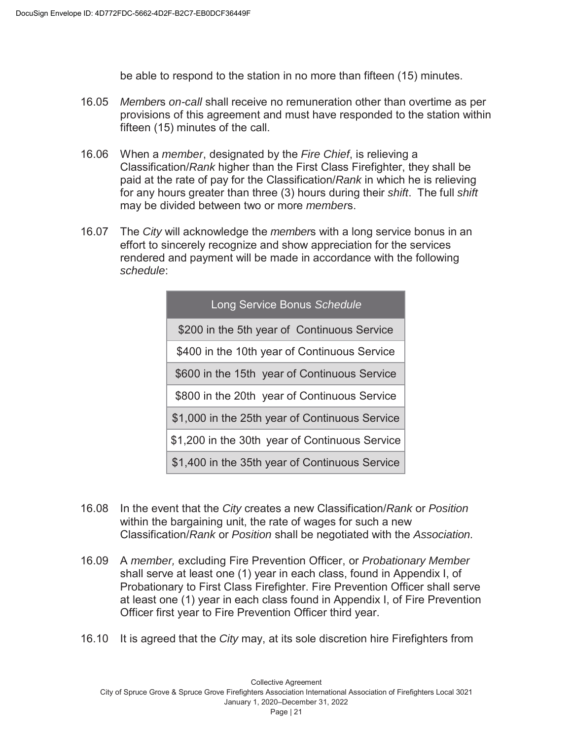be able to respond to the station in no more than fifteen (15) minutes.

16.05 *Member*s *on-call* shall receive no remuneration other than overtime as per provisions of this agreement and must have responded to the station within fifteen (15) minutes of the call.

16.06 When a *member*, designated by the *Fire Chief*, is relieving a Classification/*Rank* higher than the First Class Firefighter, they shall be paid at the rate of pay for the Classification/*Rank* in which he is relieving for any hours greater than three (3) hours during their *shift*. The full *shift* may be divided between two or more *member*s.

16.07 The *City* will acknowledge the *member*s with a long service bonus in an effort to sincerely recognize and show appreciation for the services rendered and payment will be made in accordance with the following *schedule*:

| Long Service Bonus *Schedule* |
|---|
| $200 in the 5th year of Continuous Service |
| $400 in the 10th year of Continuous Service |
| $600 in the 15th year of Continuous Service |
| $800 in the 20th year of Continuous Service |
| $1,000 in the 25th year of Continuous Service |
| $1,200 in the 30th year of Continuous Service |
| $1,400 in the 35th year of Continuous Service |

16.08 In the event that the *City* creates a new Classification/*Rank* or *Position* within the bargaining unit, the rate of wages for such a new Classification/*Rank* or *Position* shall be negotiated with the *Association.*

16.09 A *member,* excluding Fire Prevention Officer, or *Probationary Member* shall serve at least one (1) year in each class, found in Appendix I, of Probationary to First Class Firefighter. Fire Prevention Officer shall serve at least one (1) year in each class found in Appendix I, of Fire Prevention Officer first year to Fire Prevention Officer third year.

16.10 It is agreed that the *City* may, at its sole discretion hire Firefighters from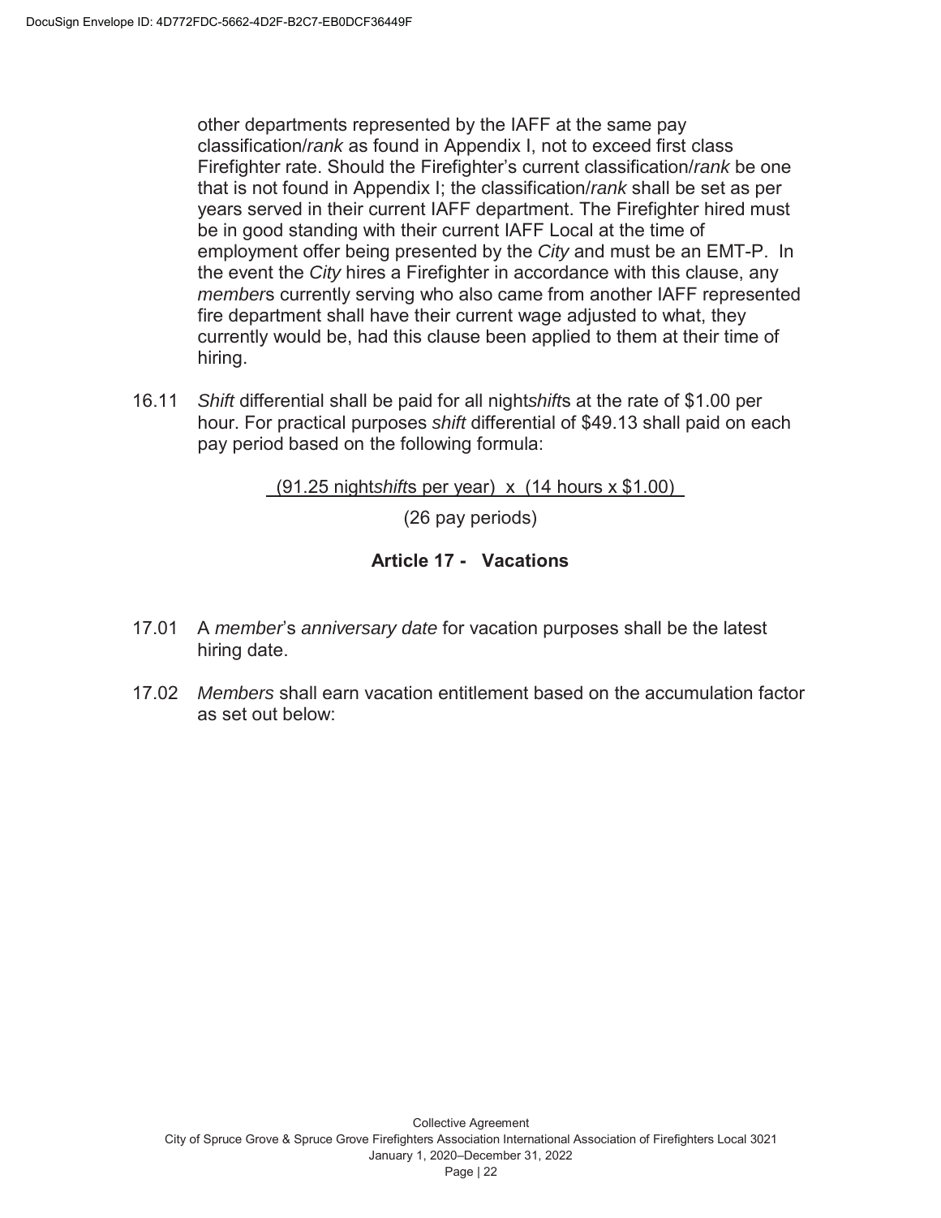other departments represented by the IAFF at the same pay classification/*rank* as found in Appendix I, not to exceed first class Firefighter rate. Should the Firefighter's current classification/*rank* be one that is not found in Appendix I; the classification/*rank* shall be set as per years served in their current IAFF department. The Firefighter hired must be in good standing with their current IAFF Local at the time of employment offer being presented by the *City* and must be an EMT-P. In the event the *City* hires a Firefighter in accordance with this clause, any *member*s currently serving who also came from another IAFF represented fire department shall have their current wage adjusted to what, they currently would be, had this clause been applied to them at their time of hiring.

16.11 *Shift* differential shall be paid for all night*shift*s at the rate of $1.00 per hour. For practical purposes *shift* differential of $49.13 shall paid on each pay period based on the following formula:

$$\frac{(91.25 \text{ nightshifts per year}) \times (14 \text{ hours} \times \$1.00)}{(26 \text{ pay periods})}$$

## Article 17 - Vacations

17.01 A *member*'s *anniversary date* for vacation purposes shall be the latest hiring date.

17.02 *Members* shall earn vacation entitlement based on the accumulation factor as set out below: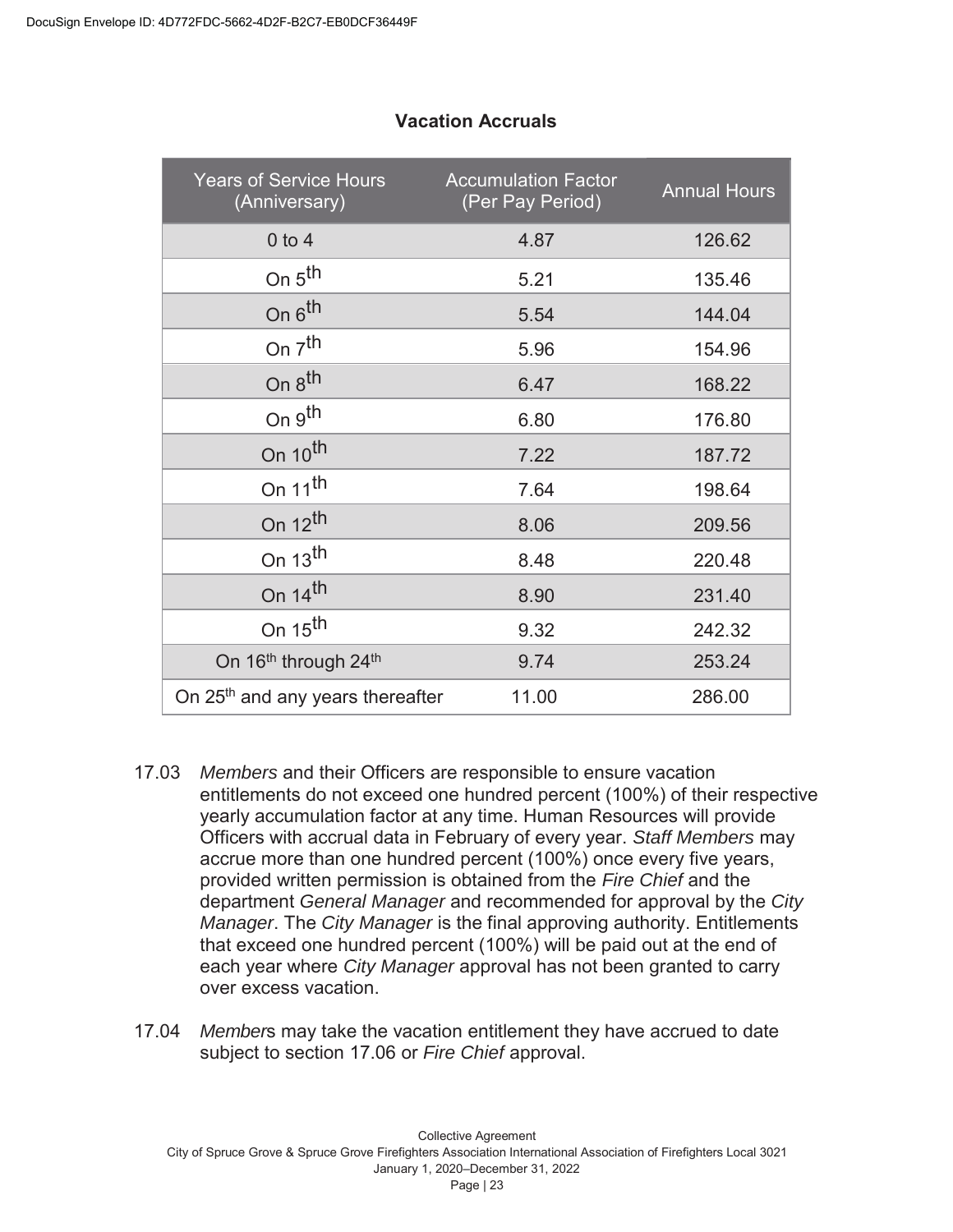**Vacation Accruals**

| Years of Service Hours (Anniversary) | Accumulation Factor (Per Pay Period) | Annual Hours |
|---|---|---|
| 0 to 4 | 4.87 | 126.62 |
| On 5th | 5.21 | 135.46 |
| On 6th | 5.54 | 144.04 |
| On 7th | 5.96 | 154.96 |
| On 8th | 6.47 | 168.22 |
| On 9th | 6.80 | 176.80 |
| On 10th | 7.22 | 187.72 |
| On 11th | 7.64 | 198.64 |
| On 12th | 8.06 | 209.56 |
| On 13th | 8.48 | 220.48 |
| On 14th | 8.90 | 231.40 |
| On 15th | 9.32 | 242.32 |
| On 16th through 24th | 9.74 | 253.24 |
| On 25th and any years thereafter | 11.00 | 286.00 |

17.03 *Members* and their Officers are responsible to ensure vacation entitlements do not exceed one hundred percent (100%) of their respective yearly accumulation factor at any time. Human Resources will provide Officers with accrual data in February of every year. *Staff Members* may accrue more than one hundred percent (100%) once every five years, provided written permission is obtained from the *Fire Chief* and the department *General Manager* and recommended for approval by the *City Manager*. The *City Manager* is the final approving authority. Entitlements that exceed one hundred percent (100%) will be paid out at the end of each year where *City Manager* approval has not been granted to carry over excess vacation.

17.04 *Member*s may take the vacation entitlement they have accrued to date subject to section 17.06 or *Fire Chief* approval.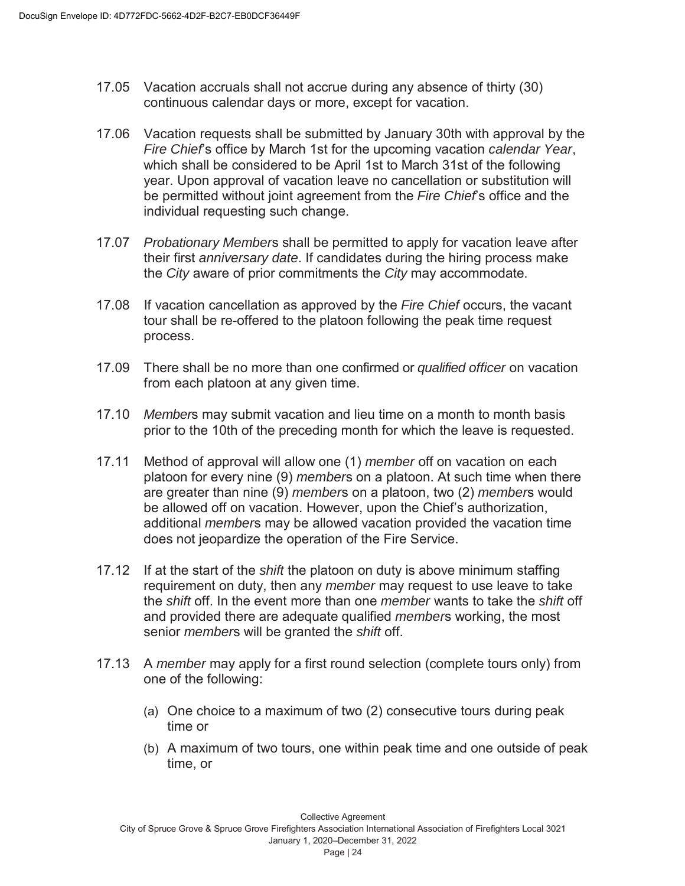17.05 Vacation accruals shall not accrue during any absence of thirty (30) continuous calendar days or more, except for vacation.

17.06 Vacation requests shall be submitted by January 30th with approval by the *Fire Chief*'s office by March 1st for the upcoming vacation *calendar Year*, which shall be considered to be April 1st to March 31st of the following year. Upon approval of vacation leave no cancellation or substitution will be permitted without joint agreement from the *Fire Chief*'s office and the individual requesting such change.

17.07 *Probationary Member*s shall be permitted to apply for vacation leave after their first *anniversary date*. If candidates during the hiring process make the *City* aware of prior commitments the *City* may accommodate.

17.08 If vacation cancellation as approved by the *Fire Chief* occurs, the vacant tour shall be re-offered to the platoon following the peak time request process.

17.09 There shall be no more than one confirmed or *qualified officer* on vacation from each platoon at any given time.

17.10 *Member*s may submit vacation and lieu time on a month to month basis prior to the 10th of the preceding month for which the leave is requested.

17.11 Method of approval will allow one (1) *member* off on vacation on each platoon for every nine (9) *member*s on a platoon. At such time when there are greater than nine (9) *member*s on a platoon, two (2) *member*s would be allowed off on vacation. However, upon the Chief's authorization, additional *member*s may be allowed vacation provided the vacation time does not jeopardize the operation of the Fire Service.

17.12 If at the start of the *shift* the platoon on duty is above minimum staffing requirement on duty, then any *member* may request to use leave to take the *shift* off. In the event more than one *member* wants to take the *shift* off and provided there are adequate qualified *member*s working, the most senior *member*s will be granted the *shift* off.

17.13 A *member* may apply for a first round selection (complete tours only) from one of the following:

(a) One choice to a maximum of two (2) consecutive tours during peak time or

(b) A maximum of two tours, one within peak time and one outside of peak time, or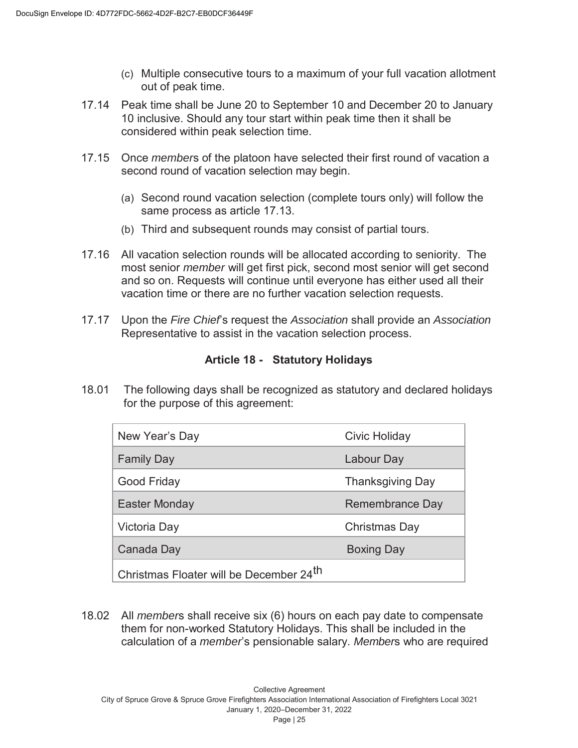(c) Multiple consecutive tours to a maximum of your full vacation allotment out of peak time.

17.14 Peak time shall be June 20 to September 10 and December 20 to January 10 inclusive. Should any tour start within peak time then it shall be considered within peak selection time.

17.15 Once *member*s of the platoon have selected their first round of vacation a second round of vacation selection may begin.

(a) Second round vacation selection (complete tours only) will follow the same process as article 17.13.

(b) Third and subsequent rounds may consist of partial tours.

17.16 All vacation selection rounds will be allocated according to seniority. The most senior *member* will get first pick, second most senior will get second and so on. Requests will continue until everyone has either used all their vacation time or there are no further vacation selection requests.

17.17 Upon the *Fire Chief*'s request the *Association* shall provide an *Association* Representative to assist in the vacation selection process.

## Article 18 - Statutory Holidays

18.01 The following days shall be recognized as statutory and declared holidays for the purpose of this agreement:

| | |
|---|---|
| New Year's Day | Civic Holiday |
| Family Day | Labour Day |
| Good Friday | Thanksgiving Day |
| Easter Monday | Remembrance Day |
| Victoria Day | Christmas Day |
| Canada Day | Boxing Day |
| Christmas Floater will be December 24th | |

18.02 All *member*s shall receive six (6) hours on each pay date to compensate them for non-worked Statutory Holidays. This shall be included in the calculation of a *member*'s pensionable salary. *Member*s who are required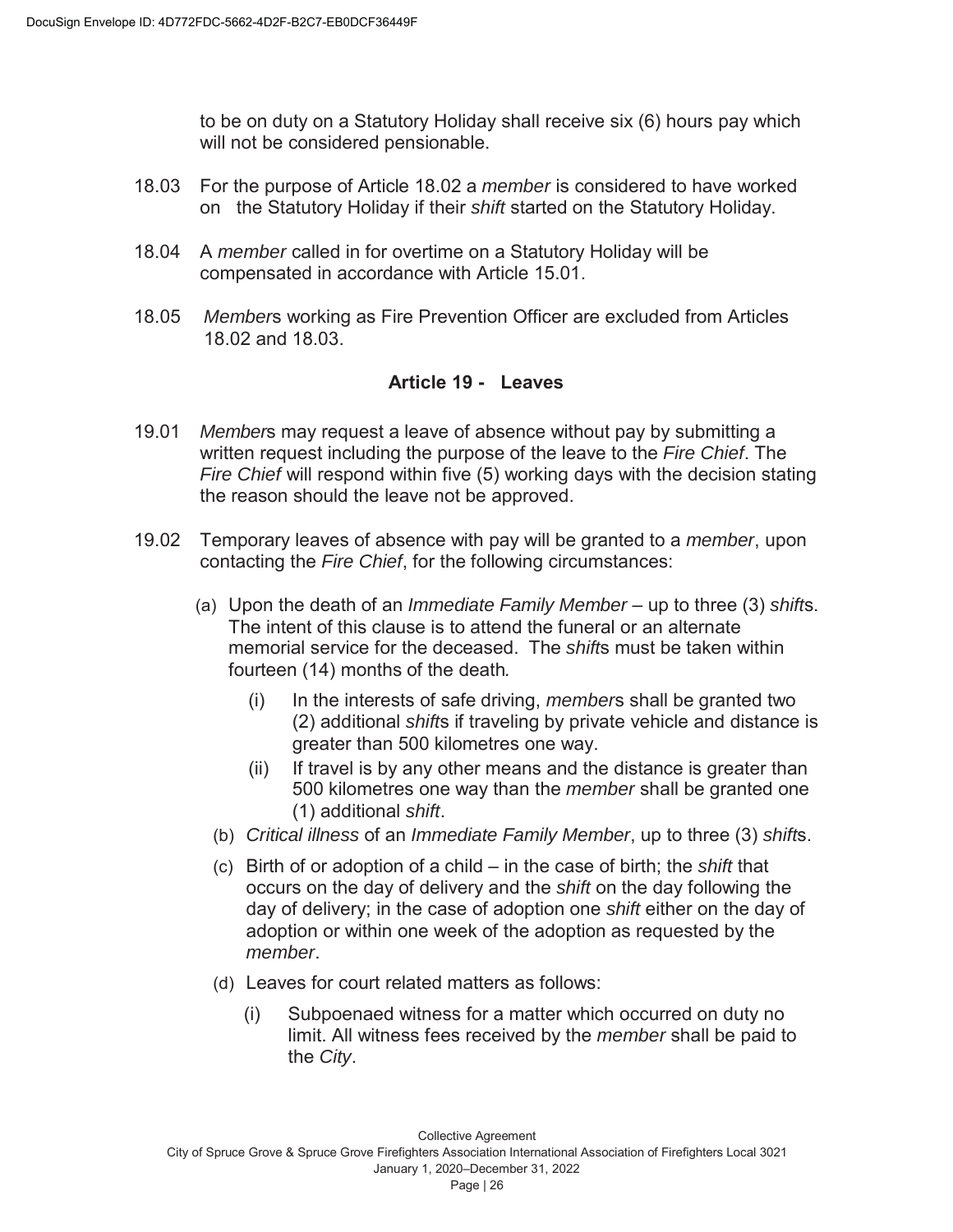to be on duty on a Statutory Holiday shall receive six (6) hours pay which will not be considered pensionable.

18.03 For the purpose of Article 18.02 a *member* is considered to have worked on the Statutory Holiday if their *shift* started on the Statutory Holiday.

18.04 A *member* called in for overtime on a Statutory Holiday will be compensated in accordance with Article 15.01.

18.05 *Member*s working as Fire Prevention Officer are excluded from Articles 18.02 and 18.03.

## Article 19 - Leaves

19.01 *Member*s may request a leave of absence without pay by submitting a written request including the purpose of the leave to the *Fire Chief*. The *Fire Chief* will respond within five (5) working days with the decision stating the reason should the leave not be approved.

19.02 Temporary leaves of absence with pay will be granted to a *member*, upon contacting the *Fire Chief*, for the following circumstances:

(a) Upon the death of an *Immediate Family Member* – up to three (3) *shift*s. The intent of this clause is to attend the funeral or an alternate memorial service for the deceased. The *shift*s must be taken within fourteen (14) months of the death.

(i) In the interests of safe driving, *member*s shall be granted two (2) additional *shift*s if traveling by private vehicle and distance is greater than 500 kilometres one way.

(ii) If travel is by any other means and the distance is greater than 500 kilometres one way than the *member* shall be granted one (1) additional *shift*.

(b) *Critical illness* of an *Immediate Family Member*, up to three (3) *shift*s.

(c) Birth of or adoption of a child – in the case of birth; the *shift* that occurs on the day of delivery and the *shift* on the day following the day of delivery; in the case of adoption one *shift* either on the day of adoption or within one week of the adoption as requested by the *member*.

(d) Leaves for court related matters as follows:

(i) Subpoenaed witness for a matter which occurred on duty no limit. All witness fees received by the *member* shall be paid to the *City*.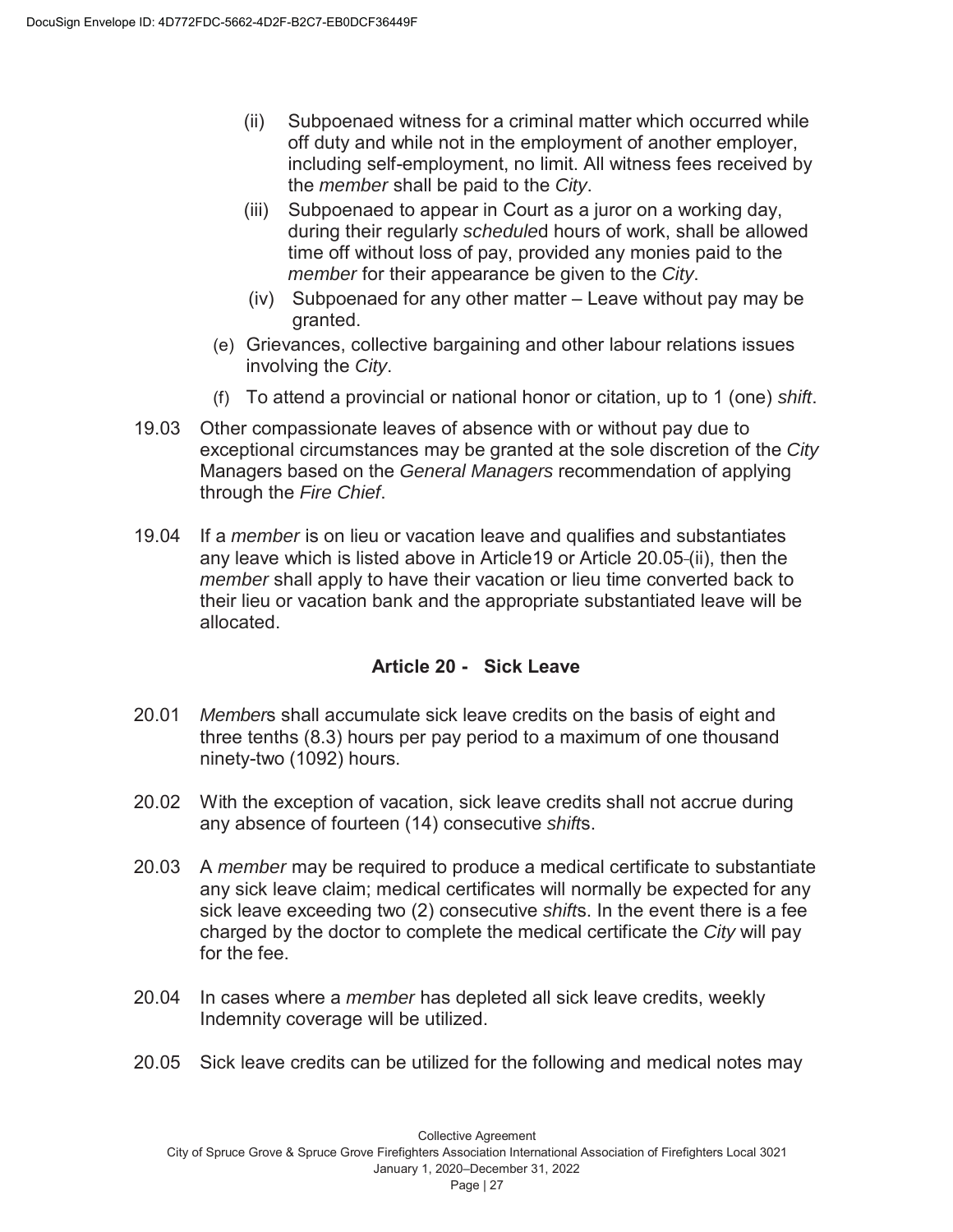(ii) Subpoenaed witness for a criminal matter which occurred while off duty and while not in the employment of another employer, including self-employment, no limit. All witness fees received by the *member* shall be paid to the *City*.

(iii) Subpoenaed to appear in Court as a juror on a working day, during their regularly *schedule*d hours of work, shall be allowed time off without loss of pay, provided any monies paid to the *member* for their appearance be given to the *City*.

(iv) Subpoenaed for any other matter – Leave without pay may be granted.

(e) Grievances, collective bargaining and other labour relations issues involving the *City*.

(f) To attend a provincial or national honor or citation, up to 1 (one) *shift*.

19.03 Other compassionate leaves of absence with or without pay due to exceptional circumstances may be granted at the sole discretion of the *City* Managers based on the *General Managers* recommendation of applying through the *Fire Chief*.

19.04 If a *member* is on lieu or vacation leave and qualifies and substantiates any leave which is listed above in Article19 or Article 20.05 (ii), then the *member* shall apply to have their vacation or lieu time converted back to their lieu or vacation bank and the appropriate substantiated leave will be allocated.

## Article 20 - Sick Leave

20.01 *Member*s shall accumulate sick leave credits on the basis of eight and three tenths (8.3) hours per pay period to a maximum of one thousand ninety-two (1092) hours.

20.02 With the exception of vacation, sick leave credits shall not accrue during any absence of fourteen (14) consecutive *shift*s.

20.03 A *member* may be required to produce a medical certificate to substantiate any sick leave claim; medical certificates will normally be expected for any sick leave exceeding two (2) consecutive *shift*s. In the event there is a fee charged by the doctor to complete the medical certificate the *City* will pay for the fee.

20.04 In cases where a *member* has depleted all sick leave credits, weekly Indemnity coverage will be utilized.

20.05 Sick leave credits can be utilized for the following and medical notes may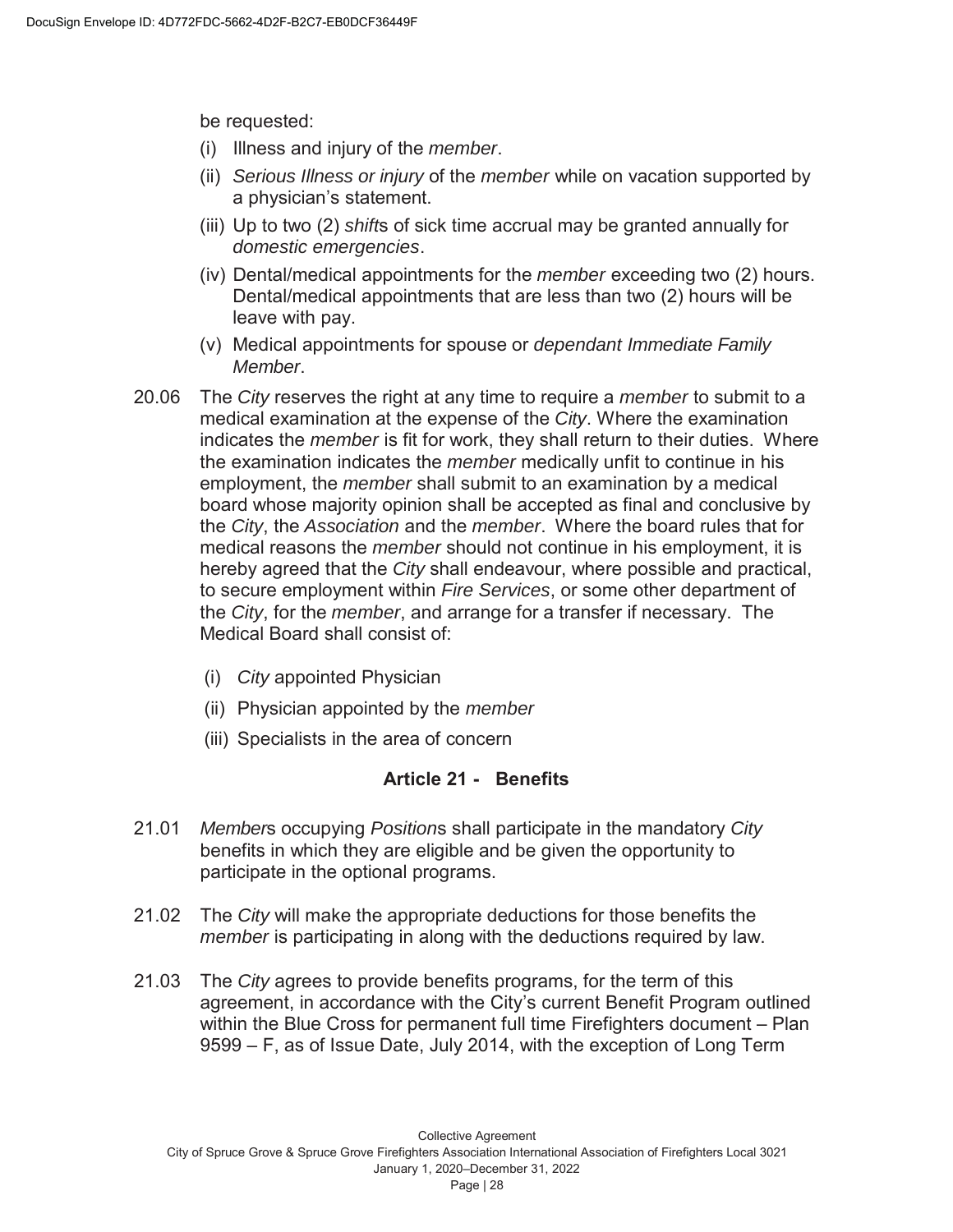be requested:

(i) Illness and injury of the *member*.

(ii) *Serious Illness or injury* of the *member* while on vacation supported by a physician's statement.

(iii) Up to two (2) *shift*s of sick time accrual may be granted annually for *domestic emergencies*.

(iv) Dental/medical appointments for the *member* exceeding two (2) hours. Dental/medical appointments that are less than two (2) hours will be leave with pay.

(v) Medical appointments for spouse or *dependant Immediate Family Member*.

20.06 The *City* reserves the right at any time to require a *member* to submit to a medical examination at the expense of the *City*. Where the examination indicates the *member* is fit for work, they shall return to their duties. Where the examination indicates the *member* medically unfit to continue in his employment, the *member* shall submit to an examination by a medical board whose majority opinion shall be accepted as final and conclusive by the *City*, the *Association* and the *member*. Where the board rules that for medical reasons the *member* should not continue in his employment, it is hereby agreed that the *City* shall endeavour, where possible and practical, to secure employment within *Fire Services*, or some other department of the *City*, for the *member*, and arrange for a transfer if necessary. The Medical Board shall consist of:

(i) *City* appointed Physician

(ii) Physician appointed by the *member*

(iii) Specialists in the area of concern

## Article 21 - Benefits

21.01 *Member*s occupying *Position*s shall participate in the mandatory *City* benefits in which they are eligible and be given the opportunity to participate in the optional programs.

21.02 The *City* will make the appropriate deductions for those benefits the *member* is participating in along with the deductions required by law.

21.03 The *City* agrees to provide benefits programs, for the term of this agreement, in accordance with the City's current Benefit Program outlined within the Blue Cross for permanent full time Firefighters document – Plan 9599 – F, as of Issue Date, July 2014, with the exception of Long Term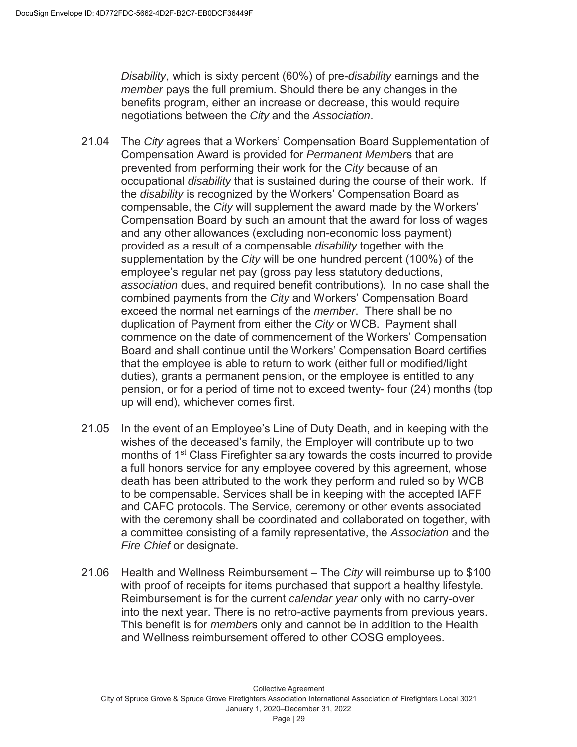*Disability*, which is sixty percent (60%) of pre-*disability* earnings and the *member* pays the full premium. Should there be any changes in the benefits program, either an increase or decrease, this would require negotiations between the *City* and the *Association*.

21.04 The *City* agrees that a Workers' Compensation Board Supplementation of Compensation Award is provided for *Permanent Member*s that are prevented from performing their work for the *City* because of an occupational *disability* that is sustained during the course of their work. If the *disability* is recognized by the Workers' Compensation Board as compensable, the *City* will supplement the award made by the Workers' Compensation Board by such an amount that the award for loss of wages and any other allowances (excluding non-economic loss payment) provided as a result of a compensable *disability* together with the supplementation by the *City* will be one hundred percent (100%) of the employee's regular net pay (gross pay less statutory deductions, *association* dues, and required benefit contributions). In no case shall the combined payments from the *City* and Workers' Compensation Board exceed the normal net earnings of the *member*. There shall be no duplication of Payment from either the *City* or WCB. Payment shall commence on the date of commencement of the Workers' Compensation Board and shall continue until the Workers' Compensation Board certifies that the employee is able to return to work (either full or modified/light duties), grants a permanent pension, or the employee is entitled to any pension, or for a period of time not to exceed twenty- four (24) months (top up will end), whichever comes first.

21.05 In the event of an Employee's Line of Duty Death, and in keeping with the wishes of the deceased's family, the Employer will contribute up to two months of 1st Class Firefighter salary towards the costs incurred to provide a full honors service for any employee covered by this agreement, whose death has been attributed to the work they perform and ruled so by WCB to be compensable. Services shall be in keeping with the accepted IAFF and CAFC protocols. The Service, ceremony or other events associated with the ceremony shall be coordinated and collaborated on together, with a committee consisting of a family representative, the *Association* and the *Fire Chief* or designate.

21.06 Health and Wellness Reimbursement – The *City* will reimburse up to $100 with proof of receipts for items purchased that support a healthy lifestyle. Reimbursement is for the current *calendar year* only with no carry-over into the next year. There is no retro-active payments from previous years. This benefit is for *member*s only and cannot be in addition to the Health and Wellness reimbursement offered to other COSG employees.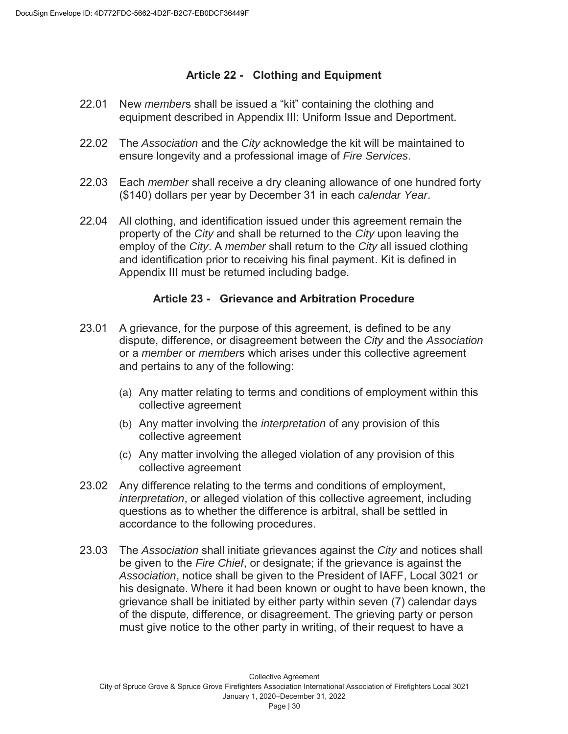## Article 22 - Clothing and Equipment

22.01 New *member*s shall be issued a "kit" containing the clothing and equipment described in Appendix III: Uniform Issue and Deportment.

22.02 The *Association* and the *City* acknowledge the kit will be maintained to ensure longevity and a professional image of *Fire Services*.

22.03 Each *member* shall receive a dry cleaning allowance of one hundred forty ($140) dollars per year by December 31 in each *calendar Year*.

22.04 All clothing, and identification issued under this agreement remain the property of the *City* and shall be returned to the *City* upon leaving the employ of the *City*. A *member* shall return to the *City* all issued clothing and identification prior to receiving his final payment. Kit is defined in Appendix III must be returned including badge.

## Article 23 - Grievance and Arbitration Procedure

23.01 A grievance, for the purpose of this agreement, is defined to be any dispute, difference, or disagreement between the *City* and the *Association* or a *member* or *member*s which arises under this collective agreement and pertains to any of the following:

(a) Any matter relating to terms and conditions of employment within this collective agreement

(b) Any matter involving the *interpretation* of any provision of this collective agreement

(c) Any matter involving the alleged violation of any provision of this collective agreement

23.02 Any difference relating to the terms and conditions of employment, *interpretation*, or alleged violation of this collective agreement, including questions as to whether the difference is arbitral, shall be settled in accordance to the following procedures.

23.03 The *Association* shall initiate grievances against the *City* and notices shall be given to the *Fire Chief*, or designate; if the grievance is against the *Association*, notice shall be given to the President of IAFF, Local 3021 or his designate. Where it had been known or ought to have been known, the grievance shall be initiated by either party within seven (7) calendar days of the dispute, difference, or disagreement. The grieving party or person must give notice to the other party in writing, of their request to have a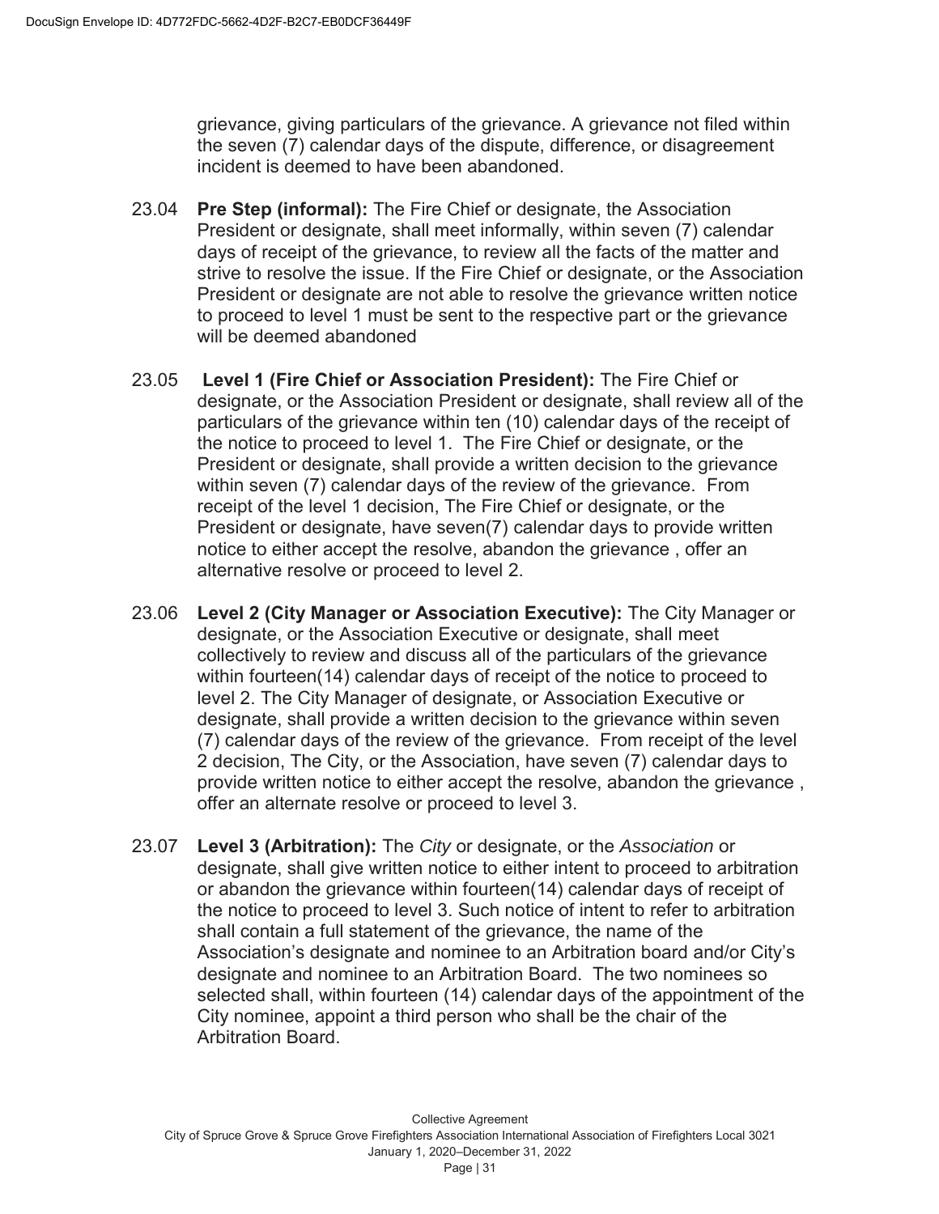grievance, giving particulars of the grievance. A grievance not filed within the seven (7) calendar days of the dispute, difference, or disagreement incident is deemed to have been abandoned.

23.04 **Pre Step (informal):** The Fire Chief or designate, the Association President or designate, shall meet informally, within seven (7) calendar days of receipt of the grievance, to review all the facts of the matter and strive to resolve the issue. If the Fire Chief or designate, or the Association President or designate are not able to resolve the grievance written notice to proceed to level 1 must be sent to the respective part or the grievance will be deemed abandoned

23.05 **Level 1 (Fire Chief or Association President):** The Fire Chief or designate, or the Association President or designate, shall review all of the particulars of the grievance within ten (10) calendar days of the receipt of the notice to proceed to level 1. The Fire Chief or designate, or the President or designate, shall provide a written decision to the grievance within seven (7) calendar days of the review of the grievance. From receipt of the level 1 decision, The Fire Chief or designate, or the President or designate, have seven(7) calendar days to provide written notice to either accept the resolve, abandon the grievance , offer an alternative resolve or proceed to level 2.

23.06 **Level 2 (City Manager or Association Executive):** The City Manager or designate, or the Association Executive or designate, shall meet collectively to review and discuss all of the particulars of the grievance within fourteen(14) calendar days of receipt of the notice to proceed to level 2. The City Manager of designate, or Association Executive or designate, shall provide a written decision to the grievance within seven (7) calendar days of the review of the grievance. From receipt of the level 2 decision, The City, or the Association, have seven (7) calendar days to provide written notice to either accept the resolve, abandon the grievance , offer an alternate resolve or proceed to level 3.

23.07 **Level 3 (Arbitration):** The *City* or designate, or the *Association* or designate, shall give written notice to either intent to proceed to arbitration or abandon the grievance within fourteen(14) calendar days of receipt of the notice to proceed to level 3. Such notice of intent to refer to arbitration shall contain a full statement of the grievance, the name of the Association's designate and nominee to an Arbitration board and/or City's designate and nominee to an Arbitration Board. The two nominees so selected shall, within fourteen (14) calendar days of the appointment of the City nominee, appoint a third person who shall be the chair of the Arbitration Board.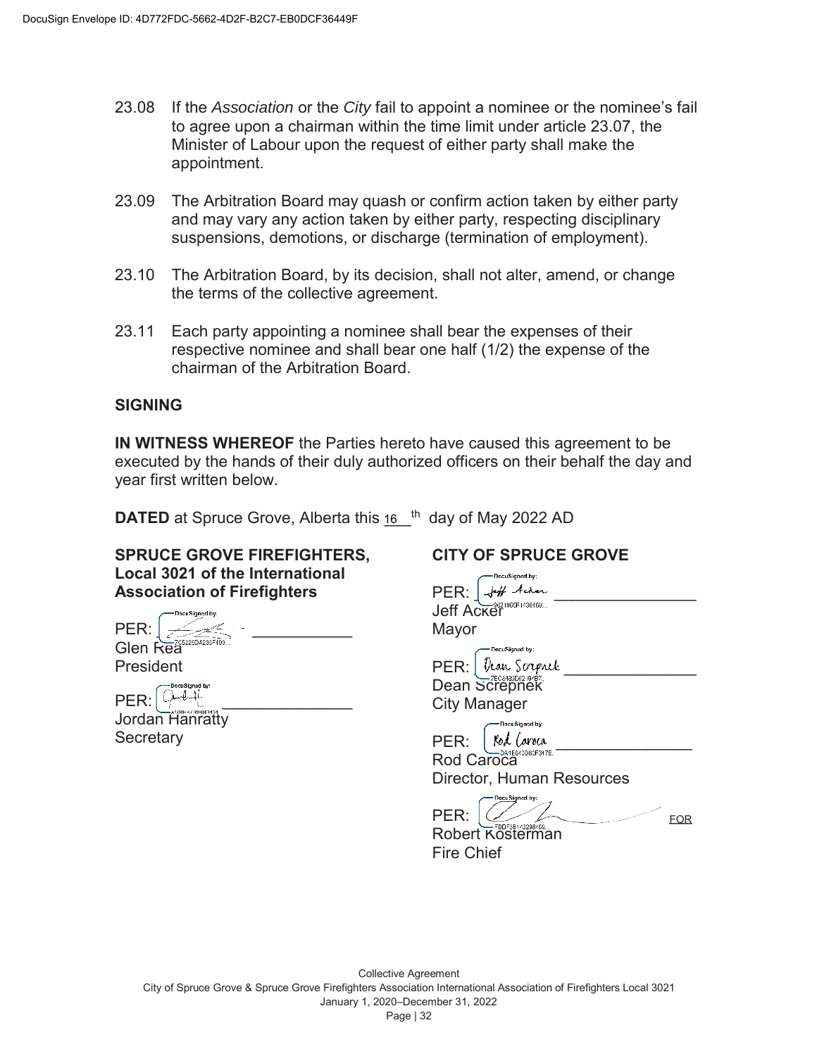23.08 If the *Association* or the *City* fail to appoint a nominee or the nominee's fail to agree upon a chairman within the time limit under article 23.07, the Minister of Labour upon the request of either party shall make the appointment.

23.09 The Arbitration Board may quash or confirm action taken by either party and may vary any action taken by either party, respecting disciplinary suspensions, demotions, or discharge (termination of employment).

23.10 The Arbitration Board, by its decision, shall not alter, amend, or change the terms of the collective agreement.

23.11 Each party appointing a nominee shall bear the expenses of their respective nominee and shall bear one half (1/2) the expense of the chairman of the Arbitration Board.

## SIGNING

**IN WITNESS WHEREOF** the Parties hereto have caused this agreement to be executed by the hands of their duly authorized officers on their behalf the day and year first written below.

**DATED** at Spruce Grove, Alberta this 16 th day of May 2022 AD

**SPRUCE GROVE FIREFIGHTERS, Local 3021 of the International Association of Firefighters**

PER: ____________
Glen Rea
President

PER: ____________
Jordan Hanratty
Secretary

**CITY OF SPRUCE GROVE**

PER: ____________
Jeff Acker
Mayor

PER: ____________
Dean Screpnek
City Manager

PER: ____________
Rod Caroca
Director, Human Resources

PER: ____________ FOR
Robert Kosterman
Fire Chief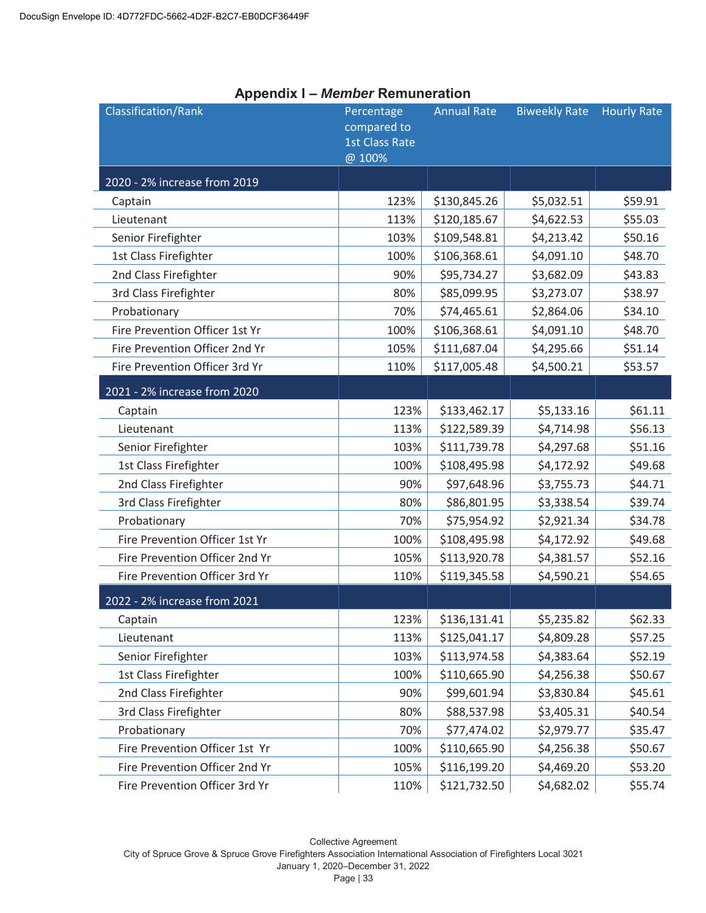# Appendix I – *Member* Remuneration

| Classification/Rank | Percentage compared to 1st Class Rate @ 100% | Annual Rate | Biweekly Rate | Hourly Rate |
|---|---|---|---|---|
| **2020 - 2% increase from 2019** | | | | |
| Captain | 123% | $130,845.26 | $5,032.51 | $59.91 |
| Lieutenant | 113% | $120,185.67 | $4,622.53 | $55.03 |
| Senior Firefighter | 103% | $109,548.81 | $4,213.42 | $50.16 |
| 1st Class Firefighter | 100% | $106,368.61 | $4,091.10 | $48.70 |
| 2nd Class Firefighter | 90% | $95,734.27 | $3,682.09 | $43.83 |
| 3rd Class Firefighter | 80% | $85,099.95 | $3,273.07 | $38.97 |
| Probationary | 70% | $74,465.61 | $2,864.06 | $34.10 |
| Fire Prevention Officer 1st Yr | 100% | $106,368.61 | $4,091.10 | $48.70 |
| Fire Prevention Officer 2nd Yr | 105% | $111,687.04 | $4,295.66 | $51.14 |
| Fire Prevention Officer 3rd Yr | 110% | $117,005.48 | $4,500.21 | $53.57 |
| **2021 - 2% increase from 2020** | | | | |
| Captain | 123% | $133,462.17 | $5,133.16 | $61.11 |
| Lieutenant | 113% | $122,589.39 | $4,714.98 | $56.13 |
| Senior Firefighter | 103% | $111,739.78 | $4,297.68 | $51.16 |
| 1st Class Firefighter | 100% | $108,495.98 | $4,172.92 | $49.68 |
| 2nd Class Firefighter | 90% | $97,648.96 | $3,755.73 | $44.71 |
| 3rd Class Firefighter | 80% | $86,801.95 | $3,338.54 | $39.74 |
| Probationary | 70% | $75,954.92 | $2,921.34 | $34.78 |
| Fire Prevention Officer 1st Yr | 100% | $108,495.98 | $4,172.92 | $49.68 |
| Fire Prevention Officer 2nd Yr | 105% | $113,920.78 | $4,381.57 | $52.16 |
| Fire Prevention Officer 3rd Yr | 110% | $119,345.58 | $4,590.21 | $54.65 |
| **2022 - 2% increase from 2021** | | | | |
| Captain | 123% | $136,131.41 | $5,235.82 | $62.33 |
| Lieutenant | 113% | $125,041.17 | $4,809.28 | $57.25 |
| Senior Firefighter | 103% | $113,974.58 | $4,383.64 | $52.19 |
| 1st Class Firefighter | 100% | $110,665.90 | $4,256.38 | $50.67 |
| 2nd Class Firefighter | 90% | $99,601.94 | $3,830.84 | $45.61 |
| 3rd Class Firefighter | 80% | $88,537.98 | $3,405.31 | $40.54 |
| Probationary | 70% | $77,474.02 | $2,979.77 | $35.47 |
| Fire Prevention Officer 1st Yr | 100% | $110,665.90 | $4,256.38 | $50.67 |
| Fire Prevention Officer 2nd Yr | 105% | $116,199.20 | $4,469.20 | $53.20 |
| Fire Prevention Officer 3rd Yr | 110% | $121,732.50 | $4,682.02 | $55.74 |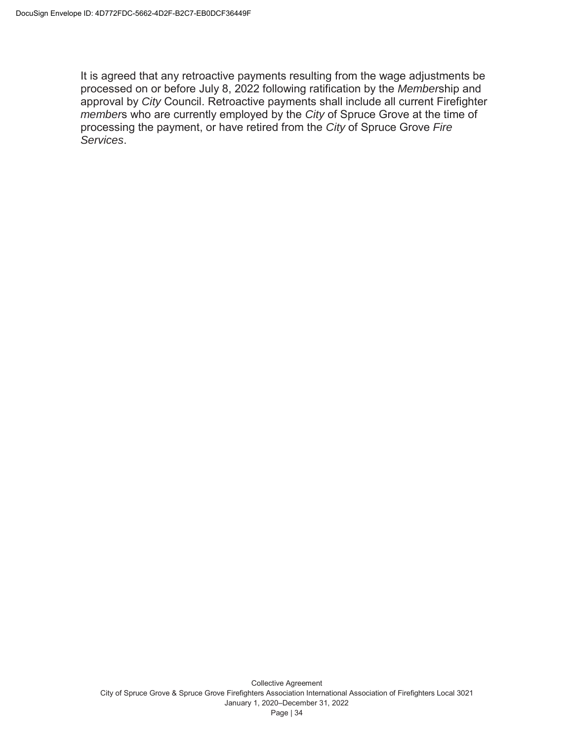It is agreed that any retroactive payments resulting from the wage adjustments be processed on or before July 8, 2022 following ratification by the *Member*ship and approval by *City* Council. Retroactive payments shall include all current Firefighter *member*s who are currently employed by the *City* of Spruce Grove at the time of processing the payment, or have retired from the *City* of Spruce Grove *Fire Services*.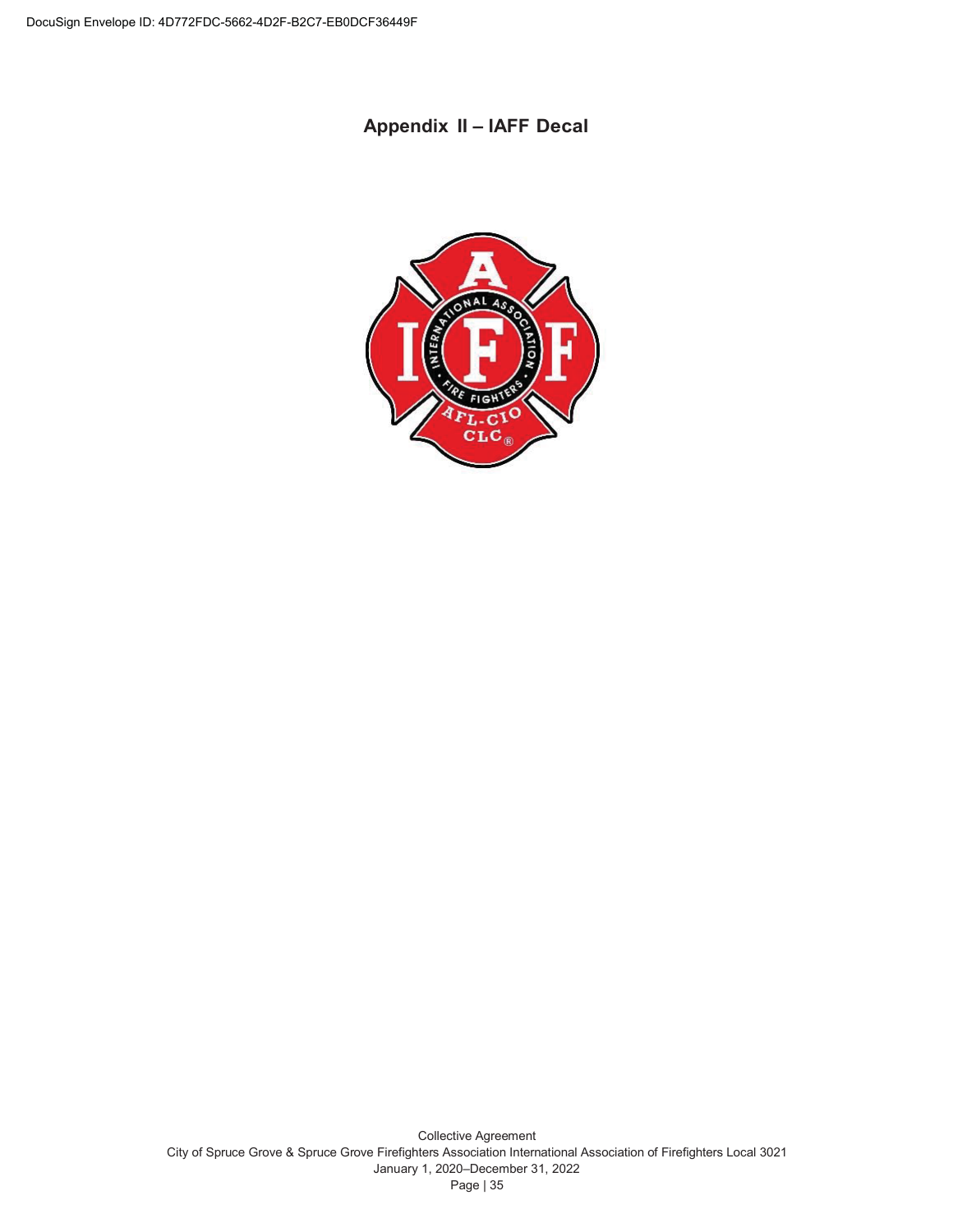# Appendix II – IAFF Decal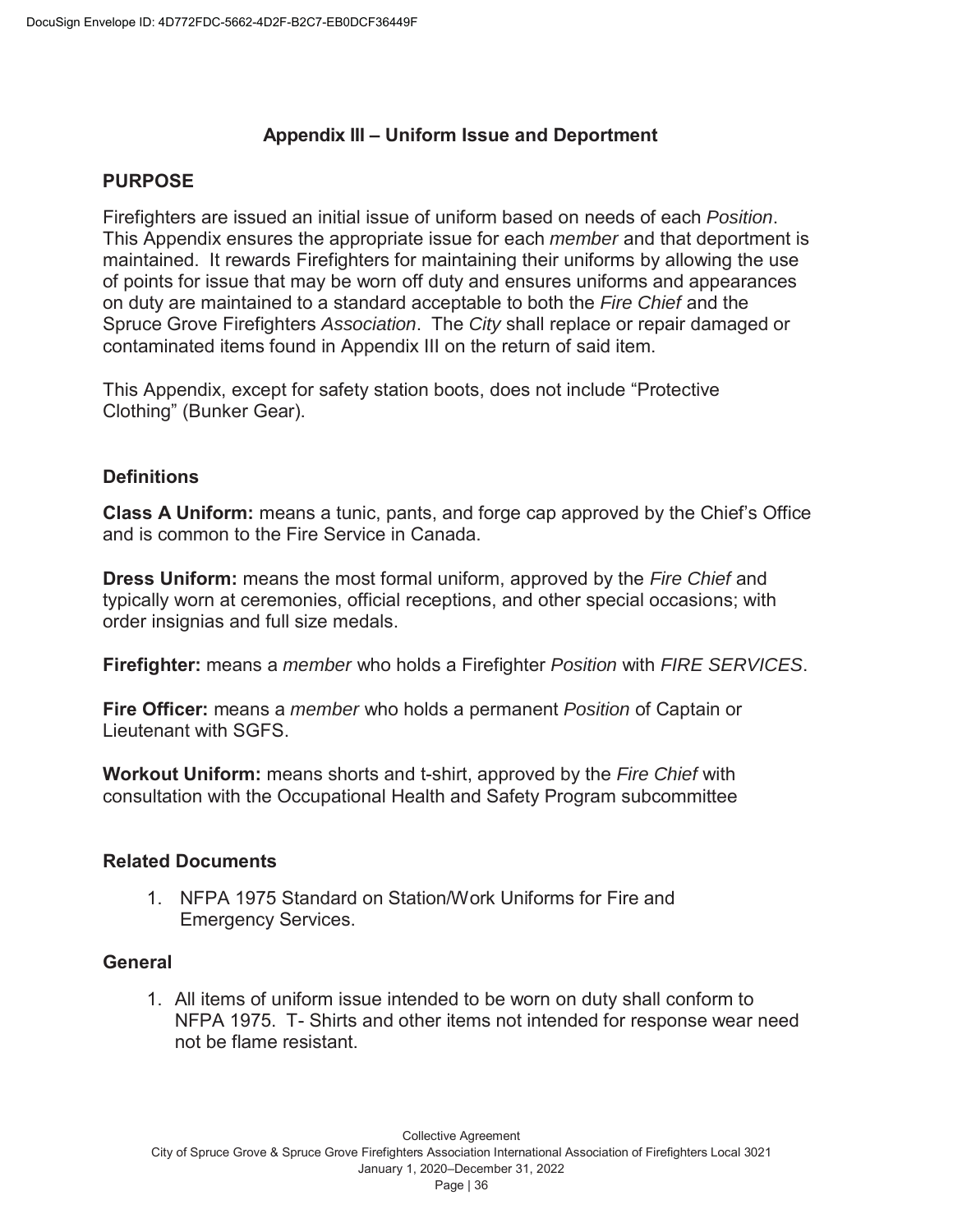## Appendix III – Uniform Issue and Deportment

### PURPOSE

Firefighters are issued an initial issue of uniform based on needs of each *Position*. This Appendix ensures the appropriate issue for each *member* and that deportment is maintained. It rewards Firefighters for maintaining their uniforms by allowing the use of points for issue that may be worn off duty and ensures uniforms and appearances on duty are maintained to a standard acceptable to both the *Fire Chief* and the Spruce Grove Firefighters *Association*. The *City* shall replace or repair damaged or contaminated items found in Appendix III on the return of said item.

This Appendix, except for safety station boots, does not include "Protective Clothing" (Bunker Gear).

### Definitions

**Class A Uniform:** means a tunic, pants, and forge cap approved by the Chief's Office and is common to the Fire Service in Canada.

**Dress Uniform:** means the most formal uniform, approved by the *Fire Chief* and typically worn at ceremonies, official receptions, and other special occasions; with order insignias and full size medals.

**Firefighter:** means a *member* who holds a Firefighter *Position* with *FIRE SERVICES*.

**Fire Officer:** means a *member* who holds a permanent *Position* of Captain or Lieutenant with SGFS.

**Workout Uniform:** means shorts and t-shirt, approved by the *Fire Chief* with consultation with the Occupational Health and Safety Program subcommittee

### Related Documents

1. NFPA 1975 Standard on Station/Work Uniforms for Fire and Emergency Services.

### General

1. All items of uniform issue intended to be worn on duty shall conform to NFPA 1975. T- Shirts and other items not intended for response wear need not be flame resistant.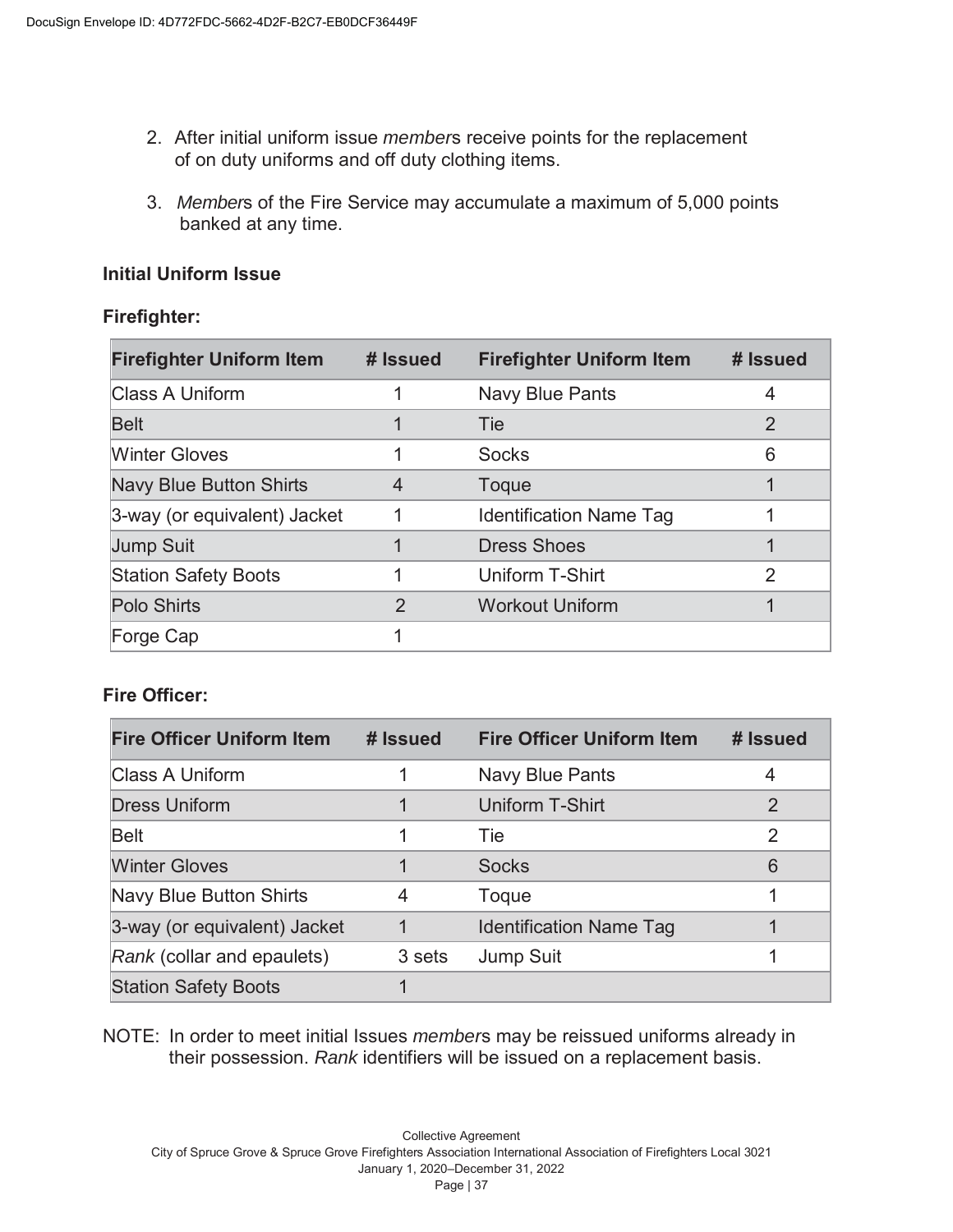2. After initial uniform issue *member*s receive points for the replacement of on duty uniforms and off duty clothing items.

3. *Member*s of the Fire Service may accumulate a maximum of 5,000 points banked at any time.

**Initial Uniform Issue**

**Firefighter:**

| Firefighter Uniform Item | # Issued | Firefighter Uniform Item | # Issued |
|---|---|---|---|
| Class A Uniform | 1 | Navy Blue Pants | 4 |
| Belt | 1 | Tie | 2 |
| Winter Gloves | 1 | Socks | 6 |
| Navy Blue Button Shirts | 4 | Toque | 1 |
| 3-way (or equivalent) Jacket | 1 | Identification Name Tag | 1 |
| Jump Suit | 1 | Dress Shoes | 1 |
| Station Safety Boots | 1 | Uniform T-Shirt | 2 |
| Polo Shirts | 2 | Workout Uniform | 1 |
| Forge Cap | 1 | | |

**Fire Officer:**

| Fire Officer Uniform Item | # Issued | Fire Officer Uniform Item | # Issued |
|---|---|---|---|
| Class A Uniform | 1 | Navy Blue Pants | 4 |
| Dress Uniform | 1 | Uniform T-Shirt | 2 |
| Belt | 1 | Tie | 2 |
| Winter Gloves | 1 | Socks | 6 |
| Navy Blue Button Shirts | 4 | Toque | 1 |
| 3-way (or equivalent) Jacket | 1 | Identification Name Tag | 1 |
| *Rank* (collar and epaulets) | 3 sets | Jump Suit | 1 |
| Station Safety Boots | 1 | | |

NOTE: In order to meet initial Issues *member*s may be reissued uniforms already in their possession. *Rank* identifiers will be issued on a replacement basis.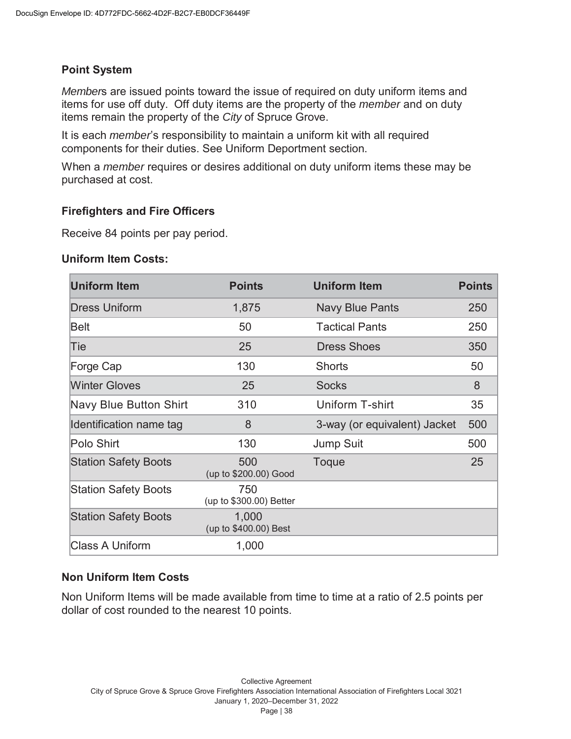### Point System

*Member*s are issued points toward the issue of required on duty uniform items and items for use off duty. Off duty items are the property of the *member* and on duty items remain the property of the *City* of Spruce Grove.

It is each *member*'s responsibility to maintain a uniform kit with all required components for their duties. See Uniform Deportment section.

When a *member* requires or desires additional on duty uniform items these may be purchased at cost.

### Firefighters and Fire Officers

Receive 84 points per pay period.

### Uniform Item Costs:

| Uniform Item | Points | Uniform Item | Points |
|---|---|---|---|
| Dress Uniform | 1,875 | Navy Blue Pants | 250 |
| Belt | 50 | Tactical Pants | 250 |
| Tie | 25 | Dress Shoes | 350 |
| Forge Cap | 130 | Shorts | 50 |
| Winter Gloves | 25 | Socks | 8 |
| Navy Blue Button Shirt | 310 | Uniform T-shirt | 35 |
| Identification name tag | 8 | 3-way (or equivalent) Jacket | 500 |
| Polo Shirt | 130 | Jump Suit | 500 |
| Station Safety Boots | 500 (up to $200.00) Good | Toque | 25 |
| Station Safety Boots | 750 (up to $300.00) Better | | |
| Station Safety Boots | 1,000 (up to $400.00) Best | | |
| Class A Uniform | 1,000 | | |

### Non Uniform Item Costs

Non Uniform Items will be made available from time to time at a ratio of 2.5 points per dollar of cost rounded to the nearest 10 points.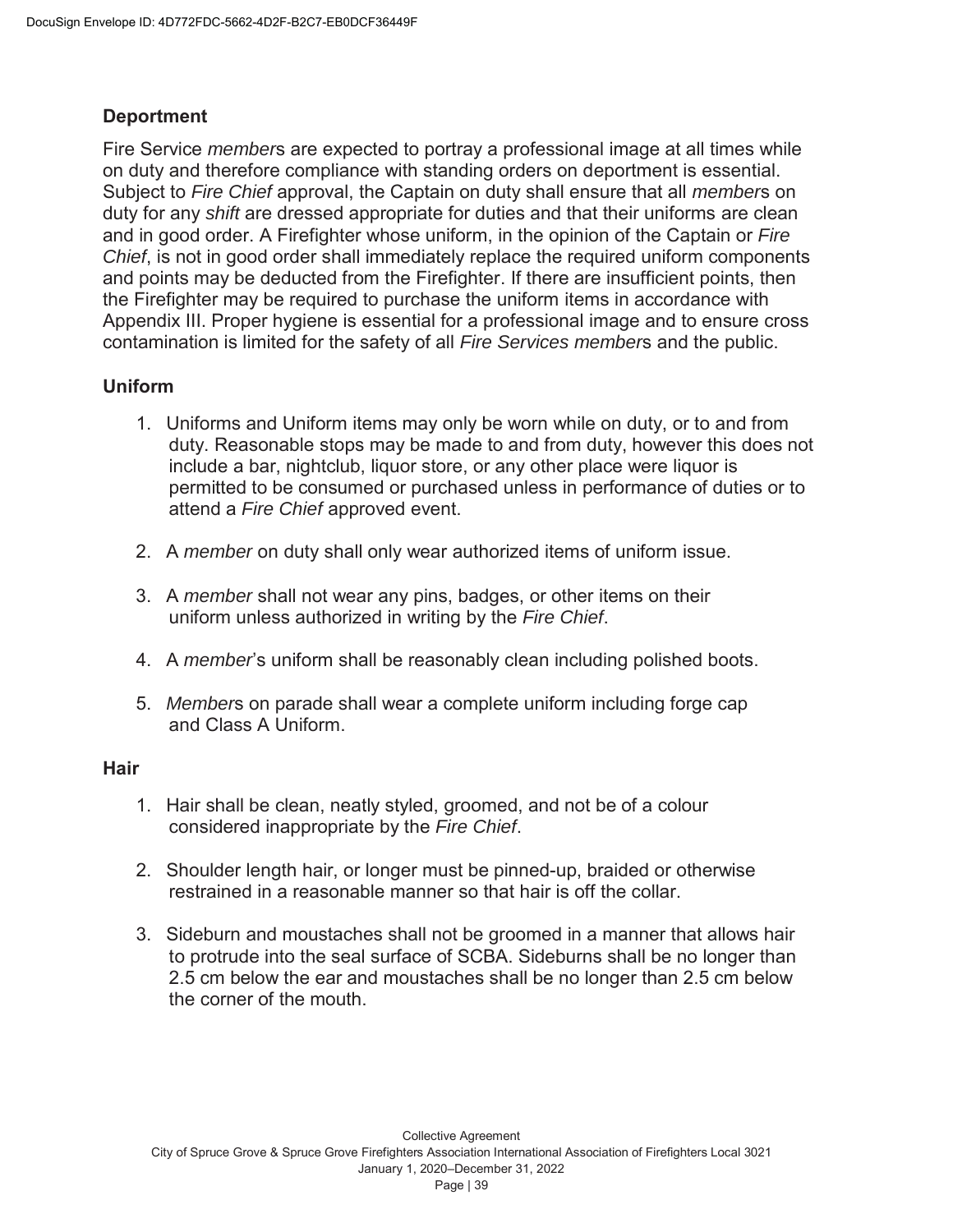## Deportment

Fire Service *member*s are expected to portray a professional image at all times while on duty and therefore compliance with standing orders on deportment is essential. Subject to *Fire Chief* approval, the Captain on duty shall ensure that all *member*s on duty for any *shift* are dressed appropriate for duties and that their uniforms are clean and in good order. A Firefighter whose uniform, in the opinion of the Captain or *Fire Chief*, is not in good order shall immediately replace the required uniform components and points may be deducted from the Firefighter. If there are insufficient points, then the Firefighter may be required to purchase the uniform items in accordance with Appendix III. Proper hygiene is essential for a professional image and to ensure cross contamination is limited for the safety of all *Fire Services member*s and the public.

## Uniform

1. Uniforms and Uniform items may only be worn while on duty, or to and from duty. Reasonable stops may be made to and from duty, however this does not include a bar, nightclub, liquor store, or any other place were liquor is permitted to be consumed or purchased unless in performance of duties or to attend a *Fire Chief* approved event.

2. A *member* on duty shall only wear authorized items of uniform issue.

3. A *member* shall not wear any pins, badges, or other items on their uniform unless authorized in writing by the *Fire Chief*.

4. A *member*'s uniform shall be reasonably clean including polished boots.

5. *Member*s on parade shall wear a complete uniform including forge cap and Class A Uniform.

## Hair

1. Hair shall be clean, neatly styled, groomed, and not be of a colour considered inappropriate by the *Fire Chief*.

2. Shoulder length hair, or longer must be pinned-up, braided or otherwise restrained in a reasonable manner so that hair is off the collar.

3. Sideburn and moustaches shall not be groomed in a manner that allows hair to protrude into the seal surface of SCBA. Sideburns shall be no longer than 2.5 cm below the ear and moustaches shall be no longer than 2.5 cm below the corner of the mouth.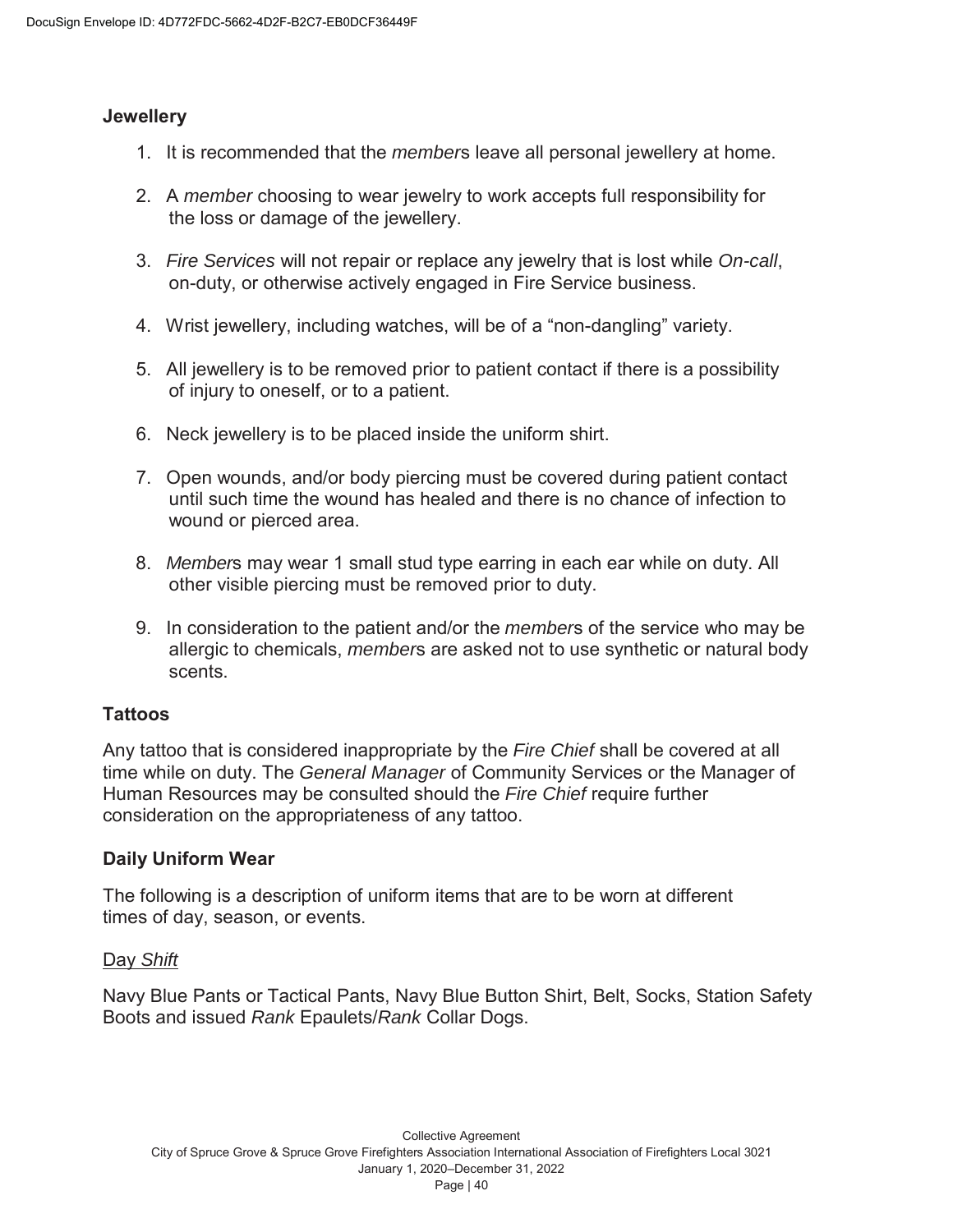**Jewellery**

1. It is recommended that the *member*s leave all personal jewellery at home.

2. A *member* choosing to wear jewelry to work accepts full responsibility for the loss or damage of the jewellery.

3. *Fire Services* will not repair or replace any jewelry that is lost while *On-call*, on-duty, or otherwise actively engaged in Fire Service business.

4. Wrist jewellery, including watches, will be of a "non-dangling" variety.

5. All jewellery is to be removed prior to patient contact if there is a possibility of injury to oneself, or to a patient.

6. Neck jewellery is to be placed inside the uniform shirt.

7. Open wounds, and/or body piercing must be covered during patient contact until such time the wound has healed and there is no chance of infection to wound or pierced area.

8. *Member*s may wear 1 small stud type earring in each ear while on duty. All other visible piercing must be removed prior to duty.

9. In consideration to the patient and/or the *member*s of the service who may be allergic to chemicals, *member*s are asked not to use synthetic or natural body scents.

**Tattoos**

Any tattoo that is considered inappropriate by the *Fire Chief* shall be covered at all time while on duty. The *General Manager* of Community Services or the Manager of Human Resources may be consulted should the *Fire Chief* require further consideration on the appropriateness of any tattoo.

**Daily Uniform Wear**

The following is a description of uniform items that are to be worn at different times of day, season, or events.

<u>Day *Shift*</u>

Navy Blue Pants or Tactical Pants, Navy Blue Button Shirt, Belt, Socks, Station Safety Boots and issued *Rank* Epaulets/*Rank* Collar Dogs.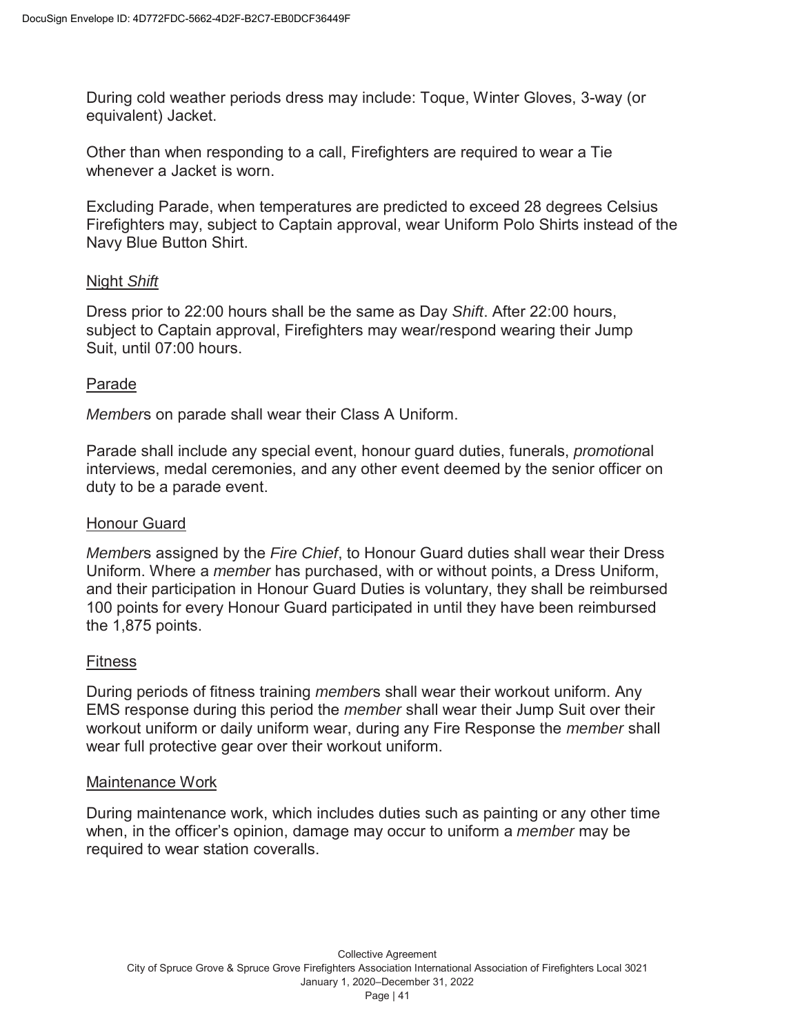During cold weather periods dress may include: Toque, Winter Gloves, 3-way (or equivalent) Jacket.

Other than when responding to a call, Firefighters are required to wear a Tie whenever a Jacket is worn.

Excluding Parade, when temperatures are predicted to exceed 28 degrees Celsius Firefighters may, subject to Captain approval, wear Uniform Polo Shirts instead of the Navy Blue Button Shirt.

### Night *Shift*

Dress prior to 22:00 hours shall be the same as Day *Shift*. After 22:00 hours, subject to Captain approval, Firefighters may wear/respond wearing their Jump Suit, until 07:00 hours.

### Parade

*Member*s on parade shall wear their Class A Uniform.

Parade shall include any special event, honour guard duties, funerals, *promotion*al interviews, medal ceremonies, and any other event deemed by the senior officer on duty to be a parade event.

### Honour Guard

*Member*s assigned by the *Fire Chief*, to Honour Guard duties shall wear their Dress Uniform. Where a *member* has purchased, with or without points, a Dress Uniform, and their participation in Honour Guard Duties is voluntary, they shall be reimbursed 100 points for every Honour Guard participated in until they have been reimbursed the 1,875 points.

### Fitness

During periods of fitness training *member*s shall wear their workout uniform. Any EMS response during this period the *member* shall wear their Jump Suit over their workout uniform or daily uniform wear, during any Fire Response the *member* shall wear full protective gear over their workout uniform.

### Maintenance Work

During maintenance work, which includes duties such as painting or any other time when, in the officer's opinion, damage may occur to uniform a *member* may be required to wear station coveralls.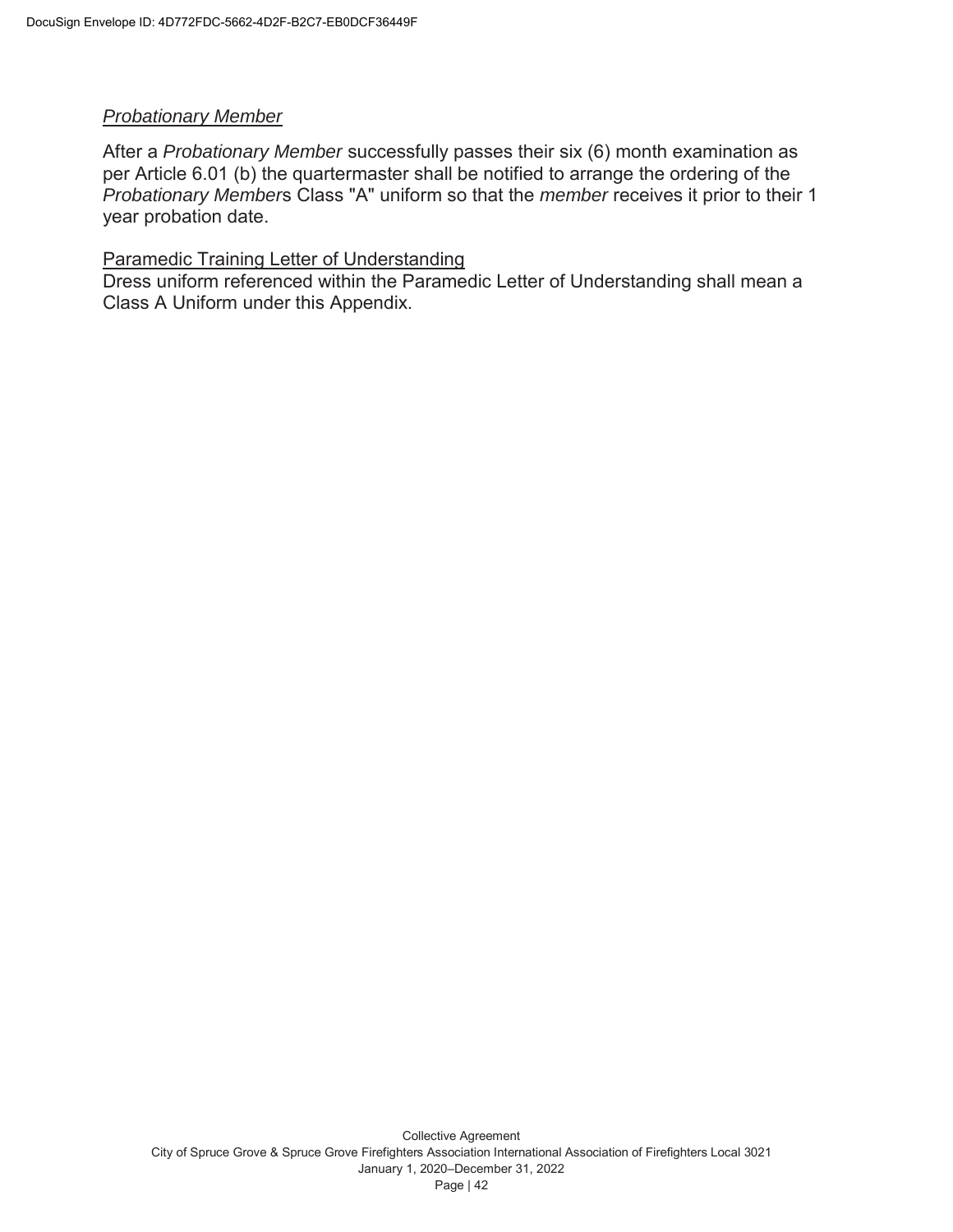*Probationary Member*

After a *Probationary Member* successfully passes their six (6) month examination as per Article 6.01 (b) the quartermaster shall be notified to arrange the ordering of the *Probationary Member*s Class "A" uniform so that the *member* receives it prior to their 1 year probation date.

Paramedic Training Letter of Understanding

Dress uniform referenced within the Paramedic Letter of Understanding shall mean a Class A Uniform under this Appendix.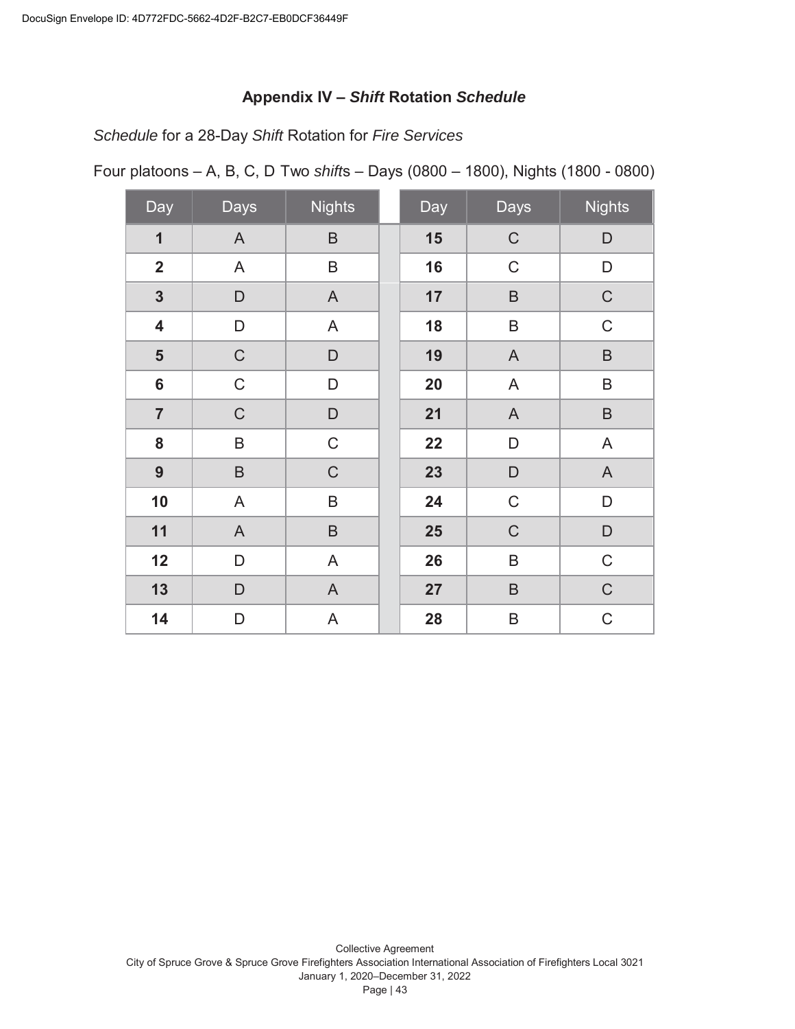## Appendix IV – *Shift* Rotation *Schedule*

*Schedule* for a 28-Day *Shift* Rotation for *Fire Services*

Four platoons – A, B, C, D Two *shift*s – Days (0800 – 1800), Nights (1800 - 0800)

| Day | Days | Nights | | Day | Days | Nights |
|---|---|---|---|---|---|---|
| **1** | A | B | | **15** | C | D |
| **2** | A | B | | **16** | C | D |
| **3** | D | A | | **17** | B | C |
| **4** | D | A | | **18** | B | C |
| **5** | C | D | | **19** | A | B |
| **6** | C | D | | **20** | A | B |
| **7** | C | D | | **21** | A | B |
| **8** | B | C | | **22** | D | A |
| **9** | B | C | | **23** | D | A |
| **10** | A | B | | **24** | C | D |
| **11** | A | B | | **25** | C | D |
| **12** | D | A | | **26** | B | C |
| **13** | D | A | | **27** | B | C |
| **14** | D | A | | **28** | B | C |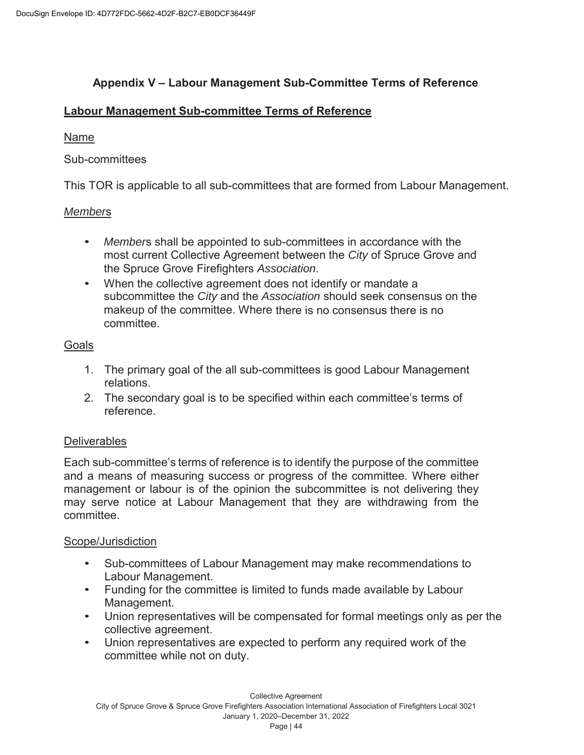## Appendix V – Labour Management Sub-Committee Terms of Reference

**Labour Management Sub-committee Terms of Reference**

Name

Sub-committees

This TOR is applicable to all sub-committees that are formed from Labour Management.

*Member*s

- *Member*s shall be appointed to sub-committees in accordance with the most current Collective Agreement between the *City* of Spruce Grove and the Spruce Grove Firefighters *Association*.
- When the collective agreement does not identify or mandate a subcommittee the *City* and the *Association* should seek consensus on the makeup of the committee. Where there is no consensus there is no committee.

Goals

1. The primary goal of the all sub-committees is good Labour Management relations.
2. The secondary goal is to be specified within each committee's terms of reference.

Deliverables

Each sub-committee's terms of reference is to identify the purpose of the committee and a means of measuring success or progress of the committee. Where either management or labour is of the opinion the subcommittee is not delivering they may serve notice at Labour Management that they are withdrawing from the committee.

Scope/Jurisdiction

- Sub-committees of Labour Management may make recommendations to Labour Management.
- Funding for the committee is limited to funds made available by Labour Management.
- Union representatives will be compensated for formal meetings only as per the collective agreement.
- Union representatives are expected to perform any required work of the committee while not on duty.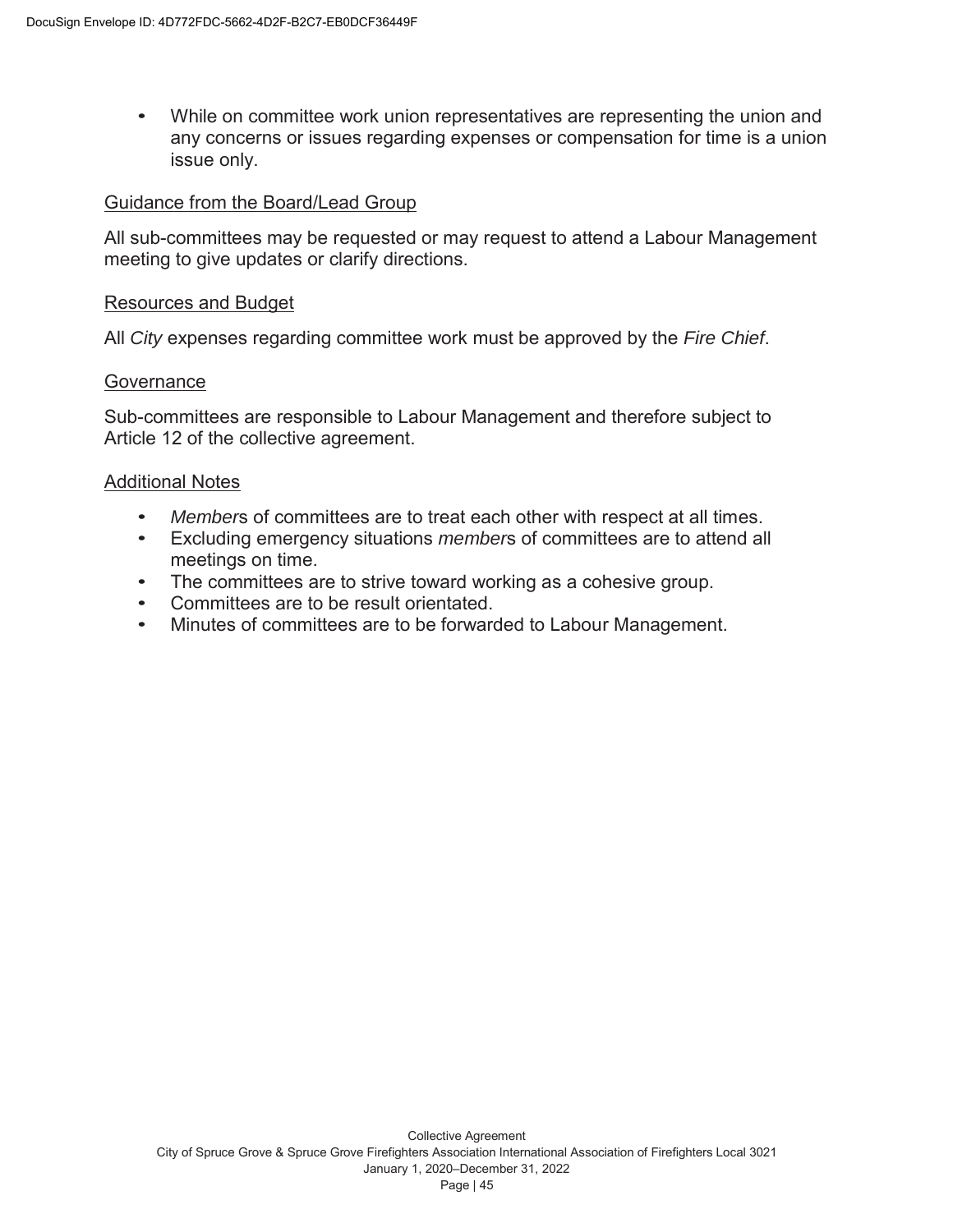- While on committee work union representatives are representing the union and any concerns or issues regarding expenses or compensation for time is a union issue only.

Guidance from the Board/Lead Group

All sub-committees may be requested or may request to attend a Labour Management meeting to give updates or clarify directions.

Resources and Budget

All *City* expenses regarding committee work must be approved by the *Fire Chief*.

Governance

Sub-committees are responsible to Labour Management and therefore subject to Article 12 of the collective agreement.

Additional Notes

- *Member*s of committees are to treat each other with respect at all times.
- Excluding emergency situations *member*s of committees are to attend all meetings on time.
- The committees are to strive toward working as a cohesive group.
- Committees are to be result orientated.
- Minutes of committees are to be forwarded to Labour Management.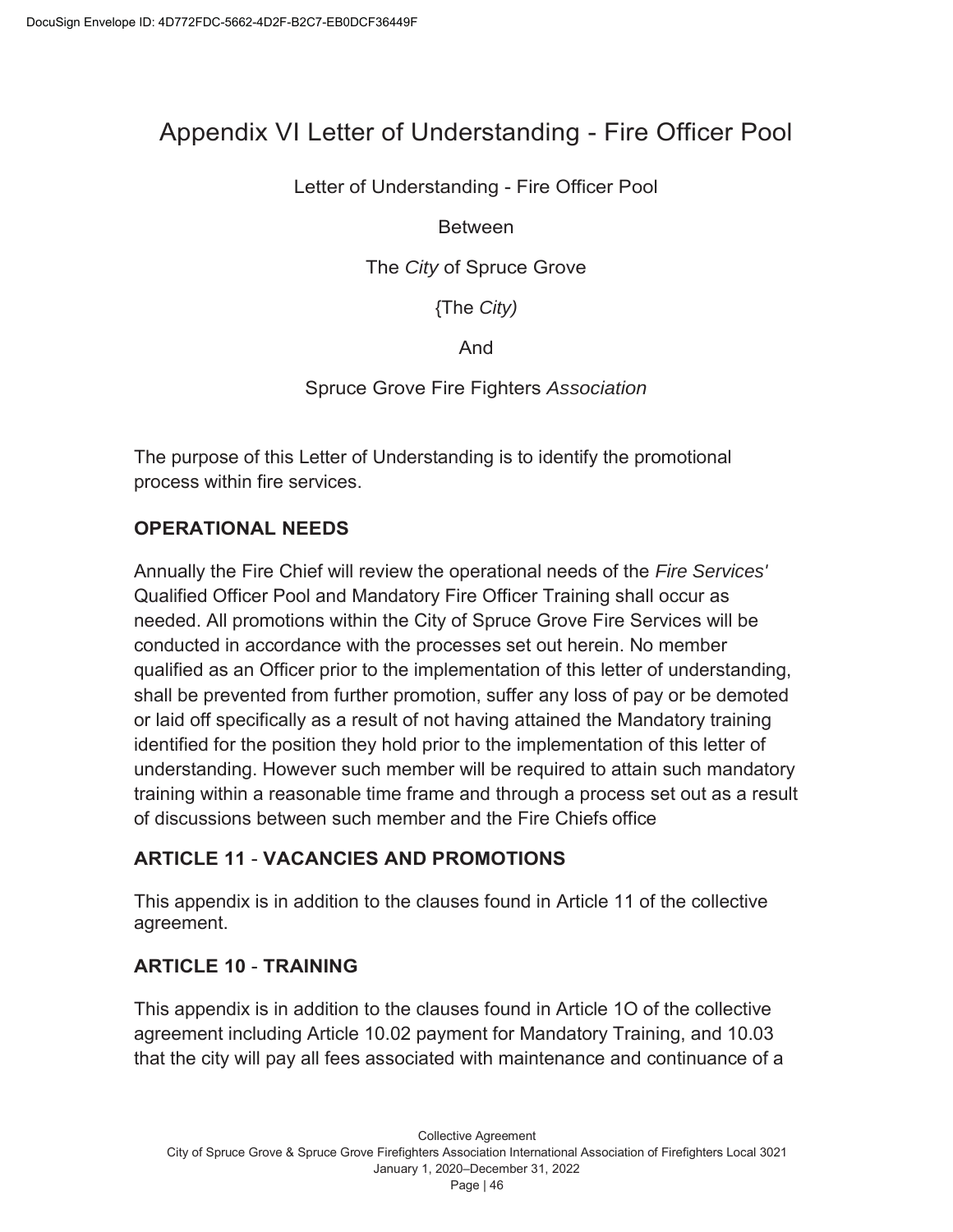# Appendix VI Letter of Understanding - Fire Officer Pool

Letter of Understanding - Fire Officer Pool

Between

The *City* of Spruce Grove

{The *City)*

And

Spruce Grove Fire Fighters *Association*

The purpose of this Letter of Understanding is to identify the promotional process within fire services.

## OPERATIONAL NEEDS

Annually the Fire Chief will review the operational needs of the *Fire Services'* Qualified Officer Pool and Mandatory Fire Officer Training shall occur as needed. All promotions within the City of Spruce Grove Fire Services will be conducted in accordance with the processes set out herein. No member qualified as an Officer prior to the implementation of this letter of understanding, shall be prevented from further promotion, suffer any loss of pay or be demoted or laid off specifically as a result of not having attained the Mandatory training identified for the position they hold prior to the implementation of this letter of understanding. However such member will be required to attain such mandatory training within a reasonable time frame and through a process set out as a result of discussions between such member and the Fire Chiefs office

## ARTICLE 11 - VACANCIES AND PROMOTIONS

This appendix is in addition to the clauses found in Article 11 of the collective agreement.

## ARTICLE 10 - TRAINING

This appendix is in addition to the clauses found in Article 1O of the collective agreement including Article 10.02 payment for Mandatory Training, and 10.03 that the city will pay all fees associated with maintenance and continuance of a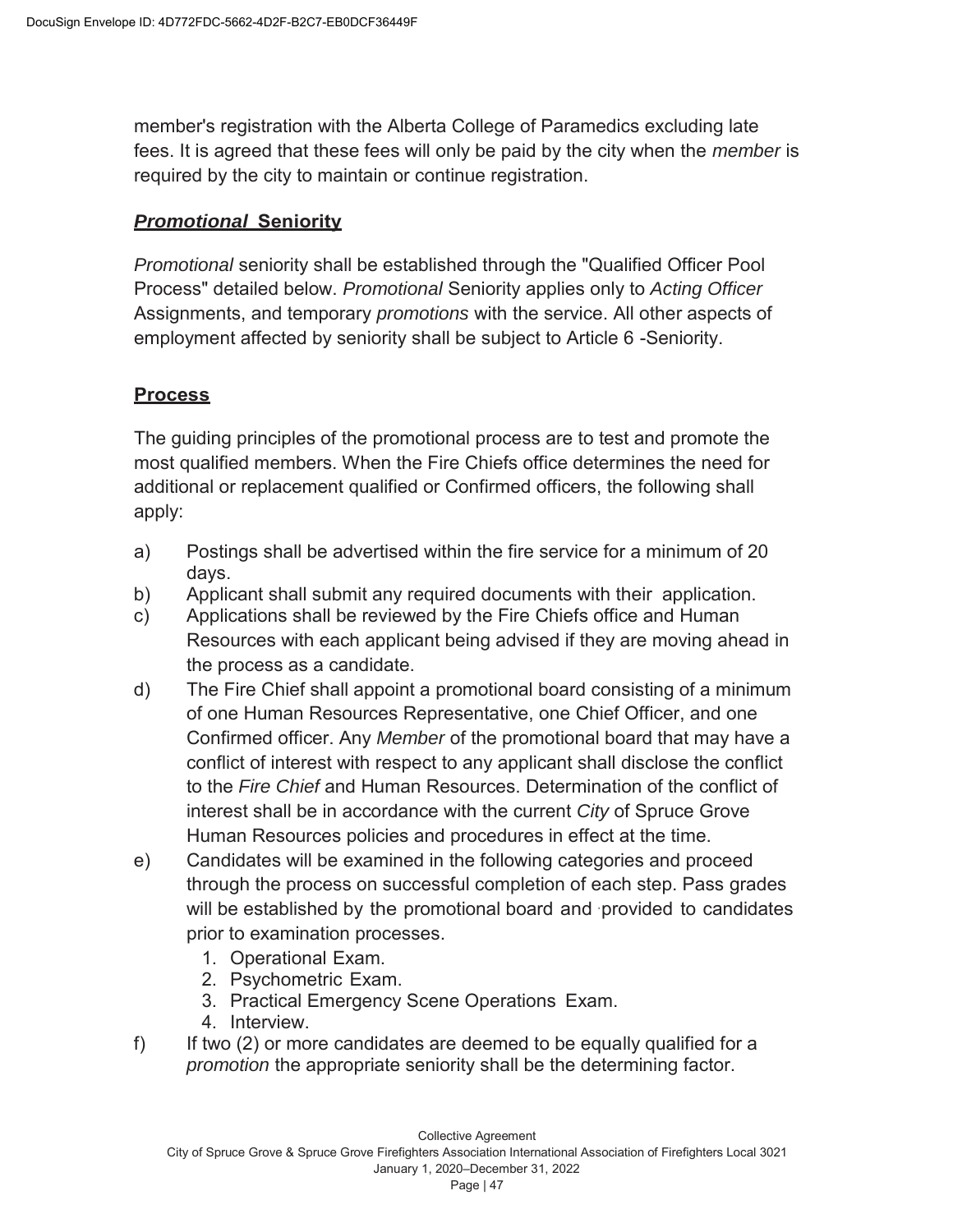member's registration with the Alberta College of Paramedics excluding late fees. It is agreed that these fees will only be paid by the city when the *member* is required by the city to maintain or continue registration.

## ***Promotional* Seniority**

*Promotional* seniority shall be established through the "Qualified Officer Pool Process" detailed below. *Promotional* Seniority applies only to *Acting Officer* Assignments, and temporary *promotions* with the service. All other aspects of employment affected by seniority shall be subject to Article 6 -Seniority.

## **Process**

The guiding principles of the promotional process are to test and promote the most qualified members. When the Fire Chiefs office determines the need for additional or replacement qualified or Confirmed officers, the following shall apply:

a) Postings shall be advertised within the fire service for a minimum of 20 days.

b) Applicant shall submit any required documents with their application.

c) Applications shall be reviewed by the Fire Chiefs office and Human Resources with each applicant being advised if they are moving ahead in the process as a candidate.

d) The Fire Chief shall appoint a promotional board consisting of a minimum of one Human Resources Representative, one Chief Officer, and one Confirmed officer. Any *Member* of the promotional board that may have a conflict of interest with respect to any applicant shall disclose the conflict to the *Fire Chief* and Human Resources. Determination of the conflict of interest shall be in accordance with the current *City* of Spruce Grove Human Resources policies and procedures in effect at the time.

e) Candidates will be examined in the following categories and proceed through the process on successful completion of each step. Pass grades will be established by the promotional board and provided to candidates prior to examination processes.
   1. Operational Exam.
   2. Psychometric Exam.
   3. Practical Emergency Scene Operations Exam.
   4. Interview.

f) If two (2) or more candidates are deemed to be equally qualified for a *promotion* the appropriate seniority shall be the determining factor.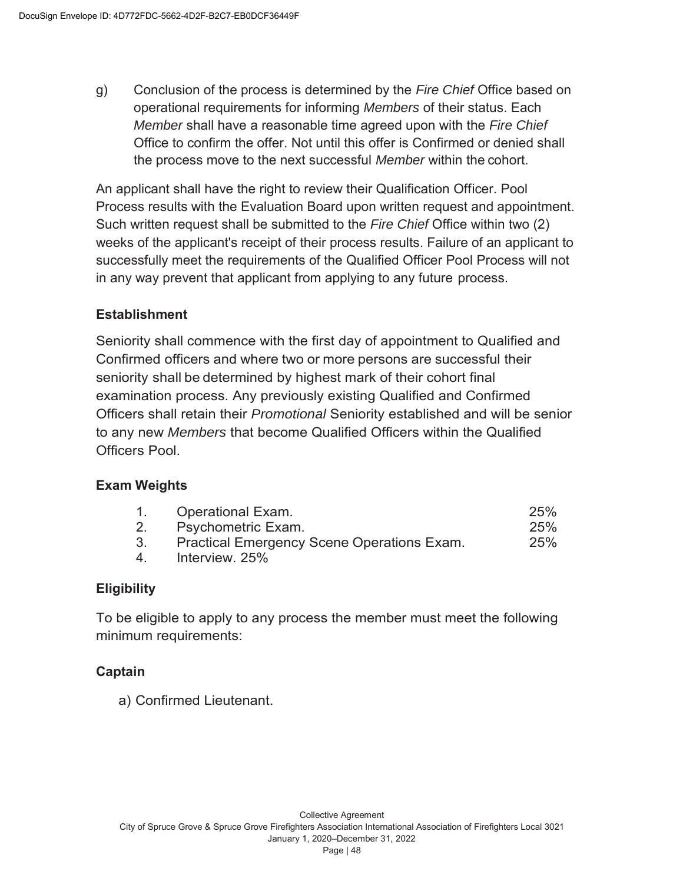g) Conclusion of the process is determined by the *Fire Chief* Office based on operational requirements for informing *Members* of their status. Each *Member* shall have a reasonable time agreed upon with the *Fire Chief* Office to confirm the offer. Not until this offer is Confirmed or denied shall the process move to the next successful *Member* within the cohort.

An applicant shall have the right to review their Qualification Officer. Pool Process results with the Evaluation Board upon written request and appointment. Such written request shall be submitted to the *Fire Chief* Office within two (2) weeks of the applicant's receipt of their process results. Failure of an applicant to successfully meet the requirements of the Qualified Officer Pool Process will not in any way prevent that applicant from applying to any future process.

**Establishment**

Seniority shall commence with the first day of appointment to Qualified and Confirmed officers and where two or more persons are successful their seniority shall be determined by highest mark of their cohort final examination process. Any previously existing Qualified and Confirmed Officers shall retain their *Promotional* Seniority established and will be senior to any new *Members* that become Qualified Officers within the Qualified Officers Pool.

**Exam Weights**

1. Operational Exam. 25%
2. Psychometric Exam. 25%
3. Practical Emergency Scene Operations Exam. 25%
4. Interview. 25%

**Eligibility**

To be eligible to apply to any process the member must meet the following minimum requirements:

**Captain**

a) Confirmed Lieutenant.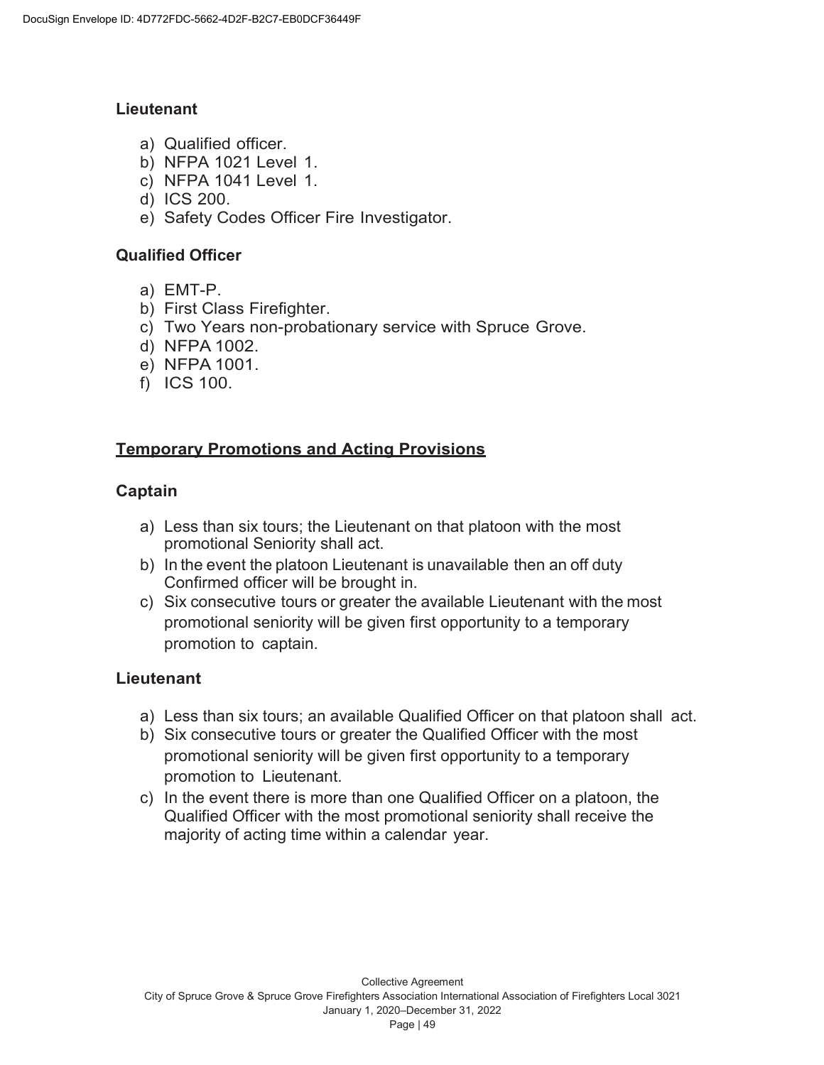### Lieutenant

a) Qualified officer.
b) NFPA 1021 Level 1.
c) NFPA 1041 Level 1.
d) ICS 200.
e) Safety Codes Officer Fire Investigator.

### Qualified Officer

a) EMT-P.
b) First Class Firefighter.
c) Two Years non-probationary service with Spruce Grove.
d) NFPA 1002.
e) NFPA 1001.
f) ICS 100.

## Temporary Promotions and Acting Provisions

### Captain

a) Less than six tours; the Lieutenant on that platoon with the most promotional Seniority shall act.
b) In the event the platoon Lieutenant is unavailable then an off duty Confirmed officer will be brought in.
c) Six consecutive tours or greater the available Lieutenant with the most promotional seniority will be given first opportunity to a temporary promotion to captain.

### Lieutenant

a) Less than six tours; an available Qualified Officer on that platoon shall act.
b) Six consecutive tours or greater the Qualified Officer with the most promotional seniority will be given first opportunity to a temporary promotion to Lieutenant.
c) In the event there is more than one Qualified Officer on a platoon, the Qualified Officer with the most promotional seniority shall receive the majority of acting time within a calendar year.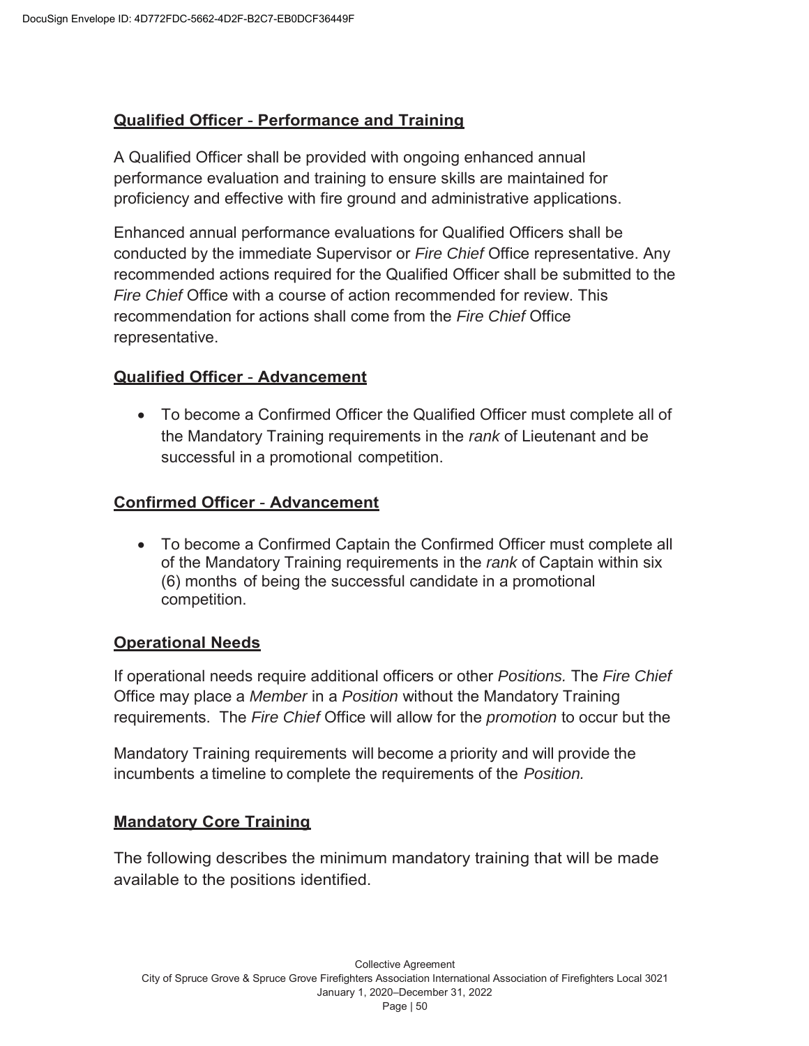## Qualified Officer - Performance and Training

A Qualified Officer shall be provided with ongoing enhanced annual performance evaluation and training to ensure skills are maintained for proficiency and effective with fire ground and administrative applications.

Enhanced annual performance evaluations for Qualified Officers shall be conducted by the immediate Supervisor or *Fire Chief* Office representative. Any recommended actions required for the Qualified Officer shall be submitted to the *Fire Chief* Office with a course of action recommended for review. This recommendation for actions shall come from the *Fire Chief* Office representative.

## Qualified Officer - Advancement

- To become a Confirmed Officer the Qualified Officer must complete all of the Mandatory Training requirements in the *rank* of Lieutenant and be successful in a promotional competition.

## Confirmed Officer - Advancement

- To become a Confirmed Captain the Confirmed Officer must complete all of the Mandatory Training requirements in the *rank* of Captain within six (6) months of being the successful candidate in a promotional competition.

## Operational Needs

If operational needs require additional officers or other *Positions.* The *Fire Chief* Office may place a *Member* in a *Position* without the Mandatory Training requirements. The *Fire Chief* Office will allow for the *promotion* to occur but the

Mandatory Training requirements will become a priority and will provide the incumbents a timeline to complete the requirements of the *Position.*

## Mandatory Core Training

The following describes the minimum mandatory training that will be made available to the positions identified.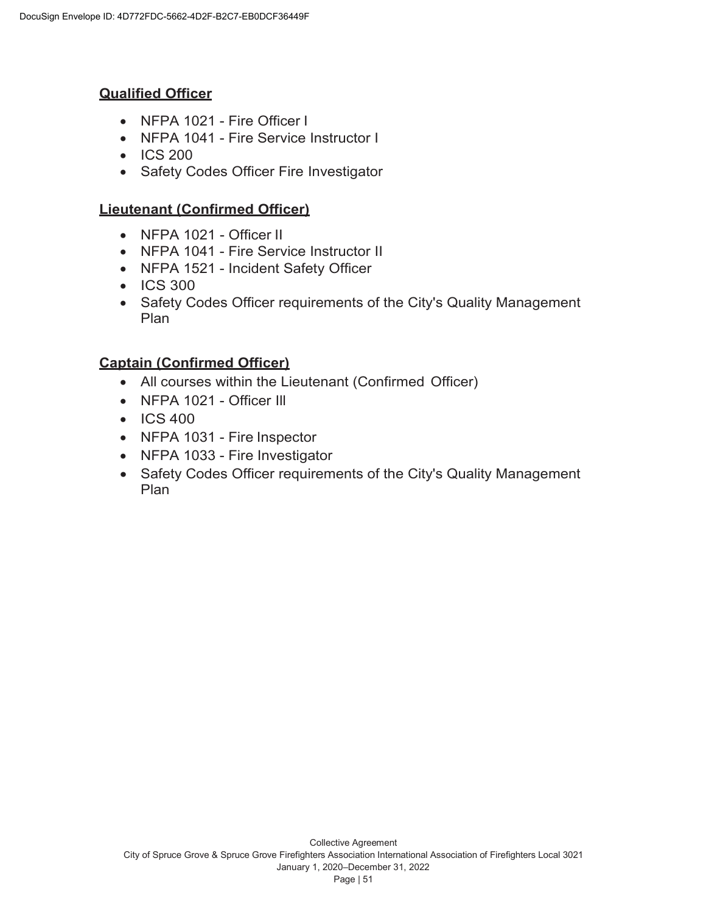**Qualified Officer**

- NFPA 1021 - Fire Officer I
- NFPA 1041 - Fire Service Instructor I
- ICS 200
- Safety Codes Officer Fire Investigator

**Lieutenant (Confirmed Officer)**

- NFPA 1021 - Officer II
- NFPA 1041 - Fire Service Instructor II
- NFPA 1521 - Incident Safety Officer
- ICS 300
- Safety Codes Officer requirements of the City's Quality Management Plan

**Captain (Confirmed Officer)**

- All courses within the Lieutenant (Confirmed Officer)
- NFPA 1021 - Officer III
- ICS 400
- NFPA 1031 - Fire Inspector
- NFPA 1033 - Fire Investigator
- Safety Codes Officer requirements of the City's Quality Management Plan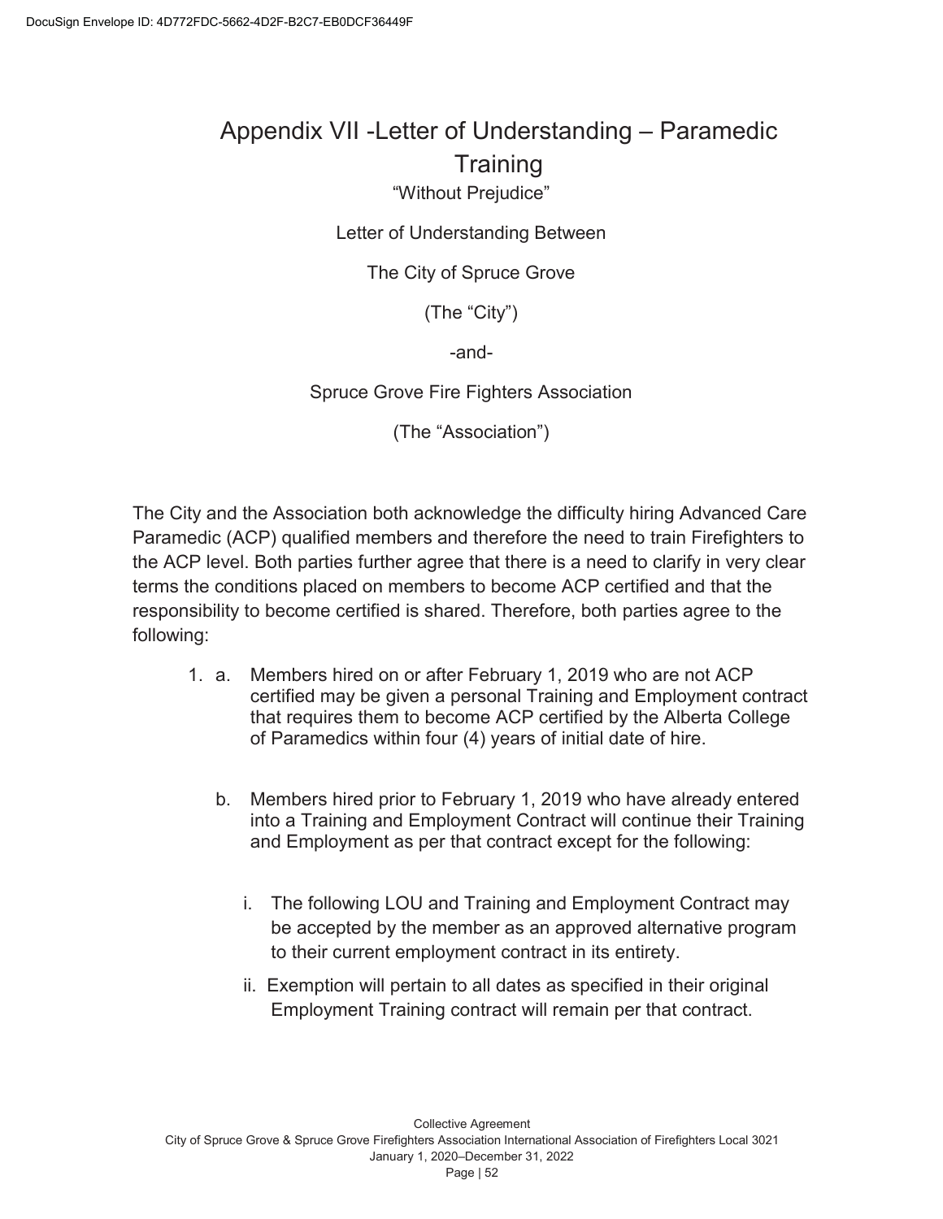# Appendix VII -Letter of Understanding – Paramedic Training

"Without Prejudice"

Letter of Understanding Between

The City of Spruce Grove

(The "City")

-and-

Spruce Grove Fire Fighters Association

(The "Association")

The City and the Association both acknowledge the difficulty hiring Advanced Care Paramedic (ACP) qualified members and therefore the need to train Firefighters to the ACP level. Both parties further agree that there is a need to clarify in very clear terms the conditions placed on members to become ACP certified and that the responsibility to become certified is shared. Therefore, both parties agree to the following:

1. a. Members hired on or after February 1, 2019 who are not ACP certified may be given a personal Training and Employment contract that requires them to become ACP certified by the Alberta College of Paramedics within four (4) years of initial date of hire.

   b. Members hired prior to February 1, 2019 who have already entered into a Training and Employment Contract will continue their Training and Employment as per that contract except for the following:

      i. The following LOU and Training and Employment Contract may be accepted by the member as an approved alternative program to their current employment contract in its entirety.

      ii. Exemption will pertain to all dates as specified in their original Employment Training contract will remain per that contract.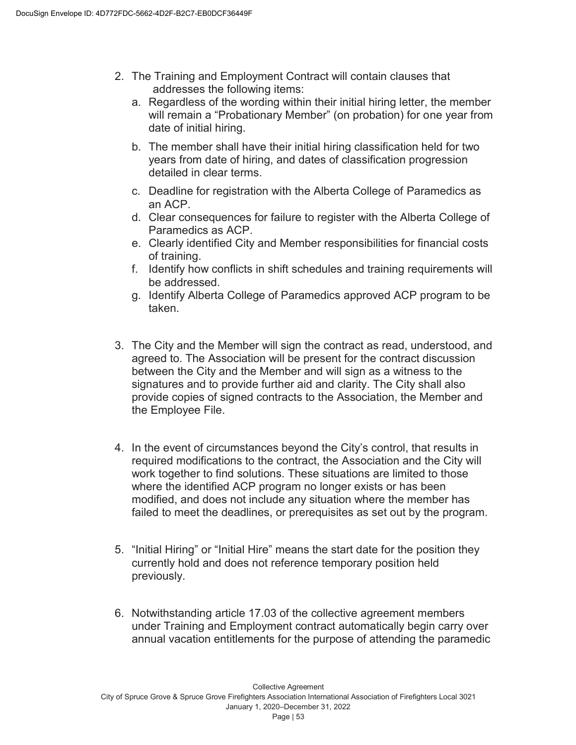2. The Training and Employment Contract will contain clauses that addresses the following items:
   a. Regardless of the wording within their initial hiring letter, the member will remain a "Probationary Member" (on probation) for one year from date of initial hiring.
   b. The member shall have their initial hiring classification held for two years from date of hiring, and dates of classification progression detailed in clear terms.
   c. Deadline for registration with the Alberta College of Paramedics as an ACP.
   d. Clear consequences for failure to register with the Alberta College of Paramedics as ACP.
   e. Clearly identified City and Member responsibilities for financial costs of training.
   f. Identify how conflicts in shift schedules and training requirements will be addressed.
   g. Identify Alberta College of Paramedics approved ACP program to be taken.

3. The City and the Member will sign the contract as read, understood, and agreed to. The Association will be present for the contract discussion between the City and the Member and will sign as a witness to the signatures and to provide further aid and clarity. The City shall also provide copies of signed contracts to the Association, the Member and the Employee File.

4. In the event of circumstances beyond the City's control, that results in required modifications to the contract, the Association and the City will work together to find solutions. These situations are limited to those where the identified ACP program no longer exists or has been modified, and does not include any situation where the member has failed to meet the deadlines, or prerequisites as set out by the program.

5. "Initial Hiring" or "Initial Hire" means the start date for the position they currently hold and does not reference temporary position held previously.

6. Notwithstanding article 17.03 of the collective agreement members under Training and Employment contract automatically begin carry over annual vacation entitlements for the purpose of attending the paramedic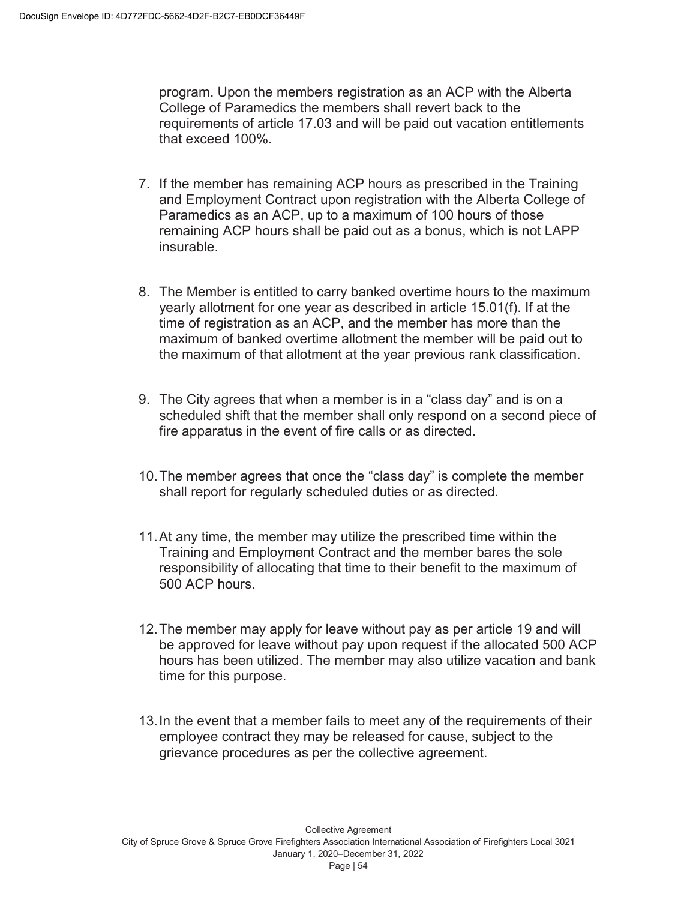program. Upon the members registration as an ACP with the Alberta College of Paramedics the members shall revert back to the requirements of article 17.03 and will be paid out vacation entitlements that exceed 100%.

7. If the member has remaining ACP hours as prescribed in the Training and Employment Contract upon registration with the Alberta College of Paramedics as an ACP, up to a maximum of 100 hours of those remaining ACP hours shall be paid out as a bonus, which is not LAPP insurable.

8. The Member is entitled to carry banked overtime hours to the maximum yearly allotment for one year as described in article 15.01(f). If at the time of registration as an ACP, and the member has more than the maximum of banked overtime allotment the member will be paid out to the maximum of that allotment at the year previous rank classification.

9. The City agrees that when a member is in a "class day" and is on a scheduled shift that the member shall only respond on a second piece of fire apparatus in the event of fire calls or as directed.

10. The member agrees that once the "class day" is complete the member shall report for regularly scheduled duties or as directed.

11. At any time, the member may utilize the prescribed time within the Training and Employment Contract and the member bares the sole responsibility of allocating that time to their benefit to the maximum of 500 ACP hours.

12. The member may apply for leave without pay as per article 19 and will be approved for leave without pay upon request if the allocated 500 ACP hours has been utilized. The member may also utilize vacation and bank time for this purpose.

13. In the event that a member fails to meet any of the requirements of their employee contract they may be released for cause, subject to the grievance procedures as per the collective agreement.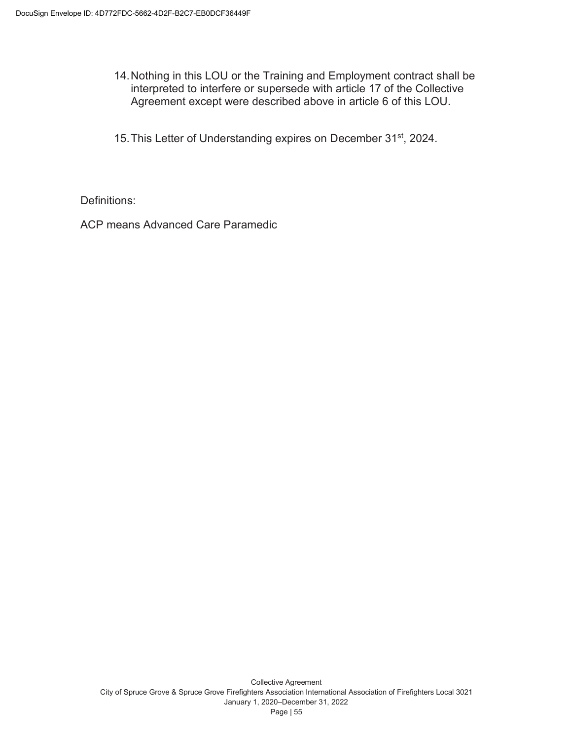14. Nothing in this LOU or the Training and Employment contract shall be interpreted to interfere or supersede with article 17 of the Collective Agreement except were described above in article 6 of this LOU.

15. This Letter of Understanding expires on December 31st, 2024.

Definitions:

ACP means Advanced Care Paramedic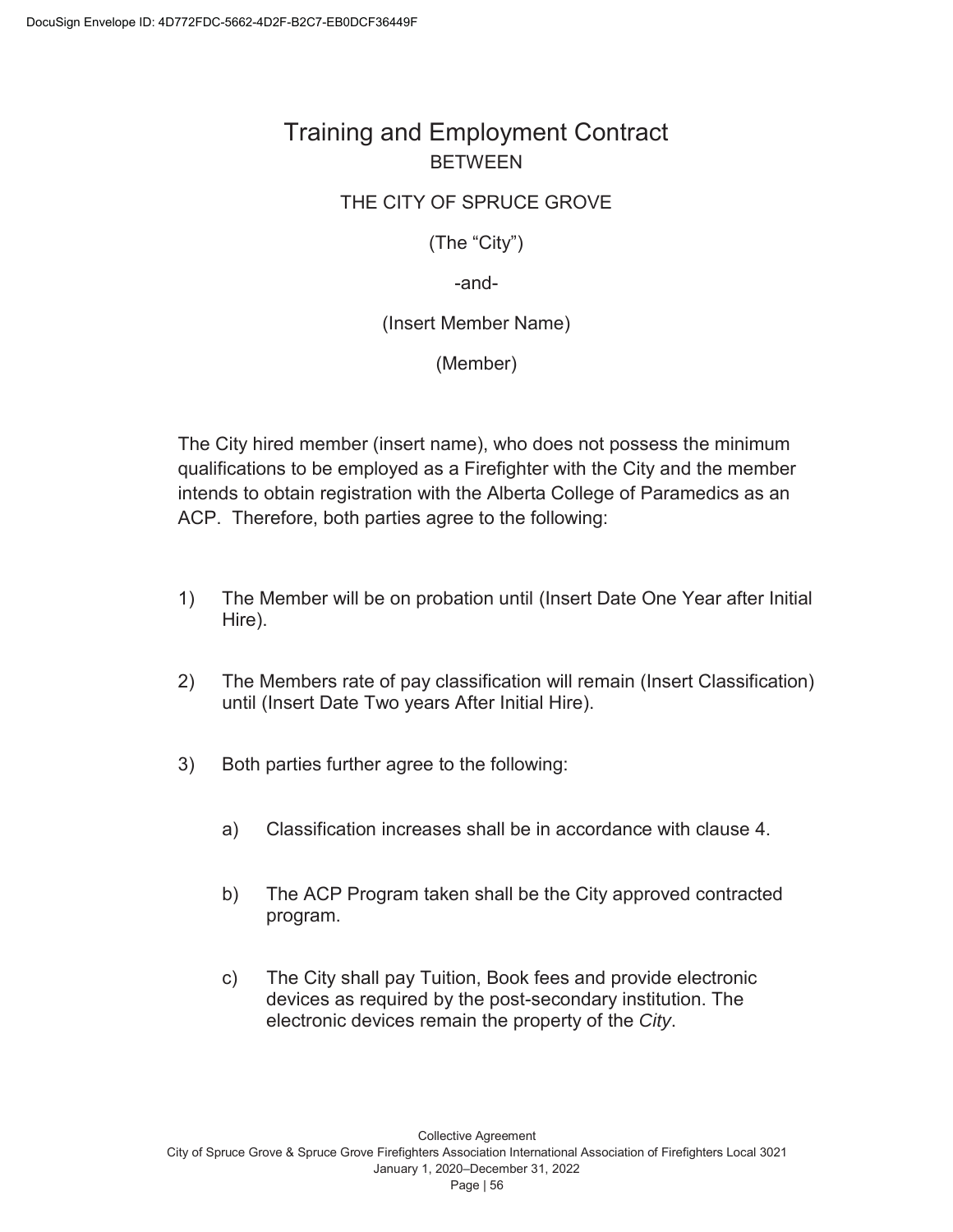# Training and Employment Contract

BETWEEN

THE CITY OF SPRUCE GROVE

(The "City")

-and-

(Insert Member Name)

(Member)

The City hired member (insert name), who does not possess the minimum qualifications to be employed as a Firefighter with the City and the member intends to obtain registration with the Alberta College of Paramedics as an ACP. Therefore, both parties agree to the following:

1) The Member will be on probation until (Insert Date One Year after Initial Hire).

2) The Members rate of pay classification will remain (Insert Classification) until (Insert Date Two years After Initial Hire).

3) Both parties further agree to the following:

   a) Classification increases shall be in accordance with clause 4.

   b) The ACP Program taken shall be the City approved contracted program.

   c) The City shall pay Tuition, Book fees and provide electronic devices as required by the post-secondary institution. The electronic devices remain the property of the *City*.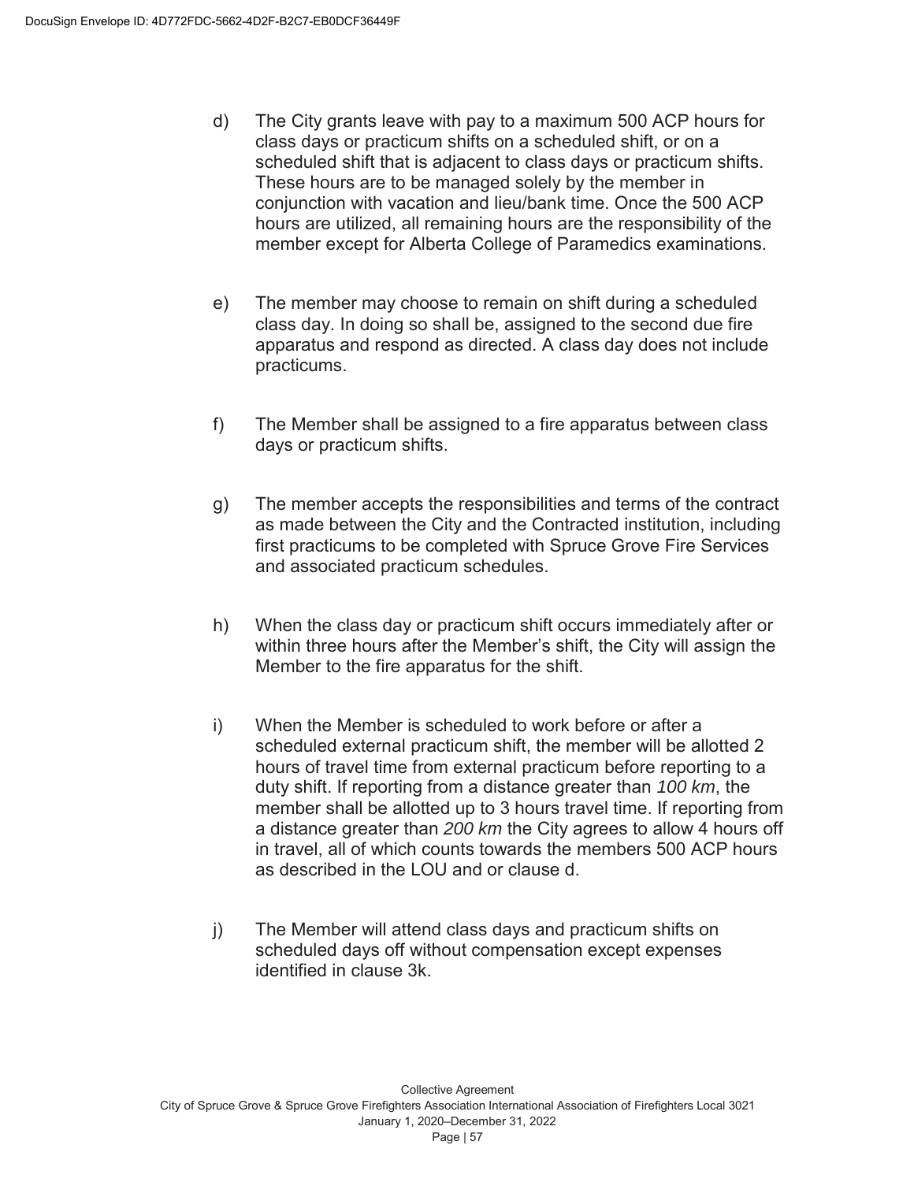d) The City grants leave with pay to a maximum 500 ACP hours for class days or practicum shifts on a scheduled shift, or on a scheduled shift that is adjacent to class days or practicum shifts. These hours are to be managed solely by the member in conjunction with vacation and lieu/bank time. Once the 500 ACP hours are utilized, all remaining hours are the responsibility of the member except for Alberta College of Paramedics examinations.

e) The member may choose to remain on shift during a scheduled class day. In doing so shall be, assigned to the second due fire apparatus and respond as directed. A class day does not include practicums.

f) The Member shall be assigned to a fire apparatus between class days or practicum shifts.

g) The member accepts the responsibilities and terms of the contract as made between the City and the Contracted institution, including first practicums to be completed with Spruce Grove Fire Services and associated practicum schedules.

h) When the class day or practicum shift occurs immediately after or within three hours after the Member's shift, the City will assign the Member to the fire apparatus for the shift.

i) When the Member is scheduled to work before or after a scheduled external practicum shift, the member will be allotted 2 hours of travel time from external practicum before reporting to a duty shift. If reporting from a distance greater than *100 km*, the member shall be allotted up to 3 hours travel time. If reporting from a distance greater than *200 km* the City agrees to allow 4 hours off in travel, all of which counts towards the members 500 ACP hours as described in the LOU and or clause d.

j) The Member will attend class days and practicum shifts on scheduled days off without compensation except expenses identified in clause 3k.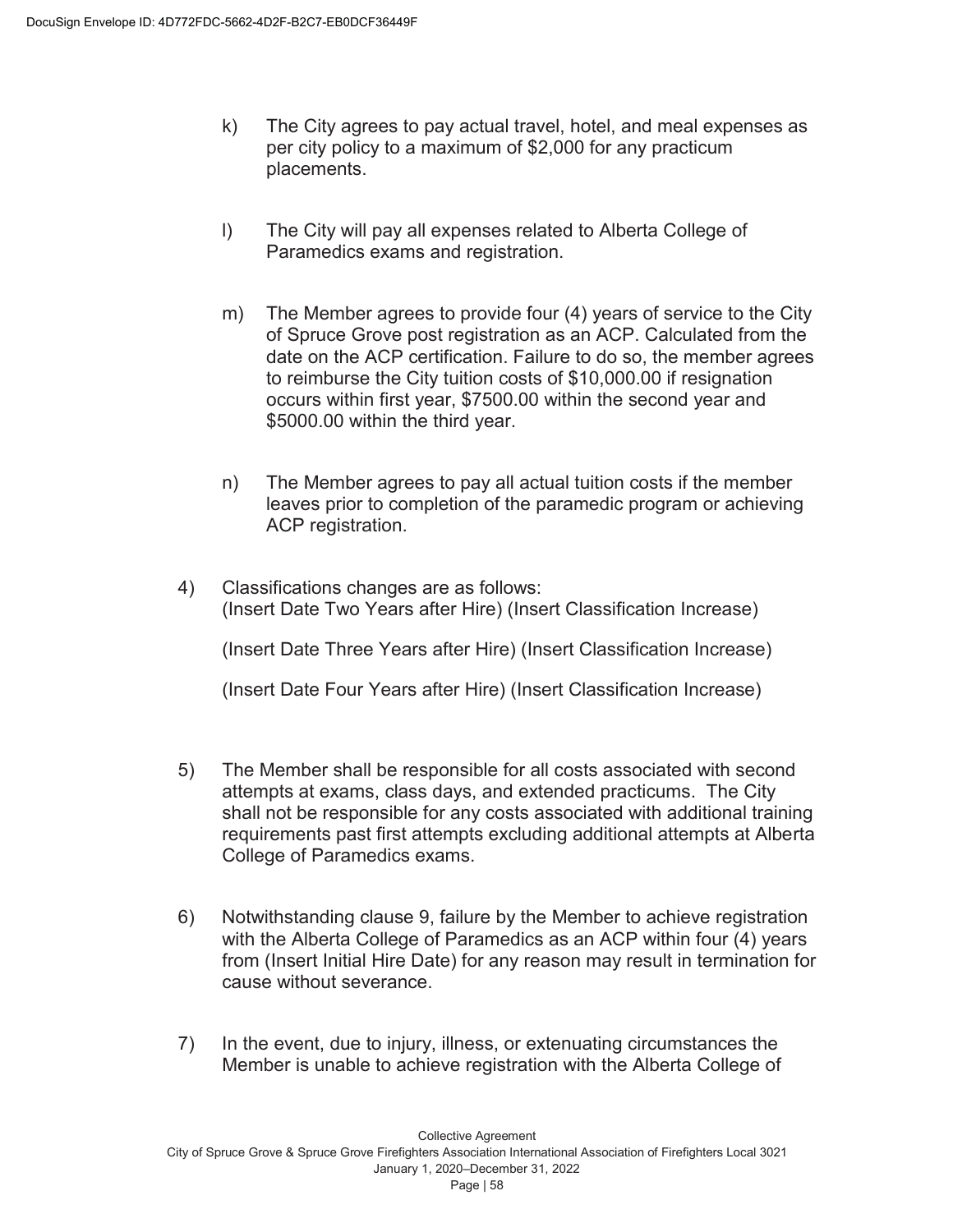k) The City agrees to pay actual travel, hotel, and meal expenses as per city policy to a maximum of $2,000 for any practicum placements.

l) The City will pay all expenses related to Alberta College of Paramedics exams and registration.

m) The Member agrees to provide four (4) years of service to the City of Spruce Grove post registration as an ACP. Calculated from the date on the ACP certification. Failure to do so, the member agrees to reimburse the City tuition costs of $10,000.00 if resignation occurs within first year, $7500.00 within the second year and $5000.00 within the third year.

n) The Member agrees to pay all actual tuition costs if the member leaves prior to completion of the paramedic program or achieving ACP registration.

4) Classifications changes are as follows:
(Insert Date Two Years after Hire) (Insert Classification Increase)

(Insert Date Three Years after Hire) (Insert Classification Increase)

(Insert Date Four Years after Hire) (Insert Classification Increase)

5) The Member shall be responsible for all costs associated with second attempts at exams, class days, and extended practicums. The City shall not be responsible for any costs associated with additional training requirements past first attempts excluding additional attempts at Alberta College of Paramedics exams.

6) Notwithstanding clause 9, failure by the Member to achieve registration with the Alberta College of Paramedics as an ACP within four (4) years from (Insert Initial Hire Date) for any reason may result in termination for cause without severance.

7) In the event, due to injury, illness, or extenuating circumstances the Member is unable to achieve registration with the Alberta College of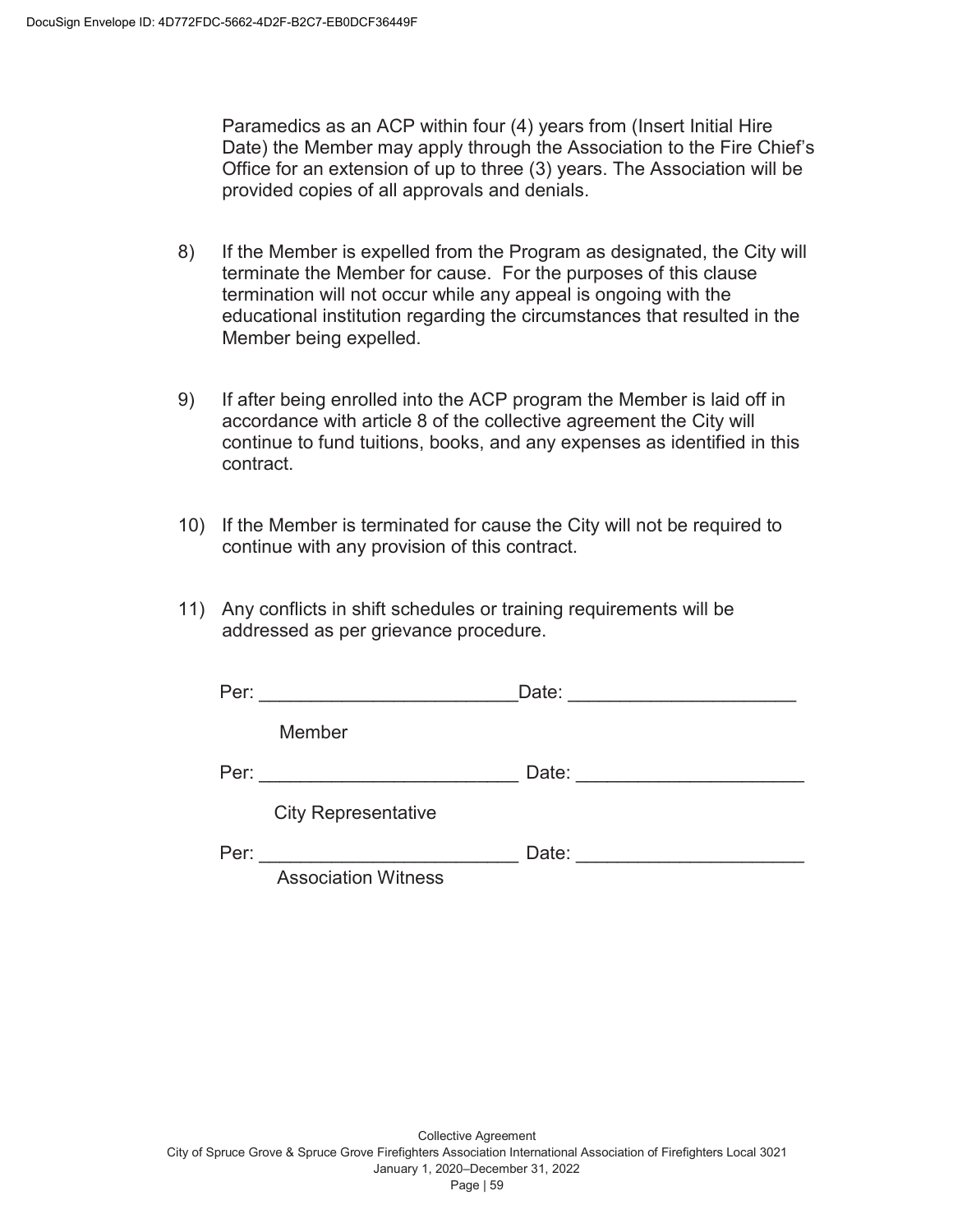Paramedics as an ACP within four (4) years from (Insert Initial Hire Date) the Member may apply through the Association to the Fire Chief's Office for an extension of up to three (3) years. The Association will be provided copies of all approvals and denials.

8) If the Member is expelled from the Program as designated, the City will terminate the Member for cause. For the purposes of this clause termination will not occur while any appeal is ongoing with the educational institution regarding the circumstances that resulted in the Member being expelled.

9) If after being enrolled into the ACP program the Member is laid off in accordance with article 8 of the collective agreement the City will continue to fund tuitions, books, and any expenses as identified in this contract.

10) If the Member is terminated for cause the City will not be required to continue with any provision of this contract.

11) Any conflicts in shift schedules or training requirements will be addressed as per grievance procedure.

Per: _________________________ Date: _____________________

Member

Per: _________________________ Date: _____________________

City Representative

Per: _________________________ Date: _____________________

Association Witness